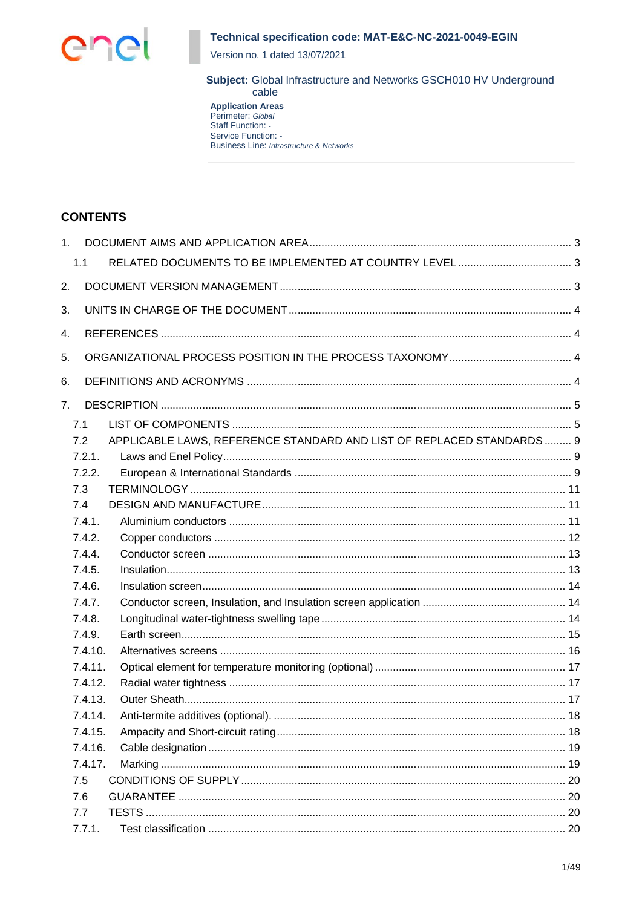**Technical specification code: MAT-E&C-NC-2021-0049-EGIN**

Version no. 1 dated 13/07/2021

**Subject:** Global Infrastructure and Networks GSCH010 HV Underground cable

**Application Areas**
Perimeter: *Global*
Staff Function: -
Service Function: -
Business Line: *Infrastructure & Networks*

## CONTENTS

1. DOCUMENT AIMS AND APPLICATION AREA ........ 3
   - 1.1 RELATED DOCUMENTS TO BE IMPLEMENTED AT COUNTRY LEVEL ........ 3
2. DOCUMENT VERSION MANAGEMENT ........ 3
3. UNITS IN CHARGE OF THE DOCUMENT ........ 4
4. REFERENCES ........ 4
5. ORGANIZATIONAL PROCESS POSITION IN THE PROCESS TAXONOMY ........ 4
6. DEFINITIONS AND ACRONYMS ........ 4
7. DESCRIPTION ........ 5
   - 7.1 LIST OF COMPONENTS ........ 5
   - 7.2 APPLICABLE LAWS, REFERENCE STANDARD AND LIST OF REPLACED STANDARDS ........ 9
   - 7.2.1. Laws and Enel Policy ........ 9
   - 7.2.2. European & International Standards ........ 9
   - 7.3 TERMINOLOGY ........ 11
   - 7.4 DESIGN AND MANUFACTURE ........ 11
   - 7.4.1. Aluminium conductors ........ 11
   - 7.4.2. Copper conductors ........ 12
   - 7.4.4. Conductor screen ........ 13
   - 7.4.5. Insulation ........ 13
   - 7.4.6. Insulation screen ........ 14
   - 7.4.7. Conductor screen, Insulation, and Insulation screen application ........ 14
   - 7.4.8. Longitudinal water-tightness swelling tape ........ 14
   - 7.4.9. Earth screen ........ 15
   - 7.4.10. Alternatives screens ........ 16
   - 7.4.11. Optical element for temperature monitoring (optional) ........ 17
   - 7.4.12. Radial water tightness ........ 17
   - 7.4.13. Outer Sheath ........ 17
   - 7.4.14. Anti-termite additives (optional). ........ 18
   - 7.4.15. Ampacity and Short-circuit rating ........ 18
   - 7.4.16. Cable designation ........ 19
   - 7.4.17. Marking ........ 19
   - 7.5 CONDITIONS OF SUPPLY ........ 20
   - 7.6 GUARANTEE ........ 20
   - 7.7 TESTS ........ 20
   - 7.7.1. Test classification ........ 20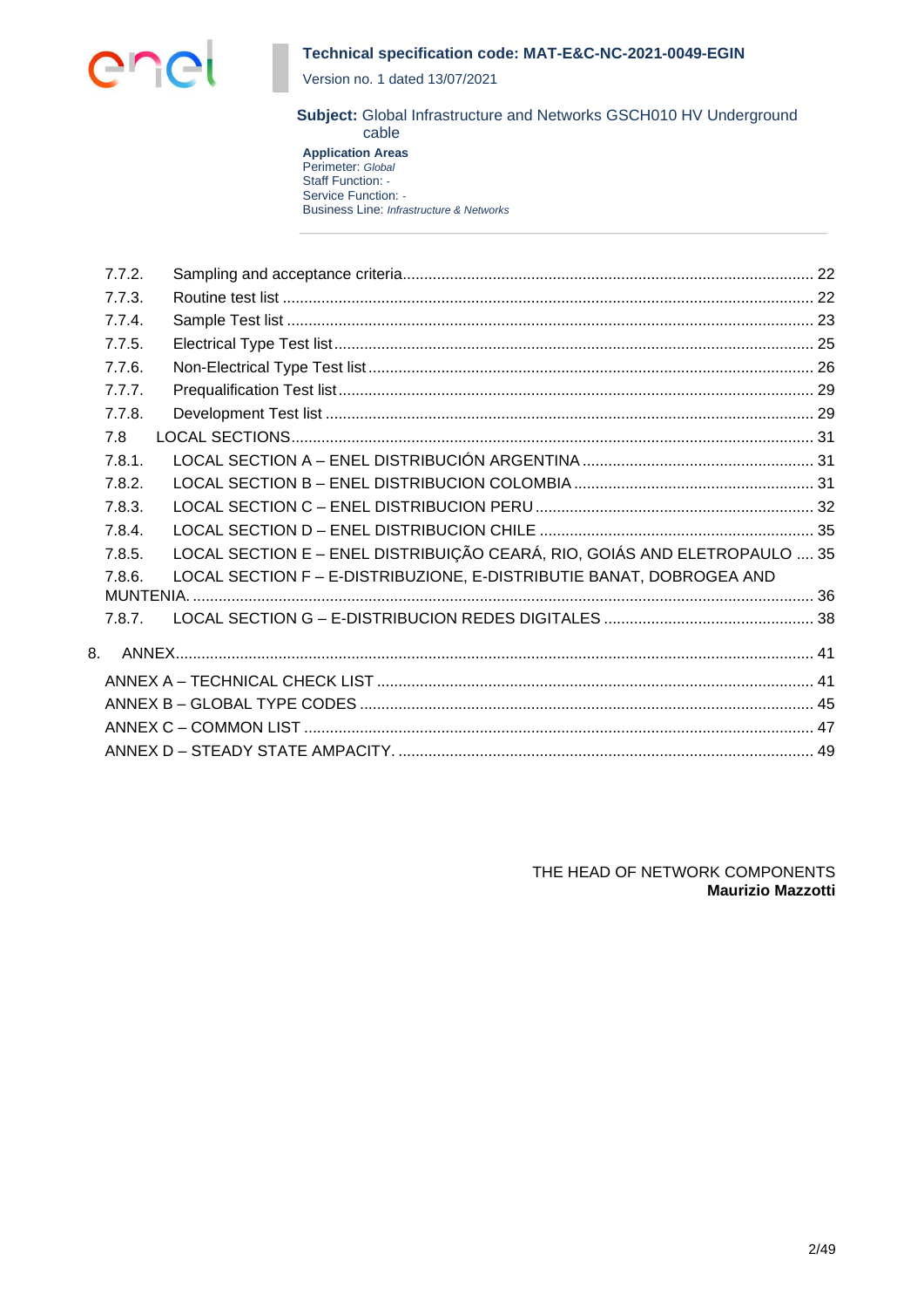**Technical specification code: MAT-E&C-NC-2021-0049-EGIN**
Version no. 1 dated 13/07/2021

**Subject:** Global Infrastructure and Networks GSCH010 HV Underground cable

**Application Areas**
Perimeter: *Global*
Staff Function: -
Service Function: -
Business Line: *Infrastructure & Networks*

7.7.2. Sampling and acceptance criteria ..... 22
7.7.3. Routine test list ..... 22
7.7.4. Sample Test list ..... 23
7.7.5. Electrical Type Test list ..... 25
7.7.6. Non-Electrical Type Test list ..... 26
7.7.7. Prequalification Test list ..... 29
7.7.8. Development Test list ..... 29
7.8 LOCAL SECTIONS ..... 31
7.8.1. LOCAL SECTION A – ENEL DISTRIBUCIÓN ARGENTINA ..... 31
7.8.2. LOCAL SECTION B – ENEL DISTRIBUCION COLOMBIA ..... 31
7.8.3. LOCAL SECTION C – ENEL DISTRIBUCION PERU ..... 32
7.8.4. LOCAL SECTION D – ENEL DISTRIBUCION CHILE ..... 35
7.8.5. LOCAL SECTION E – ENEL DISTRIBUIÇÃO CEARÁ, RIO, GOIÁS AND ELETROPAULO ..... 35
7.8.6. LOCAL SECTION F – E-DISTRIBUZIONE, E-DISTRIBUTIE BANAT, DOBROGEA AND MUNTENIA. ..... 36
7.8.7. LOCAL SECTION G – E-DISTRIBUCION REDES DIGITALES ..... 38

8. ANNEX ..... 41
ANNEX A – TECHNICAL CHECK LIST ..... 41
ANNEX B – GLOBAL TYPE CODES ..... 45
ANNEX C – COMMON LIST ..... 47
ANNEX D – STEADY STATE AMPACITY. ..... 49

THE HEAD OF NETWORK COMPONENTS
**Maurizio Mazzotti**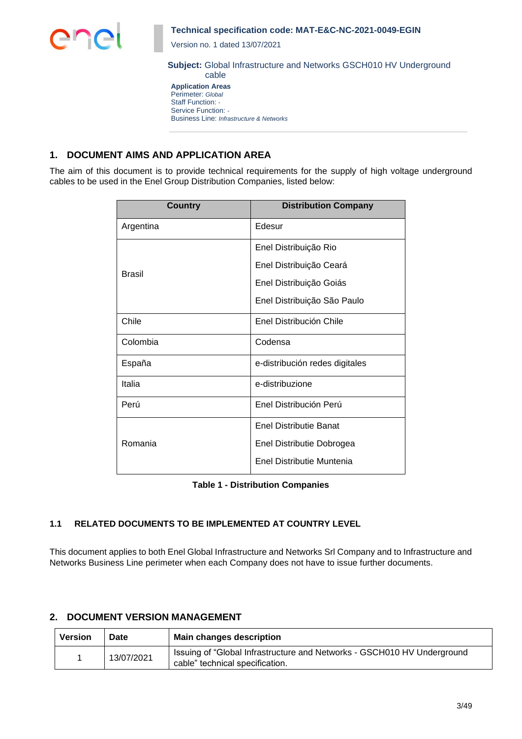**Technical specification code: MAT-E&C-NC-2021-0049-EGIN**

Version no. 1 dated 13/07/2021

**Subject:** Global Infrastructure and Networks GSCH010 HV Underground cable

**Application Areas**
Perimeter: *Global*
Staff Function: -
Service Function: -
Business Line: *Infrastructure & Networks*

## 1. DOCUMENT AIMS AND APPLICATION AREA

The aim of this document is to provide technical requirements for the supply of high voltage underground cables to be used in the Enel Group Distribution Companies, listed below:

| Country | Distribution Company |
|---|---|
| Argentina | Edesur |
| Brasil | Enel Distribuição Rio<br>Enel Distribuição Ceará<br>Enel Distribuição Goiás<br>Enel Distribuição São Paulo |
| Chile | Enel Distribución Chile |
| Colombia | Codensa |
| España | e-distribución redes digitales |
| Italia | e-distribuzione |
| Perú | Enel Distribución Perú |
| Romania | Enel Distributie Banat<br>Enel Distributie Dobrogea<br>Enel Distributie Muntenia |

**Table 1 - Distribution Companies**

### 1.1 RELATED DOCUMENTS TO BE IMPLEMENTED AT COUNTRY LEVEL

This document applies to both Enel Global Infrastructure and Networks Srl Company and to Infrastructure and Networks Business Line perimeter when each Company does not have to issue further documents.

## 2. DOCUMENT VERSION MANAGEMENT

| Version | Date | Main changes description |
|---|---|---|
| 1 | 13/07/2021 | Issuing of “Global Infrastructure and Networks - GSCH010 HV Underground cable” technical specification. |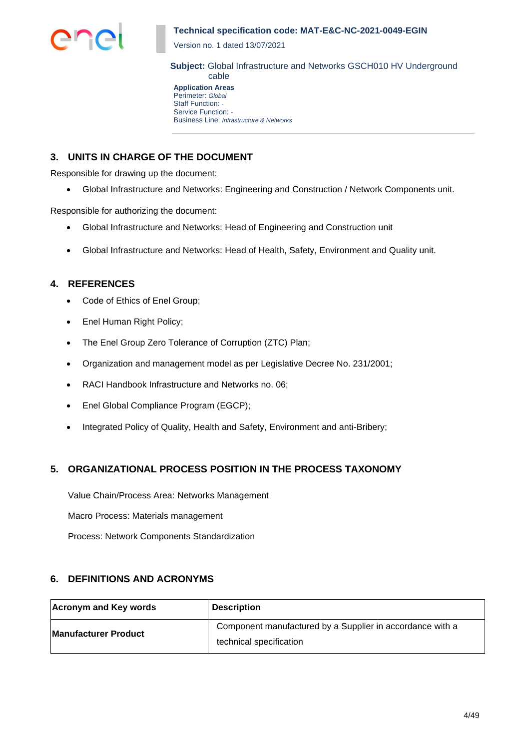## 3. UNITS IN CHARGE OF THE DOCUMENT

Responsible for drawing up the document:

- Global Infrastructure and Networks: Engineering and Construction / Network Components unit.

Responsible for authorizing the document:

- Global Infrastructure and Networks: Head of Engineering and Construction unit
- Global Infrastructure and Networks: Head of Health, Safety, Environment and Quality unit.

## 4. REFERENCES

- Code of Ethics of Enel Group;
- Enel Human Right Policy;
- The Enel Group Zero Tolerance of Corruption (ZTC) Plan;
- Organization and management model as per Legislative Decree No. 231/2001;
- RACI Handbook Infrastructure and Networks no. 06;
- Enel Global Compliance Program (EGCP);
- Integrated Policy of Quality, Health and Safety, Environment and anti-Bribery;

## 5. ORGANIZATIONAL PROCESS POSITION IN THE PROCESS TAXONOMY

Value Chain/Process Area: Networks Management

Macro Process: Materials management

Process: Network Components Standardization

## 6. DEFINITIONS AND ACRONYMS

| Acronym and Key words | Description |
|---|---|
| **Manufacturer Product** | Component manufactured by a Supplier in accordance with a technical specification |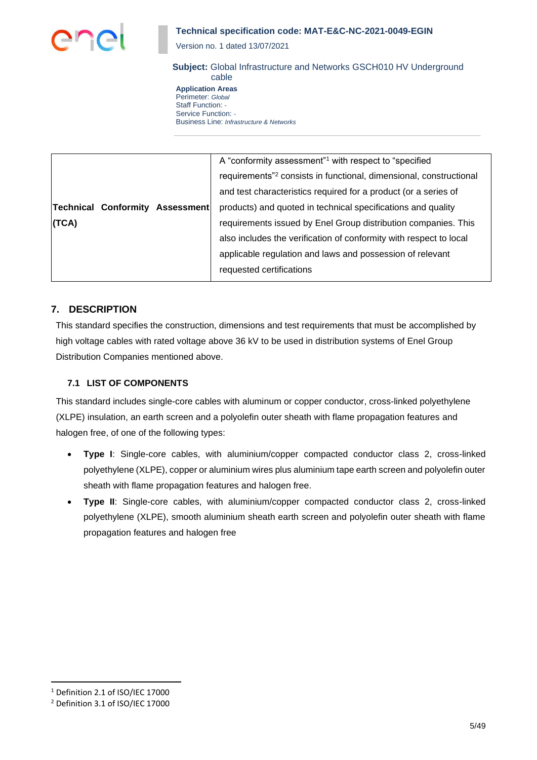| Technical Conformity Assessment (TCA) | A "conformity assessment"[1] with respect to "specified requirements"[2] consists in functional, dimensional, constructional and test characteristics required for a product (or a series of products) and quoted in technical specifications and quality requirements issued by Enel Group distribution companies. This also includes the verification of conformity with respect to local applicable regulation and laws and possession of relevant requested certifications |
|---|---|

## 7. DESCRIPTION

This standard specifies the construction, dimensions and test requirements that must be accomplished by high voltage cables with rated voltage above 36 kV to be used in distribution systems of Enel Group Distribution Companies mentioned above.

### 7.1 LIST OF COMPONENTS

This standard includes single-core cables with aluminum or copper conductor, cross-linked polyethylene (XLPE) insulation, an earth screen and a polyolefin outer sheath with flame propagation features and halogen free, of one of the following types:

- **Type I**: Single-core cables, with aluminium/copper compacted conductor class 2, cross-linked polyethylene (XLPE), copper or aluminium wires plus aluminium tape earth screen and polyolefin outer sheath with flame propagation features and halogen free.
- **Type II**: Single-core cables, with aluminium/copper compacted conductor class 2, cross-linked polyethylene (XLPE), smooth aluminium sheath earth screen and polyolefin outer sheath with flame propagation features and halogen free

[1] Definition 2.1 of ISO/IEC 17000

[2] Definition 3.1 of ISO/IEC 17000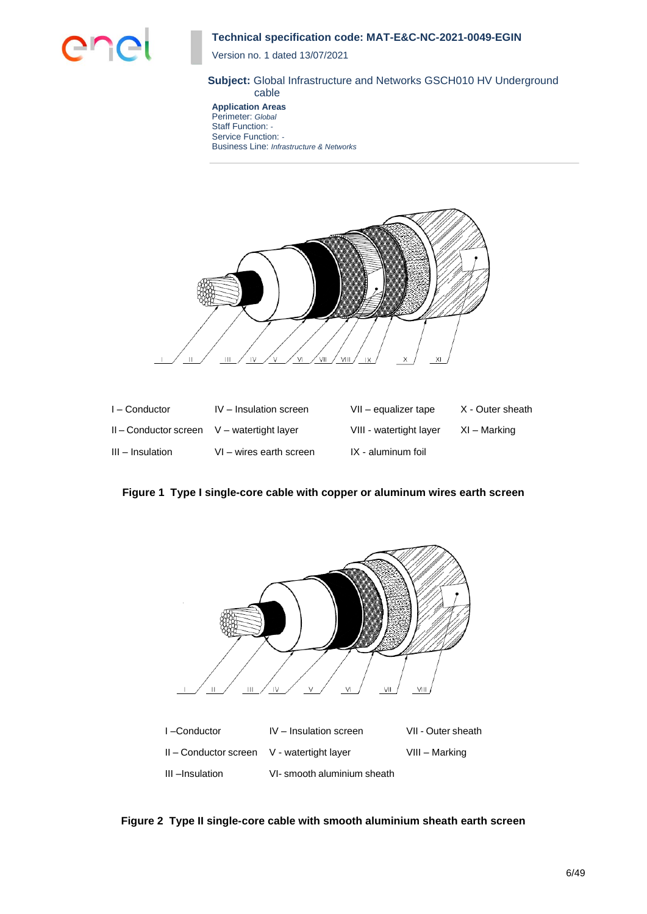| | | | |
|---|---|---|---|
| I – Conductor | IV – Insulation screen | VII – equalizer tape | X - Outer sheath |
| II – Conductor screen | V – watertight layer | VIII - watertight layer | XI – Marking |
| III – Insulation | VI – wires earth screen | IX - aluminum foil | |

**Figure 1 Type I single-core cable with copper or aluminum wires earth screen**

| | | |
|---|---|---|
| I –Conductor | IV – Insulation screen | VII - Outer sheath |
| II – Conductor screen | V - watertight layer | VIII – Marking |
| III –Insulation | VI- smooth aluminium sheath | |

**Figure 2 Type II single-core cable with smooth aluminium sheath earth screen**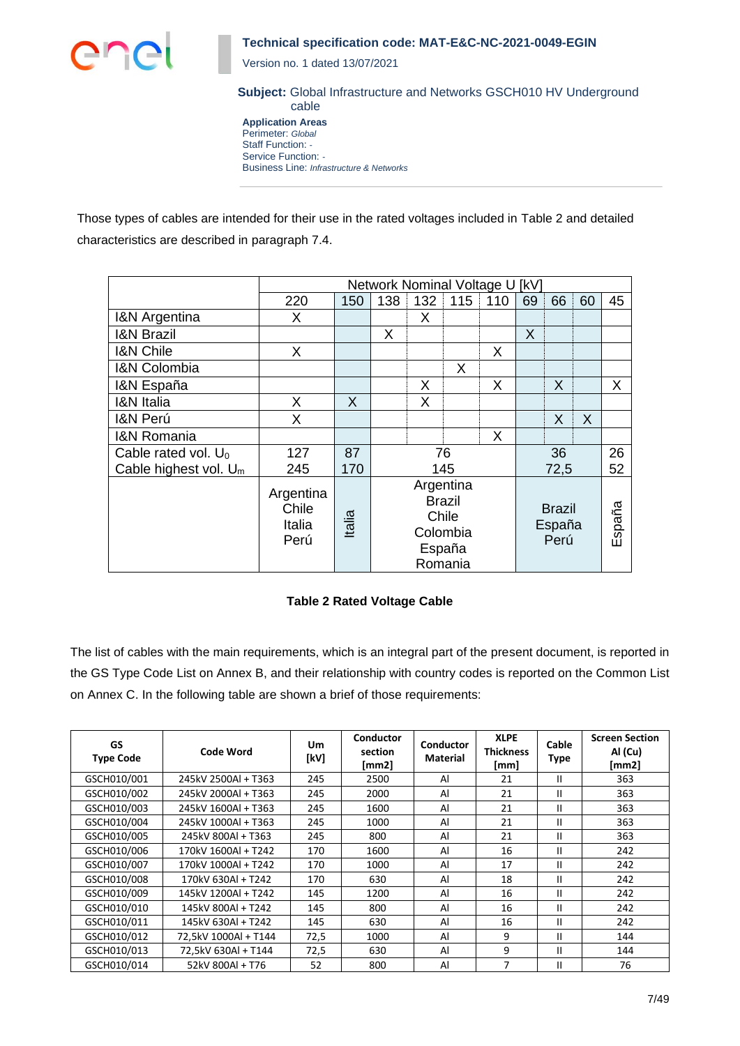Those types of cables are intended for their use in the rated voltages included in Table 2 and detailed characteristics are described in paragraph 7.4.

| | Network Nominal Voltage U [kV] | | | | | | | | | |
|---|---|---|---|---|---|---|---|---|---|---|
| | 220 | 150 | 138 | 132 | 115 | 110 | 69 | 66 | 60 | 45 |
| I&N Argentina | X | | | X | | | | | | |
| I&N Brazil | | | X | | | | X | | | |
| I&N Chile | X | | | | | X | | | | |
| I&N Colombia | | | | | X | | | | | |
| I&N España | | | | X | | X | | X | | X |
| I&N Italia | X | X | | X | | | | | | |
| I&N Perú | X | | | | | | | X | X | |
| I&N Romania | | | | | | X | | | | |
| Cable rated vol. $U_0$ | 127 | 87 | 76 | | | | 36 | | | 26 |
| Cable highest vol. $U_m$ | 245 | 170 | 145 | | | | 72,5 | | | 52 |
| | Argentina Chile Italia Perú | Italia | Argentina Brazil Chile Colombia España Romania | | | | Brazil España Perú | | | España |

**Table 2 Rated Voltage Cable**

The list of cables with the main requirements, which is an integral part of the present document, is reported in the GS Type Code List on Annex B, and their relationship with country codes is reported on the Common List on Annex C. In the following table are shown a brief of those requirements:

| GS Type Code | Code Word | Um [kV] | Conductor section [mm2] | Conductor Material | XLPE Thickness [mm] | Cable Type | Screen Section Al (Cu) [mm2] |
|---|---|---|---|---|---|---|---|
| GSCH010/001 | 245kV 2500Al + T363 | 245 | 2500 | Al | 21 | II | 363 |
| GSCH010/002 | 245kV 2000Al + T363 | 245 | 2000 | Al | 21 | II | 363 |
| GSCH010/003 | 245kV 1600Al + T363 | 245 | 1600 | Al | 21 | II | 363 |
| GSCH010/004 | 245kV 1000Al + T363 | 245 | 1000 | Al | 21 | II | 363 |
| GSCH010/005 | 245kV 800Al + T363 | 245 | 800 | Al | 21 | II | 363 |
| GSCH010/006 | 170kV 1600Al + T242 | 170 | 1600 | Al | 16 | II | 242 |
| GSCH010/007 | 170kV 1000Al + T242 | 170 | 1000 | Al | 17 | II | 242 |
| GSCH010/008 | 170kV 630Al + T242 | 170 | 630 | Al | 18 | II | 242 |
| GSCH010/009 | 145kV 1200Al + T242 | 145 | 1200 | Al | 16 | II | 242 |
| GSCH010/010 | 145kV 800Al + T242 | 145 | 800 | Al | 16 | II | 242 |
| GSCH010/011 | 145kV 630Al + T242 | 145 | 630 | Al | 16 | II | 242 |
| GSCH010/012 | 72,5kV 1000Al + T144 | 72,5 | 1000 | Al | 9 | II | 144 |
| GSCH010/013 | 72,5kV 630Al + T144 | 72,5 | 630 | Al | 9 | II | 144 |
| GSCH010/014 | 52kV 800Al + T76 | 52 | 800 | Al | 7 | II | 76 |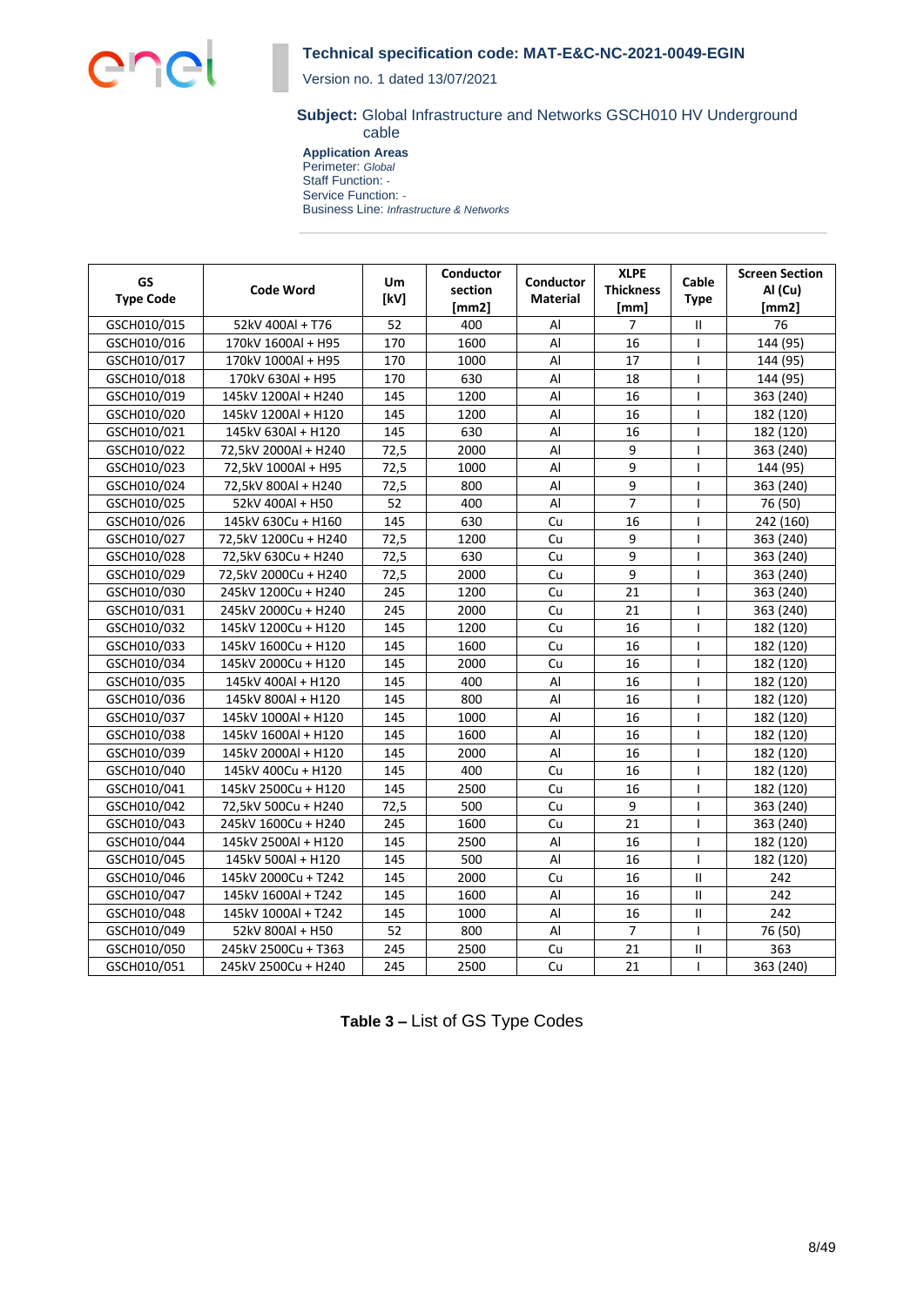**Technical specification code: MAT-E&C-NC-2021-0049-EGIN**

Version no. 1 dated 13/07/2021

**Subject:** Global Infrastructure and Networks GSCH010 HV Underground cable

**Application Areas**
Perimeter: *Global*
Staff Function: -
Service Function: -
Business Line: *Infrastructure & Networks*

| GS Type Code | Code Word | Um [kV] | Conductor section [mm2] | Conductor Material | XLPE Thickness [mm] | Cable Type | Screen Section Al (Cu) [mm2] |
|---|---|---|---|---|---|---|---|
| GSCH010/015 | 52kV 400Al + T76 | 52 | 400 | Al | 7 | II | 76 |
| GSCH010/016 | 170kV 1600Al + H95 | 170 | 1600 | Al | 16 | I | 144 (95) |
| GSCH010/017 | 170kV 1000Al + H95 | 170 | 1000 | Al | 17 | I | 144 (95) |
| GSCH010/018 | 170kV 630Al + H95 | 170 | 630 | Al | 18 | I | 144 (95) |
| GSCH010/019 | 145kV 1200Al + H240 | 145 | 1200 | Al | 16 | I | 363 (240) |
| GSCH010/020 | 145kV 1200Al + H120 | 145 | 1200 | Al | 16 | I | 182 (120) |
| GSCH010/021 | 145kV 630Al + H120 | 145 | 630 | Al | 16 | I | 182 (120) |
| GSCH010/022 | 72,5kV 2000Al + H240 | 72,5 | 2000 | Al | 9 | I | 363 (240) |
| GSCH010/023 | 72,5kV 1000Al + H95 | 72,5 | 1000 | Al | 9 | I | 144 (95) |
| GSCH010/024 | 72,5kV 800Al + H240 | 72,5 | 800 | Al | 9 | I | 363 (240) |
| GSCH010/025 | 52kV 400Al + H50 | 52 | 400 | Al | 7 | I | 76 (50) |
| GSCH010/026 | 145kV 630Cu + H160 | 145 | 630 | Cu | 16 | I | 242 (160) |
| GSCH010/027 | 72,5kV 1200Cu + H240 | 72,5 | 1200 | Cu | 9 | I | 363 (240) |
| GSCH010/028 | 72,5kV 630Cu + H240 | 72,5 | 630 | Cu | 9 | I | 363 (240) |
| GSCH010/029 | 72,5kV 2000Cu + H240 | 72,5 | 2000 | Cu | 9 | I | 363 (240) |
| GSCH010/030 | 245kV 1200Cu + H240 | 245 | 1200 | Cu | 21 | I | 363 (240) |
| GSCH010/031 | 245kV 2000Cu + H240 | 245 | 2000 | Cu | 21 | I | 363 (240) |
| GSCH010/032 | 145kV 1200Cu + H120 | 145 | 1200 | Cu | 16 | I | 182 (120) |
| GSCH010/033 | 145kV 1600Cu + H120 | 145 | 1600 | Cu | 16 | I | 182 (120) |
| GSCH010/034 | 145kV 2000Cu + H120 | 145 | 2000 | Cu | 16 | I | 182 (120) |
| GSCH010/035 | 145kV 400Al + H120 | 145 | 400 | Al | 16 | I | 182 (120) |
| GSCH010/036 | 145kV 800Al + H120 | 145 | 800 | Al | 16 | I | 182 (120) |
| GSCH010/037 | 145kV 1000Al + H120 | 145 | 1000 | Al | 16 | I | 182 (120) |
| GSCH010/038 | 145kV 1600Al + H120 | 145 | 1600 | Al | 16 | I | 182 (120) |
| GSCH010/039 | 145kV 2000Al + H120 | 145 | 2000 | Al | 16 | I | 182 (120) |
| GSCH010/040 | 145kV 400Cu + H120 | 145 | 400 | Cu | 16 | I | 182 (120) |
| GSCH010/041 | 145kV 2500Cu + H120 | 145 | 2500 | Cu | 16 | I | 182 (120) |
| GSCH010/042 | 72,5kV 500Cu + H240 | 72,5 | 500 | Cu | 9 | I | 363 (240) |
| GSCH010/043 | 245kV 1600Cu + H240 | 245 | 1600 | Cu | 21 | I | 363 (240) |
| GSCH010/044 | 145kV 2500Al + H120 | 145 | 2500 | Al | 16 | I | 182 (120) |
| GSCH010/045 | 145kV 500Al + H120 | 145 | 500 | Al | 16 | I | 182 (120) |
| GSCH010/046 | 145kV 2000Cu + T242 | 145 | 2000 | Cu | 16 | II | 242 |
| GSCH010/047 | 145kV 1600Al + T242 | 145 | 1600 | Al | 16 | II | 242 |
| GSCH010/048 | 145kV 1000Al + T242 | 145 | 1000 | Al | 16 | II | 242 |
| GSCH010/049 | 52kV 800Al + H50 | 52 | 800 | Al | 7 | I | 76 (50) |
| GSCH010/050 | 245kV 2500Cu + T363 | 245 | 2500 | Cu | 21 | II | 363 |
| GSCH010/051 | 245kV 2500Cu + H240 | 245 | 2500 | Cu | 21 | I | 363 (240) |

**Table 3 –** List of GS Type Codes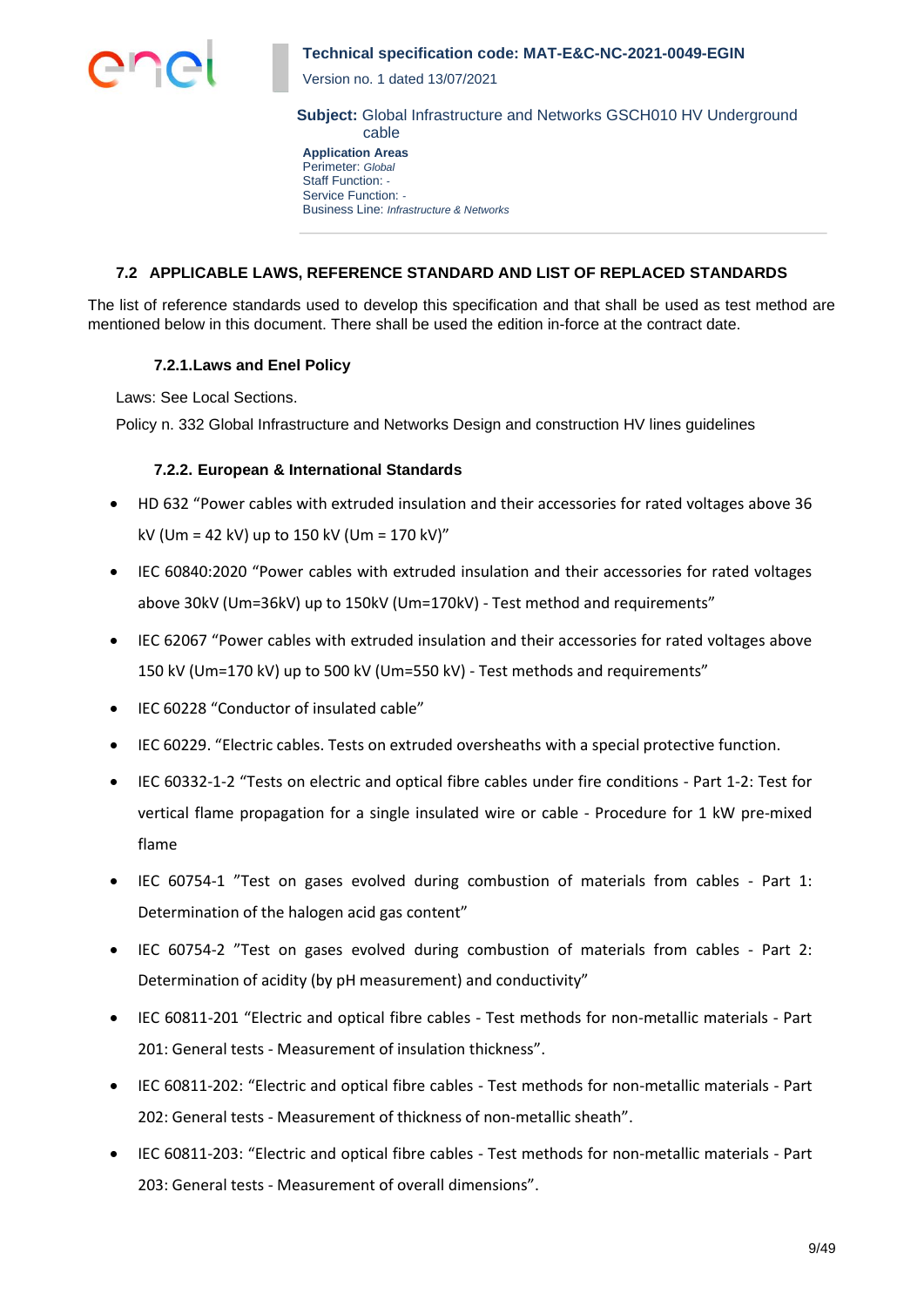### 7.2 APPLICABLE LAWS, REFERENCE STANDARD AND LIST OF REPLACED STANDARDS

The list of reference standards used to develop this specification and that shall be used as test method are mentioned below in this document. There shall be used the edition in-force at the contract date.

#### 7.2.1.Laws and Enel Policy

Laws: See Local Sections.

Policy n. 332 Global Infrastructure and Networks Design and construction HV lines guidelines

#### 7.2.2. European & International Standards

- HD 632 "Power cables with extruded insulation and their accessories for rated voltages above 36 kV (Um = 42 kV) up to 150 kV (Um = 170 kV)"
- IEC 60840:2020 "Power cables with extruded insulation and their accessories for rated voltages above 30kV (Um=36kV) up to 150kV (Um=170kV) - Test method and requirements"
- IEC 62067 "Power cables with extruded insulation and their accessories for rated voltages above 150 kV (Um=170 kV) up to 500 kV (Um=550 kV) - Test methods and requirements"
- IEC 60228 "Conductor of insulated cable"
- IEC 60229. "Electric cables. Tests on extruded oversheaths with a special protective function.
- IEC 60332-1-2 "Tests on electric and optical fibre cables under fire conditions - Part 1-2: Test for vertical flame propagation for a single insulated wire or cable - Procedure for 1 kW pre-mixed flame
- IEC 60754-1 "Test on gases evolved during combustion of materials from cables - Part 1: Determination of the halogen acid gas content"
- IEC 60754-2 "Test on gases evolved during combustion of materials from cables - Part 2: Determination of acidity (by pH measurement) and conductivity"
- IEC 60811-201 "Electric and optical fibre cables - Test methods for non-metallic materials - Part 201: General tests - Measurement of insulation thickness".
- IEC 60811-202: "Electric and optical fibre cables - Test methods for non-metallic materials - Part 202: General tests - Measurement of thickness of non-metallic sheath".
- IEC 60811-203: "Electric and optical fibre cables - Test methods for non-metallic materials - Part 203: General tests - Measurement of overall dimensions".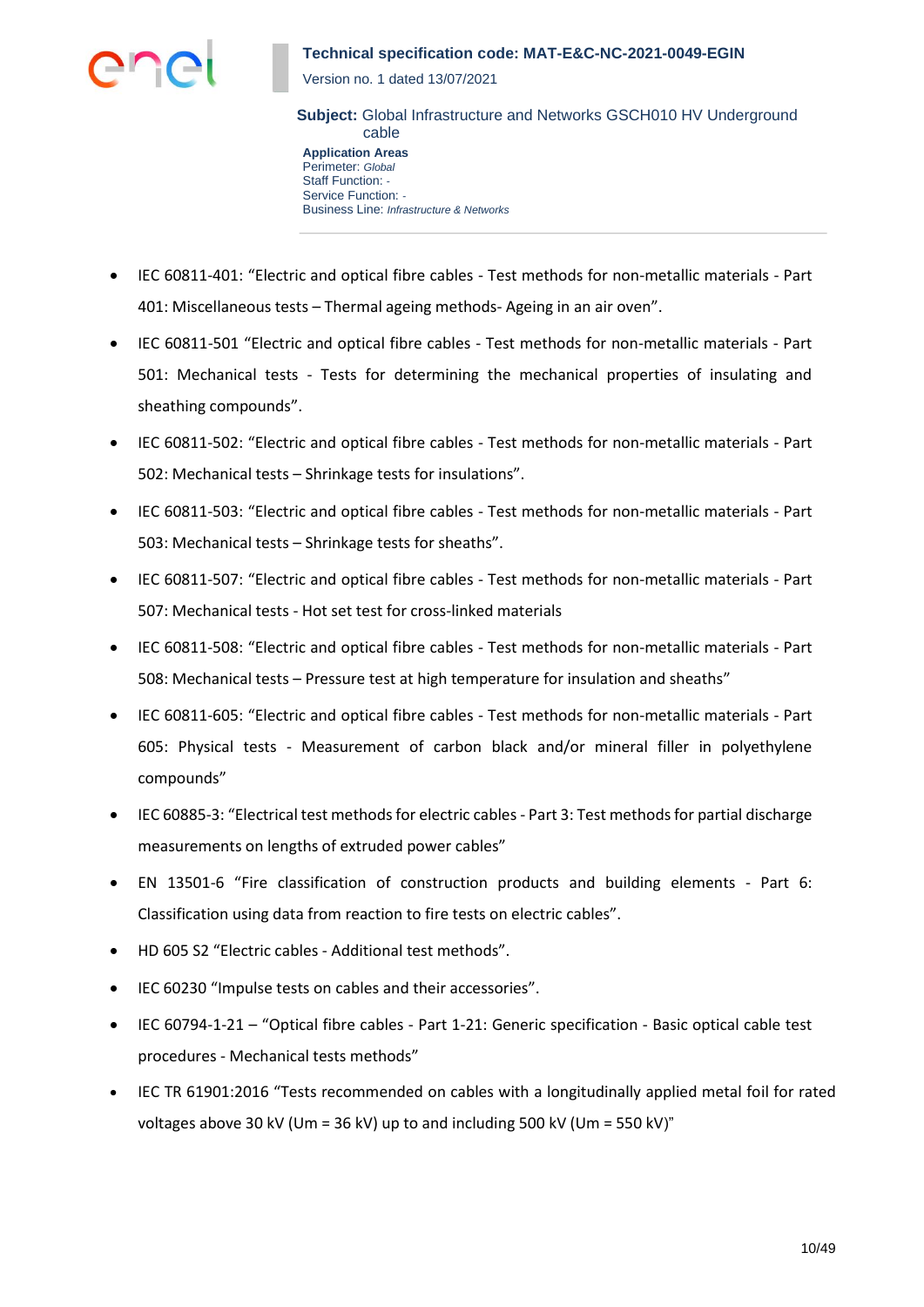- IEC 60811-401: "Electric and optical fibre cables - Test methods for non-metallic materials - Part 401: Miscellaneous tests – Thermal ageing methods- Ageing in an air oven".
- IEC 60811-501 "Electric and optical fibre cables - Test methods for non-metallic materials - Part 501: Mechanical tests - Tests for determining the mechanical properties of insulating and sheathing compounds".
- IEC 60811-502: "Electric and optical fibre cables - Test methods for non-metallic materials - Part 502: Mechanical tests – Shrinkage tests for insulations".
- IEC 60811-503: "Electric and optical fibre cables - Test methods for non-metallic materials - Part 503: Mechanical tests – Shrinkage tests for sheaths".
- IEC 60811-507: "Electric and optical fibre cables - Test methods for non-metallic materials - Part 507: Mechanical tests - Hot set test for cross-linked materials
- IEC 60811-508: "Electric and optical fibre cables - Test methods for non-metallic materials - Part 508: Mechanical tests – Pressure test at high temperature for insulation and sheaths"
- IEC 60811-605: "Electric and optical fibre cables - Test methods for non-metallic materials - Part 605: Physical tests - Measurement of carbon black and/or mineral filler in polyethylene compounds"
- IEC 60885-3: "Electrical test methods for electric cables - Part 3: Test methods for partial discharge measurements on lengths of extruded power cables"
- EN 13501-6 "Fire classification of construction products and building elements - Part 6: Classification using data from reaction to fire tests on electric cables".
- HD 605 S2 "Electric cables - Additional test methods".
- IEC 60230 "Impulse tests on cables and their accessories".
- IEC 60794-1-21 – "Optical fibre cables - Part 1-21: Generic specification - Basic optical cable test procedures - Mechanical tests methods"
- IEC TR 61901:2016 "Tests recommended on cables with a longitudinally applied metal foil for rated voltages above 30 kV (Um = 36 kV) up to and including 500 kV (Um = 550 kV)"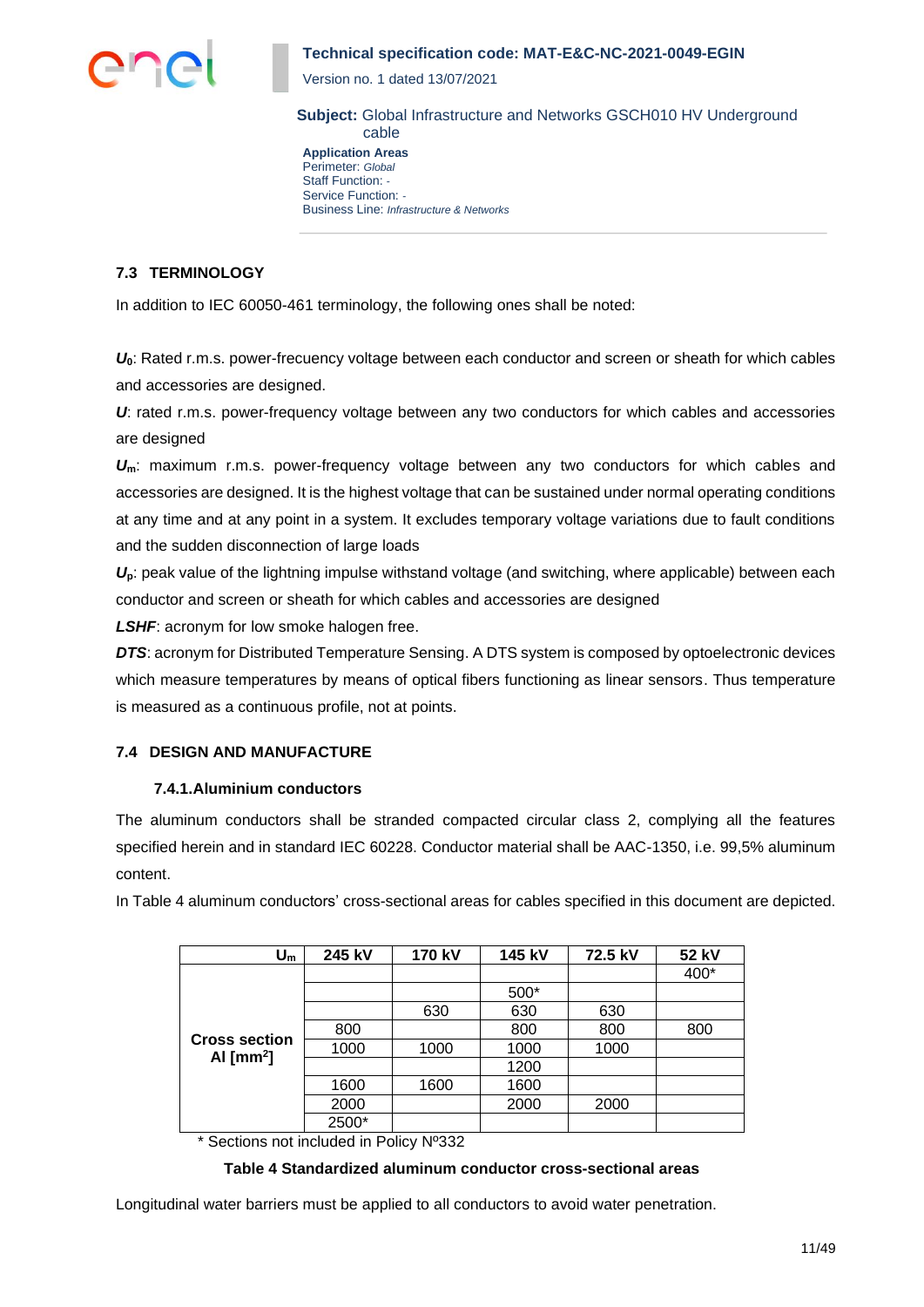## 7.3 TERMINOLOGY

In addition to IEC 60050-461 terminology, the following ones shall be noted:

$U_0$: Rated r.m.s. power-frecuency voltage between each conductor and screen or sheath for which cables and accessories are designed.

$U$: rated r.m.s. power-frequency voltage between any two conductors for which cables and accessories are designed

$U_m$: maximum r.m.s. power-frequency voltage between any two conductors for which cables and accessories are designed. It is the highest voltage that can be sustained under normal operating conditions at any time and at any point in a system. It excludes temporary voltage variations due to fault conditions and the sudden disconnection of large loads

$U_p$: peak value of the lightning impulse withstand voltage (and switching, where applicable) between each conductor and screen or sheath for which cables and accessories are designed

***LSHF***: acronym for low smoke halogen free.

***DTS***: acronym for Distributed Temperature Sensing. A DTS system is composed by optoelectronic devices which measure temperatures by means of optical fibers functioning as linear sensors. Thus temperature is measured as a continuous profile, not at points.

## 7.4 DESIGN AND MANUFACTURE

### 7.4.1. Aluminium conductors

The aluminum conductors shall be stranded compacted circular class 2, complying all the features specified herein and in standard IEC 60228. Conductor material shall be AAC-1350, i.e. 99,5% aluminum content.

In Table 4 aluminum conductors' cross-sectional areas for cables specified in this document are depicted.

| $U_m$ | 245 kV | 170 kV | 145 kV | 72.5 kV | 52 kV |
|---|---|---|---|---|---|
| Cross section Al [mm$^2$] | | | | | 400* |
| | | | 500* | | |
| | | 630 | 630 | 630 | |
| | 800 | | 800 | 800 | 800 |
| | 1000 | 1000 | 1000 | 1000 | |
| | | | 1200 | | |
| | 1600 | 1600 | 1600 | | |
| | 2000 | | 2000 | 2000 | |
| | 2500* | | | | |

\* Sections not included in Policy Nº332

**Table 4 Standardized aluminum conductor cross-sectional areas**

Longitudinal water barriers must be applied to all conductors to avoid water penetration.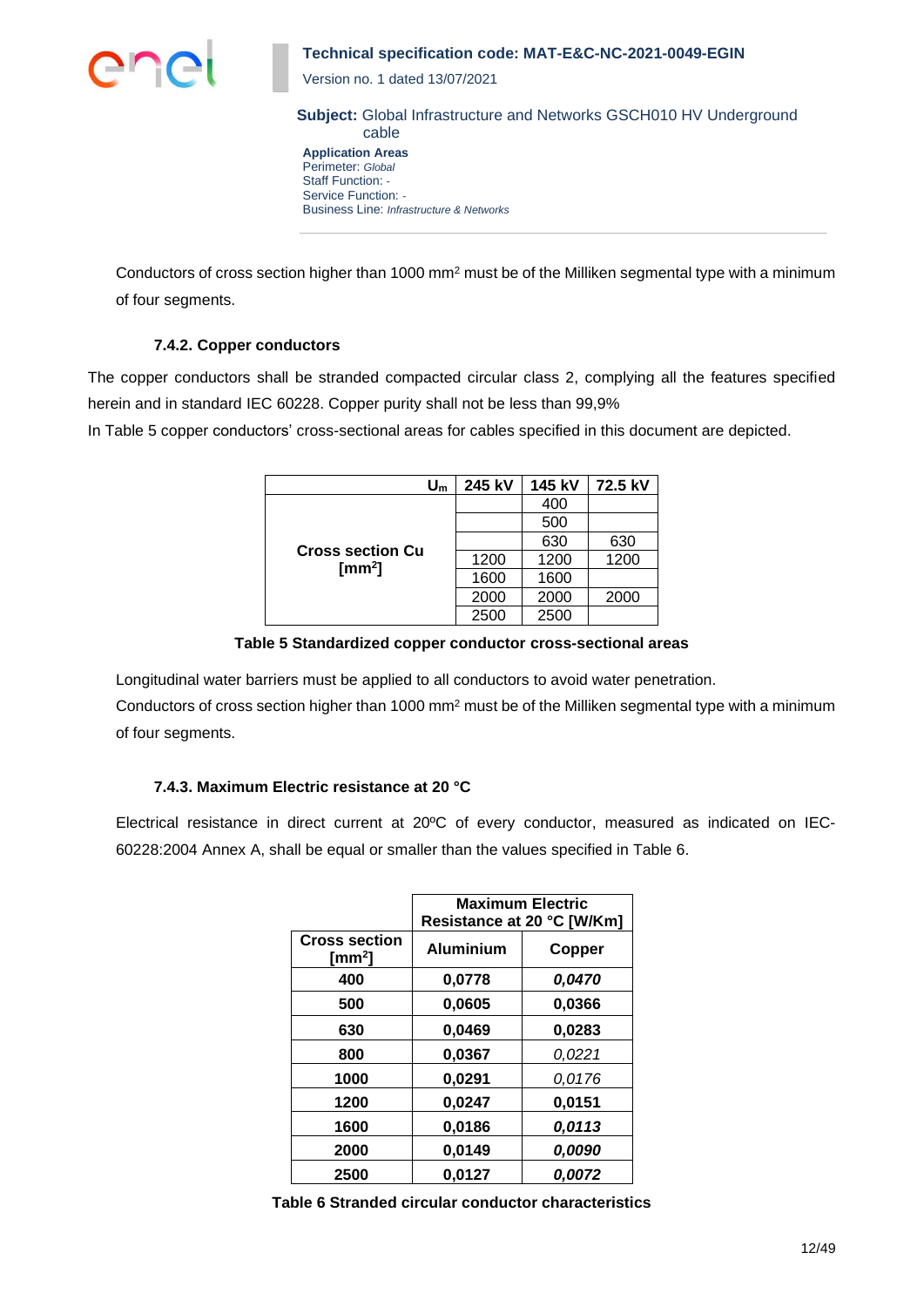Conductors of cross section higher than 1000 mm² must be of the Milliken segmental type with a minimum of four segments.

### 7.4.2. Copper conductors

The copper conductors shall be stranded compacted circular class 2, complying all the features specified herein and in standard IEC 60228. Copper purity shall not be less than 99,9%

In Table 5 copper conductors' cross-sectional areas for cables specified in this document are depicted.

| $U_m$ | 245 kV | 145 kV | 72.5 kV |
|---|---|---|---|
| **Cross section Cu [mm²]** | | 400 | |
| | | 500 | |
| | | 630 | 630 |
| | 1200 | 1200 | 1200 |
| | 1600 | 1600 | |
| | 2000 | 2000 | 2000 |
| | 2500 | 2500 | |

**Table 5 Standardized copper conductor cross-sectional areas**

Longitudinal water barriers must be applied to all conductors to avoid water penetration.

Conductors of cross section higher than 1000 mm² must be of the Milliken segmental type with a minimum of four segments.

### 7.4.3. Maximum Electric resistance at 20 °C

Electrical resistance in direct current at 20ºC of every conductor, measured as indicated on IEC-60228:2004 Annex A, shall be equal or smaller than the values specified in Table 6.

| | **Maximum Electric Resistance at 20 °C [W/Km]** | |
|---|---|---|
| **Cross section [mm²]** | **Aluminium** | **Copper** |
| **400** | **0,0778** | ***0,0470*** |
| **500** | **0,0605** | **0,0366** |
| **630** | **0,0469** | **0,0283** |
| **800** | **0,0367** | *0,0221* |
| **1000** | **0,0291** | *0,0176* |
| **1200** | **0,0247** | **0,0151** |
| **1600** | **0,0186** | ***0,0113*** |
| **2000** | **0,0149** | ***0,0090*** |
| **2500** | **0,0127** | ***0,0072*** |

**Table 6 Stranded circular conductor characteristics**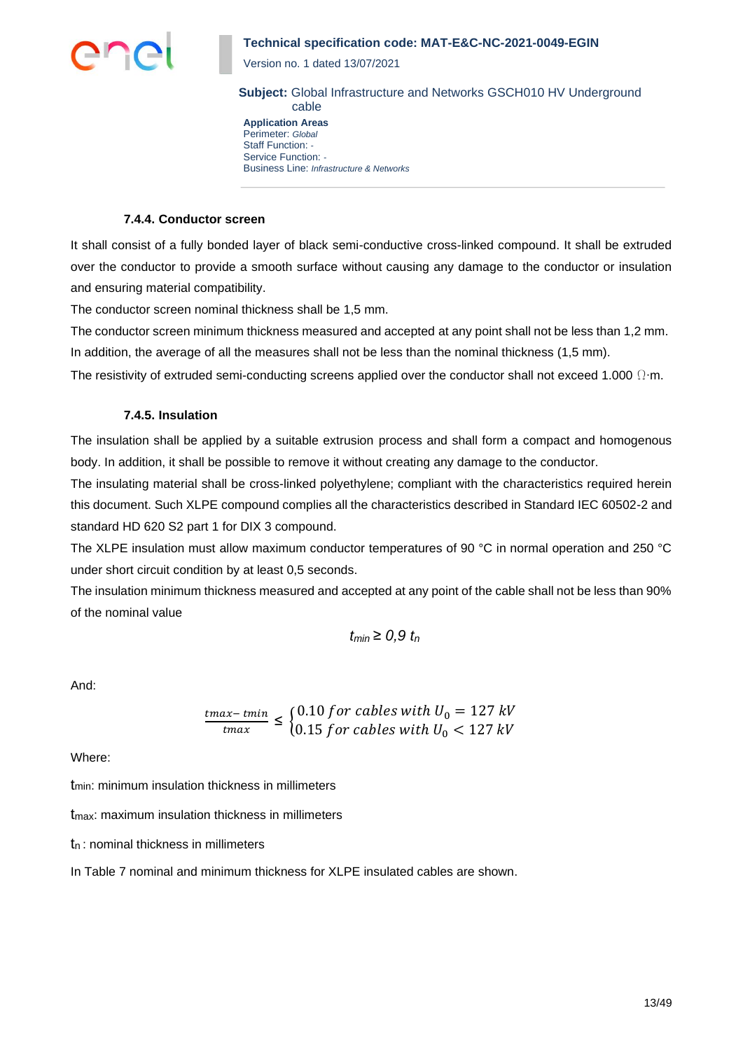#### 7.4.4. Conductor screen

It shall consist of a fully bonded layer of black semi-conductive cross-linked compound. It shall be extruded over the conductor to provide a smooth surface without causing any damage to the conductor or insulation and ensuring material compatibility.

The conductor screen nominal thickness shall be 1,5 mm.

The conductor screen minimum thickness measured and accepted at any point shall not be less than 1,2 mm. In addition, the average of all the measures shall not be less than the nominal thickness (1,5 mm).

The resistivity of extruded semi-conducting screens applied over the conductor shall not exceed 1.000 Ω·m.

#### 7.4.5. Insulation

The insulation shall be applied by a suitable extrusion process and shall form a compact and homogenous body. In addition, it shall be possible to remove it without creating any damage to the conductor.

The insulating material shall be cross-linked polyethylene; compliant with the characteristics required herein this document. Such XLPE compound complies all the characteristics described in Standard IEC 60502-2 and standard HD 620 S2 part 1 for DIX 3 compound.

The XLPE insulation must allow maximum conductor temperatures of 90 °C in normal operation and 250 °C under short circuit condition by at least 0,5 seconds.

The insulation minimum thickness measured and accepted at any point of the cable shall not be less than 90% of the nominal value

$$t_{min} \geq 0,9\ t_n$$

And:

$$\frac{tmax - tmin}{tmax} \leq \begin{cases} 0.10\ for\ cables\ with\ U_0 = 127\ kV \\ 0.15\ for\ cables\ with\ U_0 < 127\ kV \end{cases}$$

Where:

$t_{min}$: minimum insulation thickness in millimeters

$t_{max}$: maximum insulation thickness in millimeters

$t_n$ : nominal thickness in millimeters

In Table 7 nominal and minimum thickness for XLPE insulated cables are shown.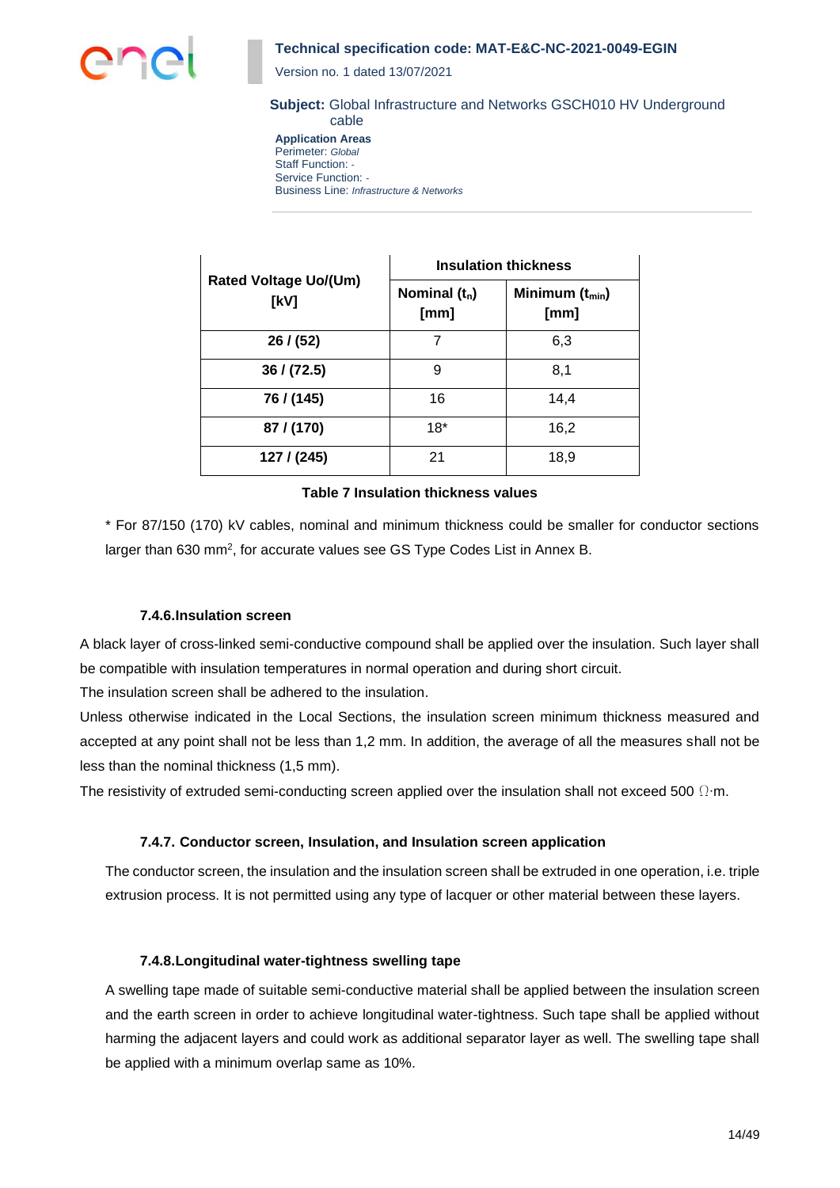| Rated Voltage Uo/(Um) [kV] | Insulation thickness | |
|---|---|---|
| | Nominal ($t_n$) [mm] | Minimum ($t_{min}$) [mm] |
| 26 / (52) | 7 | 6,3 |
| 36 / (72.5) | 9 | 8,1 |
| 76 / (145) | 16 | 14,4 |
| 87 / (170) | 18* | 16,2 |
| 127 / (245) | 21 | 18,9 |

**Table 7 Insulation thickness values**

* For 87/150 (170) kV cables, nominal and minimum thickness could be smaller for conductor sections larger than 630 $mm^2$, for accurate values see GS Type Codes List in Annex B.

#### 7.4.6. Insulation screen

A black layer of cross-linked semi-conductive compound shall be applied over the insulation. Such layer shall be compatible with insulation temperatures in normal operation and during short circuit.

The insulation screen shall be adhered to the insulation.

Unless otherwise indicated in the Local Sections, the insulation screen minimum thickness measured and accepted at any point shall not be less than 1,2 mm. In addition, the average of all the measures shall not be less than the nominal thickness (1,5 mm).

The resistivity of extruded semi-conducting screen applied over the insulation shall not exceed 500 $\Omega\cdot$m.

#### 7.4.7. Conductor screen, Insulation, and Insulation screen application

The conductor screen, the insulation and the insulation screen shall be extruded in one operation, i.e. triple extrusion process. It is not permitted using any type of lacquer or other material between these layers.

#### 7.4.8. Longitudinal water-tightness swelling tape

A swelling tape made of suitable semi-conductive material shall be applied between the insulation screen and the earth screen in order to achieve longitudinal water-tightness. Such tape shall be applied without harming the adjacent layers and could work as additional separator layer as well. The swelling tape shall be applied with a minimum overlap same as 10%.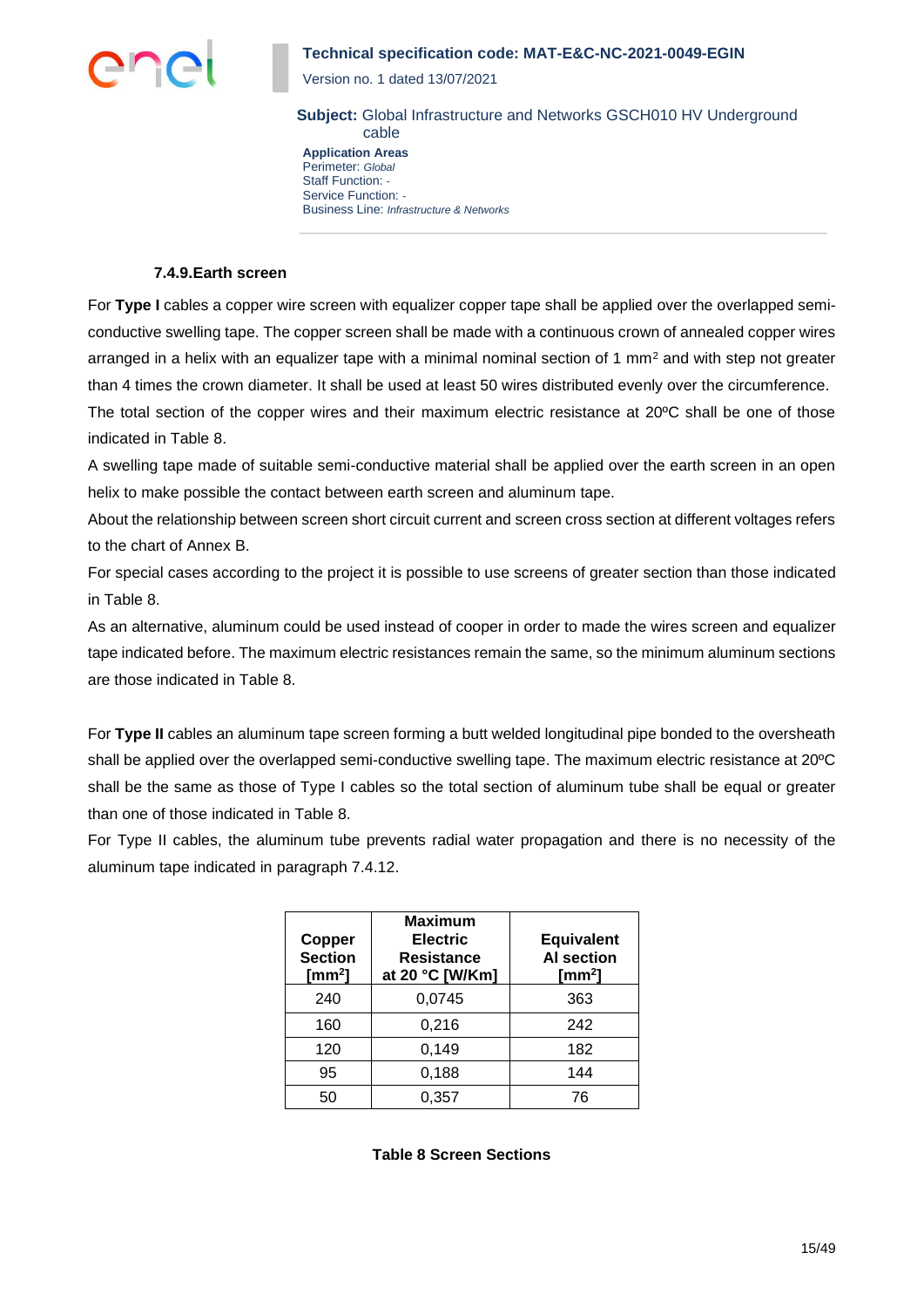#### 7.4.9. Earth screen

For **Type I** cables a copper wire screen with equalizer copper tape shall be applied over the overlapped semi-conductive swelling tape. The copper screen shall be made with a continuous crown of annealed copper wires arranged in a helix with an equalizer tape with a minimal nominal section of 1 mm$^2$ and with step not greater than 4 times the crown diameter. It shall be used at least 50 wires distributed evenly over the circumference.

The total section of the copper wires and their maximum electric resistance at 20ºC shall be one of those indicated in Table 8.

A swelling tape made of suitable semi-conductive material shall be applied over the earth screen in an open helix to make possible the contact between earth screen and aluminum tape.

About the relationship between screen short circuit current and screen cross section at different voltages refers to the chart of Annex B.

For special cases according to the project it is possible to use screens of greater section than those indicated in Table 8.

As an alternative, aluminum could be used instead of cooper in order to made the wires screen and equalizer tape indicated before. The maximum electric resistances remain the same, so the minimum aluminum sections are those indicated in Table 8.

For **Type II** cables an aluminum tape screen forming a butt welded longitudinal pipe bonded to the oversheath shall be applied over the overlapped semi-conductive swelling tape. The maximum electric resistance at 20ºC shall be the same as those of Type I cables so the total section of aluminum tube shall be equal or greater than one of those indicated in Table 8.

For Type II cables, the aluminum tube prevents radial water propagation and there is no necessity of the aluminum tape indicated in paragraph 7.4.12.

| Copper Section [mm$^2$] | Maximum Electric Resistance at 20 °C [W/Km] | Equivalent Al section [mm$^2$] |
|---|---|---|
| 240 | 0,0745 | 363 |
| 160 | 0,216 | 242 |
| 120 | 0,149 | 182 |
| 95 | 0,188 | 144 |
| 50 | 0,357 | 76 |

**Table 8 Screen Sections**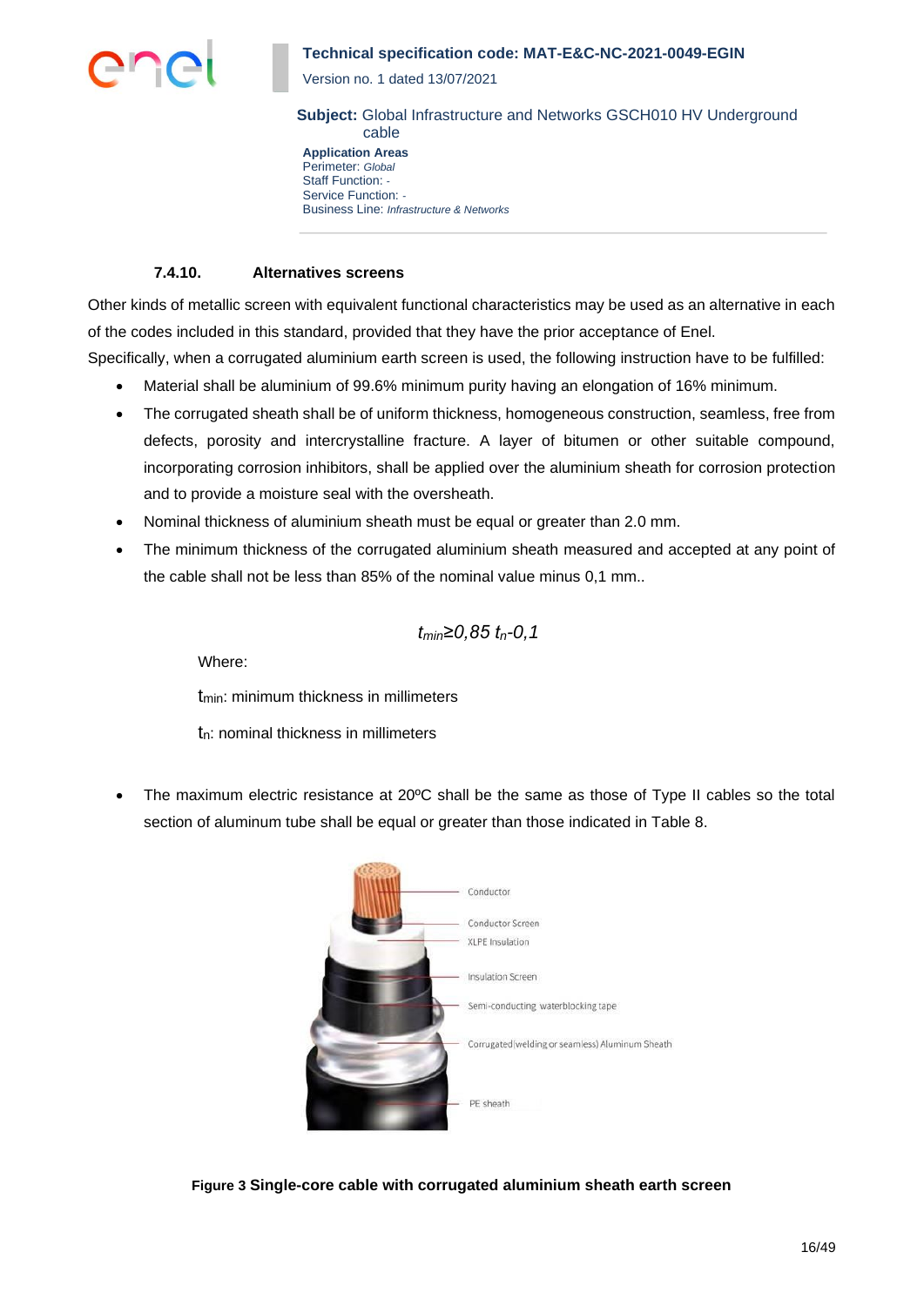#### 7.4.10. Alternatives screens

Other kinds of metallic screen with equivalent functional characteristics may be used as an alternative in each of the codes included in this standard, provided that they have the prior acceptance of Enel.

Specifically, when a corrugated aluminium earth screen is used, the following instruction have to be fulfilled:

- Material shall be aluminium of 99.6% minimum purity having an elongation of 16% minimum.
- The corrugated sheath shall be of uniform thickness, homogeneous construction, seamless, free from defects, porosity and intercrystalline fracture. A layer of bitumen or other suitable compound, incorporating corrosion inhibitors, shall be applied over the aluminium sheath for corrosion protection and to provide a moisture seal with the oversheath.
- Nominal thickness of aluminium sheath must be equal or greater than 2.0 mm.
- The minimum thickness of the corrugated aluminium sheath measured and accepted at any point of the cable shall not be less than 85% of the nominal value minus 0,1 mm..

$$t_{min} \geq 0,85\ t_n - 0,1$$

Where:

$t_{min}$: minimum thickness in millimeters

$t_n$: nominal thickness in millimeters

- The maximum electric resistance at 20ºC shall be the same as those of Type II cables so the total section of aluminum tube shall be equal or greater than those indicated in Table 8.

Conductor

Conductor Screen

XLPE Insulation

Insulation Screen

Semi-conducting waterblocking tape

Corrugated (welding or seamless) Aluminum Sheath

PE sheath

**Figure 3 Single-core cable with corrugated aluminium sheath earth screen**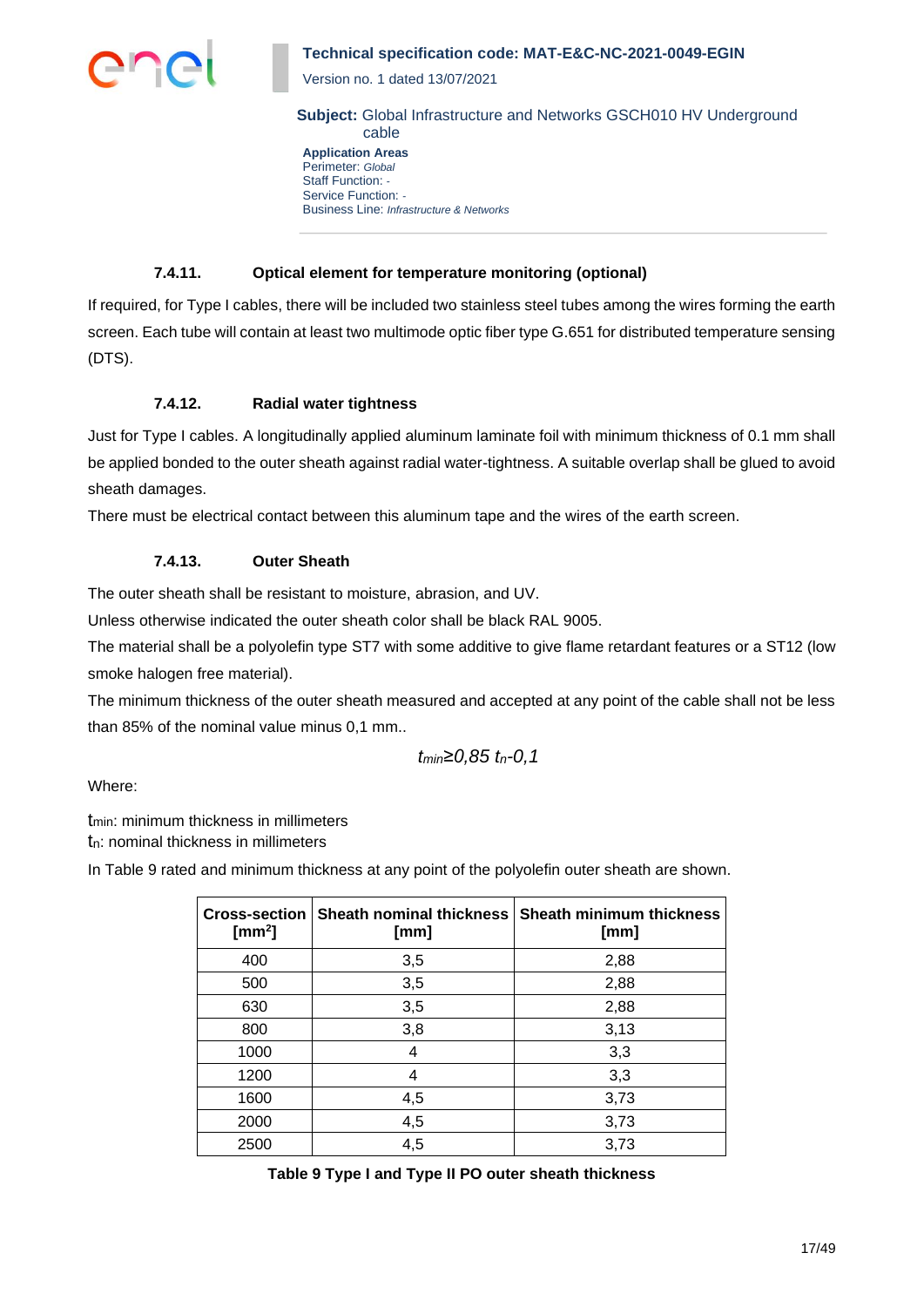#### 7.4.11. Optical element for temperature monitoring (optional)

If required, for Type I cables, there will be included two stainless steel tubes among the wires forming the earth screen. Each tube will contain at least two multimode optic fiber type G.651 for distributed temperature sensing (DTS).

#### 7.4.12. Radial water tightness

Just for Type I cables. A longitudinally applied aluminum laminate foil with minimum thickness of 0.1 mm shall be applied bonded to the outer sheath against radial water-tightness. A suitable overlap shall be glued to avoid sheath damages.

There must be electrical contact between this aluminum tape and the wires of the earth screen.

#### 7.4.13. Outer Sheath

The outer sheath shall be resistant to moisture, abrasion, and UV.

Unless otherwise indicated the outer sheath color shall be black RAL 9005.

The material shall be a polyolefin type ST7 with some additive to give flame retardant features or a ST12 (low smoke halogen free material).

The minimum thickness of the outer sheath measured and accepted at any point of the cable shall not be less than 85% of the nominal value minus 0,1 mm..

$$t_{min} \geq 0{,}85\ t_n - 0{,}1$$

Where:

$t_{min}$: minimum thickness in millimeters
$t_n$: nominal thickness in millimeters

In Table 9 rated and minimum thickness at any point of the polyolefin outer sheath are shown.

| Cross-section [mm$^2$] | Sheath nominal thickness [mm] | Sheath minimum thickness [mm] |
|---|---|---|
| 400 | 3,5 | 2,88 |
| 500 | 3,5 | 2,88 |
| 630 | 3,5 | 2,88 |
| 800 | 3,8 | 3,13 |
| 1000 | 4 | 3,3 |
| 1200 | 4 | 3,3 |
| 1600 | 4,5 | 3,73 |
| 2000 | 4,5 | 3,73 |
| 2500 | 4,5 | 3,73 |

**Table 9 Type I and Type II PO outer sheath thickness**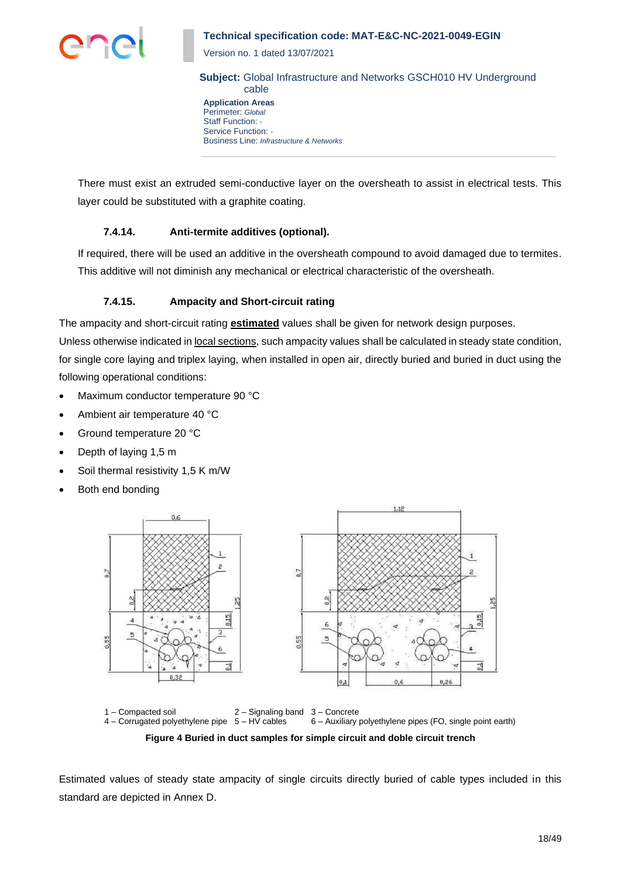There must exist an extruded semi-conductive layer on the oversheath to assist in electrical tests. This layer could be substituted with a graphite coating.

#### 7.4.14. Anti-termite additives (optional).

If required, there will be used an additive in the oversheath compound to avoid damaged due to termites. This additive will not diminish any mechanical or electrical characteristic of the oversheath.

#### 7.4.15. Ampacity and Short-circuit rating

The ampacity and short-circuit rating **estimated** values shall be given for network design purposes.
Unless otherwise indicated in local sections, such ampacity values shall be calculated in steady state condition, for single core laying and triplex laying, when installed in open air, directly buried and buried in duct using the following operational conditions:

- Maximum conductor temperature 90 °C
- Ambient air temperature 40 °C
- Ground temperature 20 °C
- Depth of laying 1,5 m
- Soil thermal resistivity 1,5 K m/W
- Both end bonding

1 – Compacted soil 2 – Signaling band 3 – Concrete
4 – Corrugated polyethylene pipe 5 – HV cables 6 – Auxiliary polyethylene pipes (FO, single point earth)

**Figure 4 Buried in duct samples for simple circuit and doble circuit trench**

Estimated values of steady state ampacity of single circuits directly buried of cable types included in this standard are depicted in Annex D.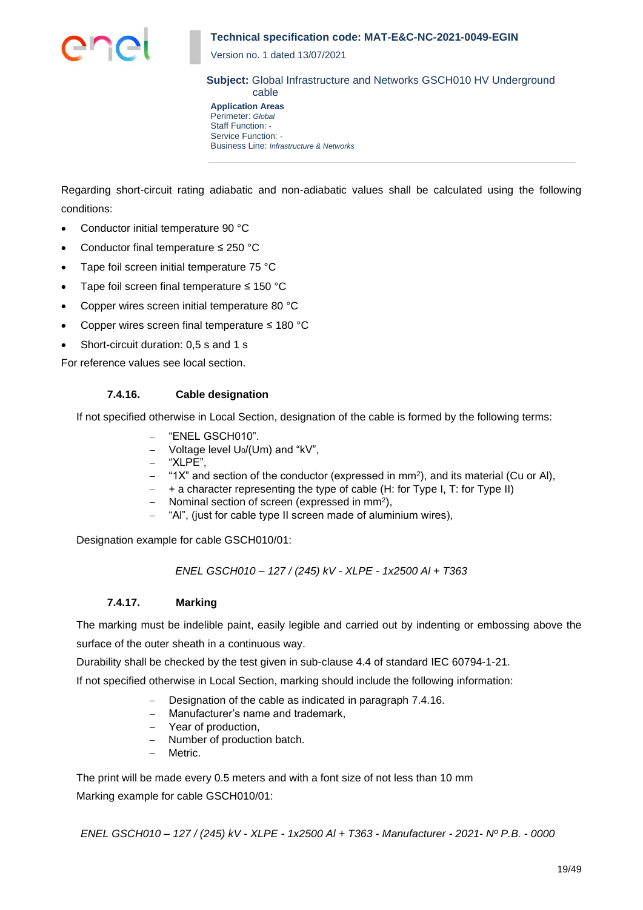Regarding short-circuit rating adiabatic and non-adiabatic values shall be calculated using the following conditions:

- Conductor initial temperature 90 °C
- Conductor final temperature ≤ 250 °C
- Tape foil screen initial temperature 75 °C
- Tape foil screen final temperature ≤ 150 °C
- Copper wires screen initial temperature 80 °C
- Copper wires screen final temperature ≤ 180 °C
- Short-circuit duration: 0,5 s and 1 s

For reference values see local section.

#### 7.4.16. Cable designation

If not specified otherwise in Local Section, designation of the cable is formed by the following terms:

- "ENEL GSCH010".
- Voltage level $U_0$/(Um) and "kV",
- "XLPE",
- "1X" and section of the conductor (expressed in $mm^2$), and its material (Cu or Al),
- + a character representing the type of cable (H: for Type I, T: for Type II)
- Nominal section of screen (expressed in $mm^2$),
- "Al", (just for cable type II screen made of aluminium wires),

Designation example for cable GSCH010/01:

*ENEL GSCH010 – 127 / (245) kV - XLPE - 1x2500 Al + T363*

#### 7.4.17. Marking

The marking must be indelible paint, easily legible and carried out by indenting or embossing above the surface of the outer sheath in a continuous way.

Durability shall be checked by the test given in sub-clause 4.4 of standard IEC 60794-1-21.

If not specified otherwise in Local Section, marking should include the following information:

- Designation of the cable as indicated in paragraph 7.4.16.
- Manufacturer's name and trademark,
- Year of production,
- Number of production batch.
- Metric.

The print will be made every 0.5 meters and with a font size of not less than 10 mm

Marking example for cable GSCH010/01:

*ENEL GSCH010 – 127 / (245) kV - XLPE - 1x2500 Al + T363 - Manufacturer - 2021- Nº P.B. - 0000*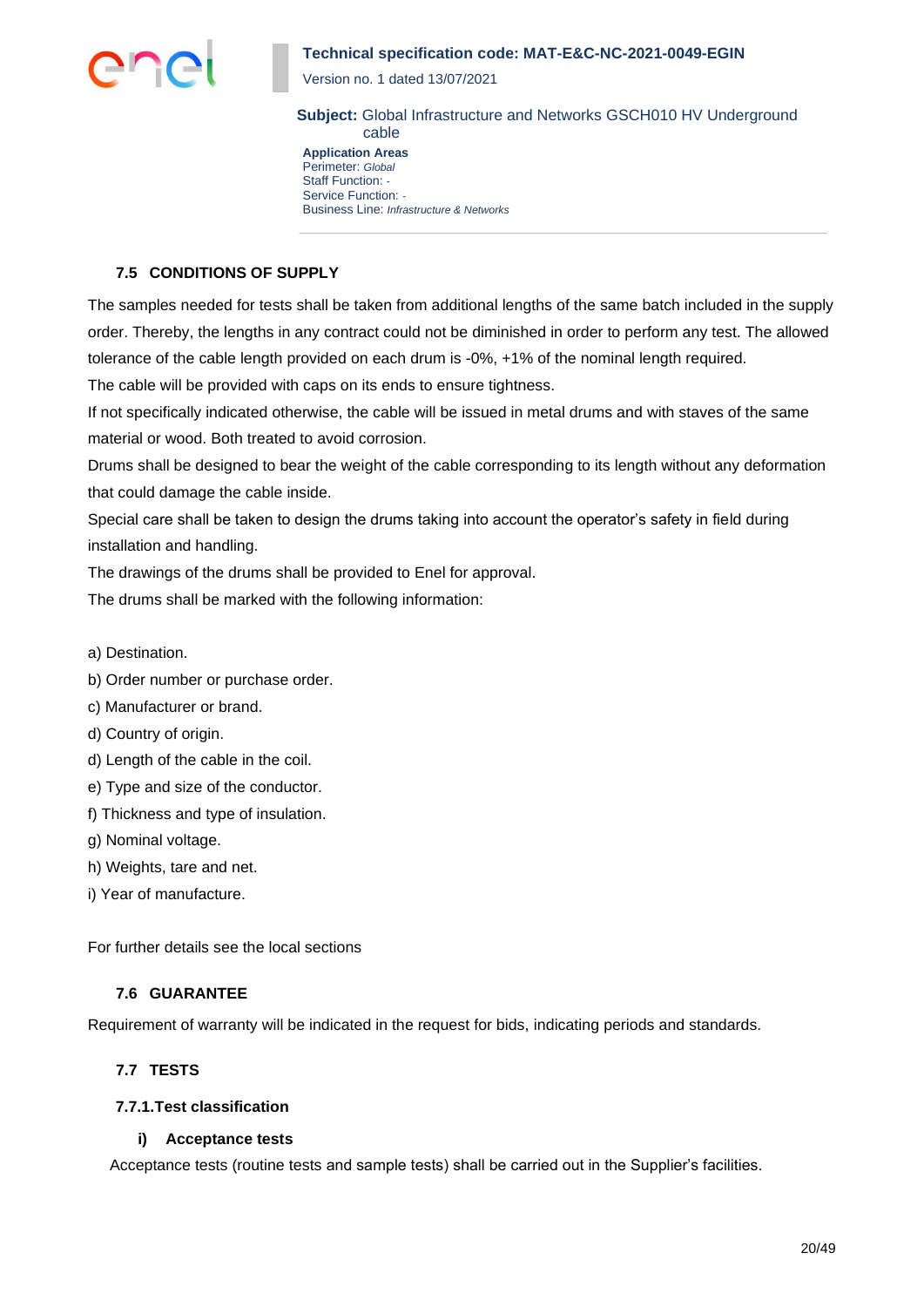### 7.5 CONDITIONS OF SUPPLY

The samples needed for tests shall be taken from additional lengths of the same batch included in the supply order. Thereby, the lengths in any contract could not be diminished in order to perform any test. The allowed tolerance of the cable length provided on each drum is -0%, +1% of the nominal length required.

The cable will be provided with caps on its ends to ensure tightness.

If not specifically indicated otherwise, the cable will be issued in metal drums and with staves of the same material or wood. Both treated to avoid corrosion.

Drums shall be designed to bear the weight of the cable corresponding to its length without any deformation that could damage the cable inside.

Special care shall be taken to design the drums taking into account the operator's safety in field during installation and handling.

The drawings of the drums shall be provided to Enel for approval.

The drums shall be marked with the following information:

a) Destination.
b) Order number or purchase order.
c) Manufacturer or brand.
d) Country of origin.
d) Length of the cable in the coil.
e) Type and size of the conductor.
f) Thickness and type of insulation.
g) Nominal voltage.
h) Weights, tare and net.
i) Year of manufacture.

For further details see the local sections

### 7.6 GUARANTEE

Requirement of warranty will be indicated in the request for bids, indicating periods and standards.

### 7.7 TESTS

#### 7.7.1. Test classification

##### i) Acceptance tests

Acceptance tests (routine tests and sample tests) shall be carried out in the Supplier's facilities.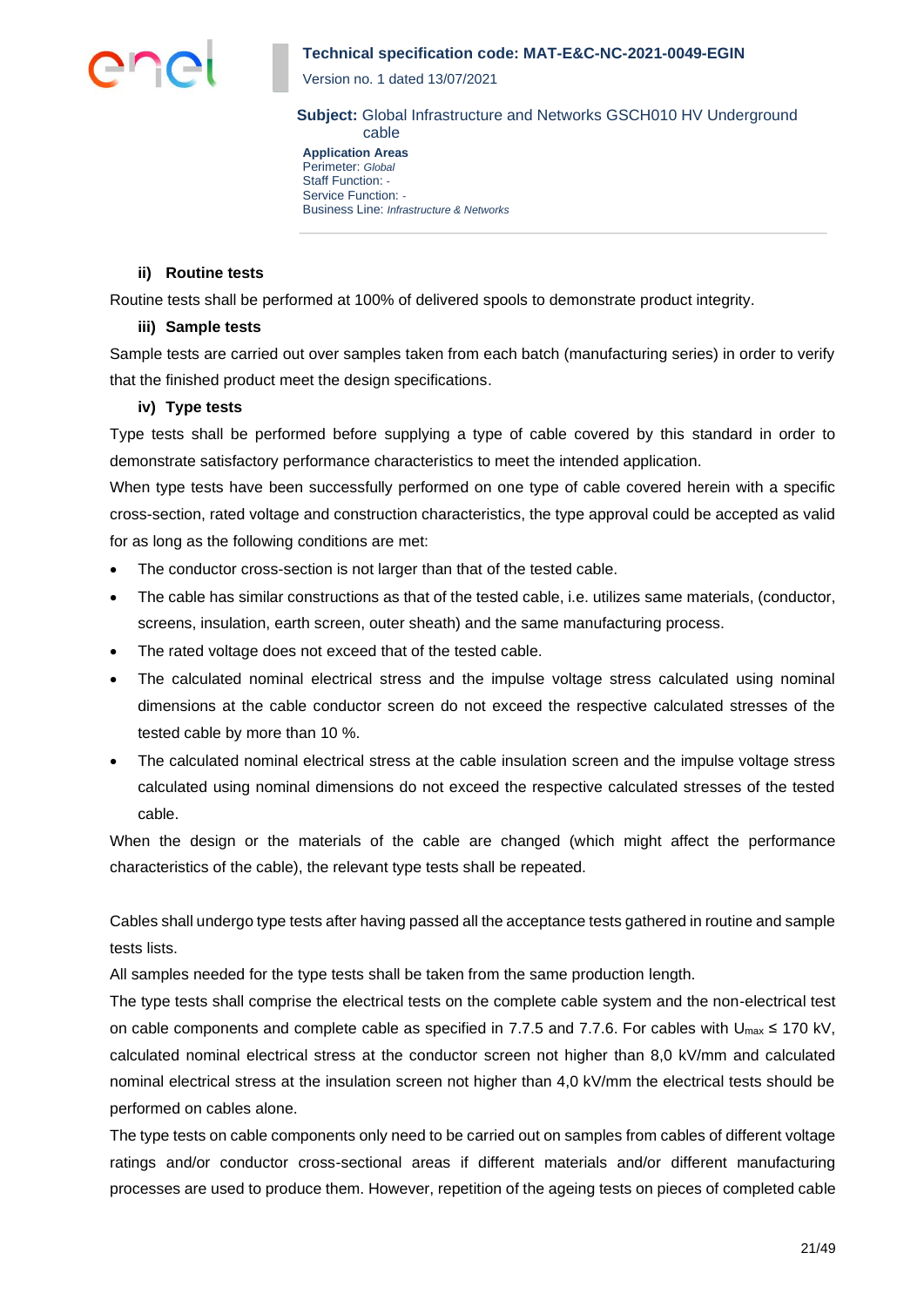#### ii) Routine tests

Routine tests shall be performed at 100% of delivered spools to demonstrate product integrity.

#### iii) Sample tests

Sample tests are carried out over samples taken from each batch (manufacturing series) in order to verify that the finished product meet the design specifications.

#### iv) Type tests

Type tests shall be performed before supplying a type of cable covered by this standard in order to demonstrate satisfactory performance characteristics to meet the intended application.

When type tests have been successfully performed on one type of cable covered herein with a specific cross-section, rated voltage and construction characteristics, the type approval could be accepted as valid for as long as the following conditions are met:

- The conductor cross-section is not larger than that of the tested cable.
- The cable has similar constructions as that of the tested cable, i.e. utilizes same materials, (conductor, screens, insulation, earth screen, outer sheath) and the same manufacturing process.
- The rated voltage does not exceed that of the tested cable.
- The calculated nominal electrical stress and the impulse voltage stress calculated using nominal dimensions at the cable conductor screen do not exceed the respective calculated stresses of the tested cable by more than 10 %.
- The calculated nominal electrical stress at the cable insulation screen and the impulse voltage stress calculated using nominal dimensions do not exceed the respective calculated stresses of the tested cable.

When the design or the materials of the cable are changed (which might affect the performance characteristics of the cable), the relevant type tests shall be repeated.

Cables shall undergo type tests after having passed all the acceptance tests gathered in routine and sample tests lists.

All samples needed for the type tests shall be taken from the same production length.

The type tests shall comprise the electrical tests on the complete cable system and the non-electrical test on cable components and complete cable as specified in 7.7.5 and 7.7.6. For cables with $U_{max}$ ≤ 170 kV, calculated nominal electrical stress at the conductor screen not higher than 8,0 kV/mm and calculated nominal electrical stress at the insulation screen not higher than 4,0 kV/mm the electrical tests should be performed on cables alone.

The type tests on cable components only need to be carried out on samples from cables of different voltage ratings and/or conductor cross-sectional areas if different materials and/or different manufacturing processes are used to produce them. However, repetition of the ageing tests on pieces of completed cable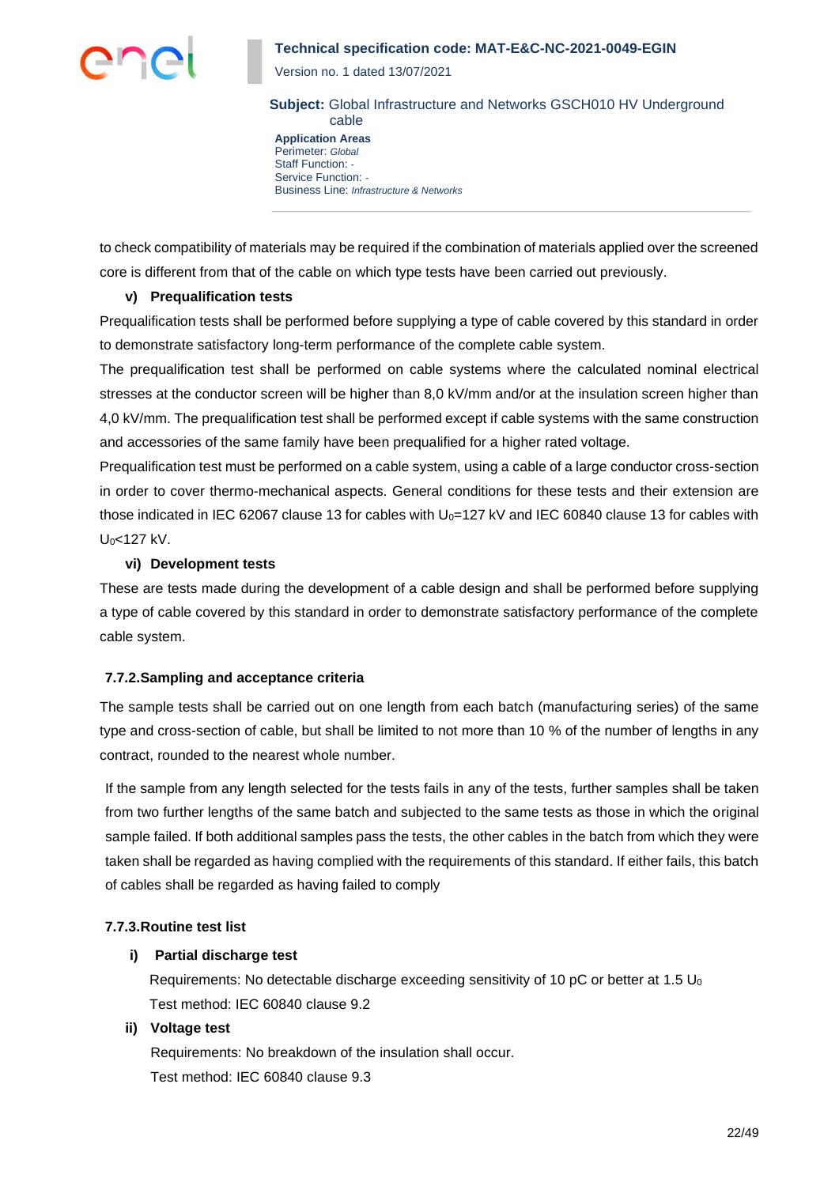to check compatibility of materials may be required if the combination of materials applied over the screened core is different from that of the cable on which type tests have been carried out previously.

**v) Prequalification tests**

Prequalification tests shall be performed before supplying a type of cable covered by this standard in order to demonstrate satisfactory long-term performance of the complete cable system.

The prequalification test shall be performed on cable systems where the calculated nominal electrical stresses at the conductor screen will be higher than 8,0 kV/mm and/or at the insulation screen higher than 4,0 kV/mm. The prequalification test shall be performed except if cable systems with the same construction and accessories of the same family have been prequalified for a higher rated voltage.

Prequalification test must be performed on a cable system, using a cable of a large conductor cross-section in order to cover thermo-mechanical aspects. General conditions for these tests and their extension are those indicated in IEC 62067 clause 13 for cables with $U_0$=127 kV and IEC 60840 clause 13 for cables with $U_0$<127 kV.

**vi) Development tests**

These are tests made during the development of a cable design and shall be performed before supplying a type of cable covered by this standard in order to demonstrate satisfactory performance of the complete cable system.

### 7.7.2. Sampling and acceptance criteria

The sample tests shall be carried out on one length from each batch (manufacturing series) of the same type and cross-section of cable, but shall be limited to not more than 10 % of the number of lengths in any contract, rounded to the nearest whole number.

If the sample from any length selected for the tests fails in any of the tests, further samples shall be taken from two further lengths of the same batch and subjected to the same tests as those in which the original sample failed. If both additional samples pass the tests, the other cables in the batch from which they were taken shall be regarded as having complied with the requirements of this standard. If either fails, this batch of cables shall be regarded as having failed to comply

### 7.7.3. Routine test list

**i) Partial discharge test**

Requirements: No detectable discharge exceeding sensitivity of 10 pC or better at 1.5 $U_0$

Test method: IEC 60840 clause 9.2

**ii) Voltage test**

Requirements: No breakdown of the insulation shall occur.

Test method: IEC 60840 clause 9.3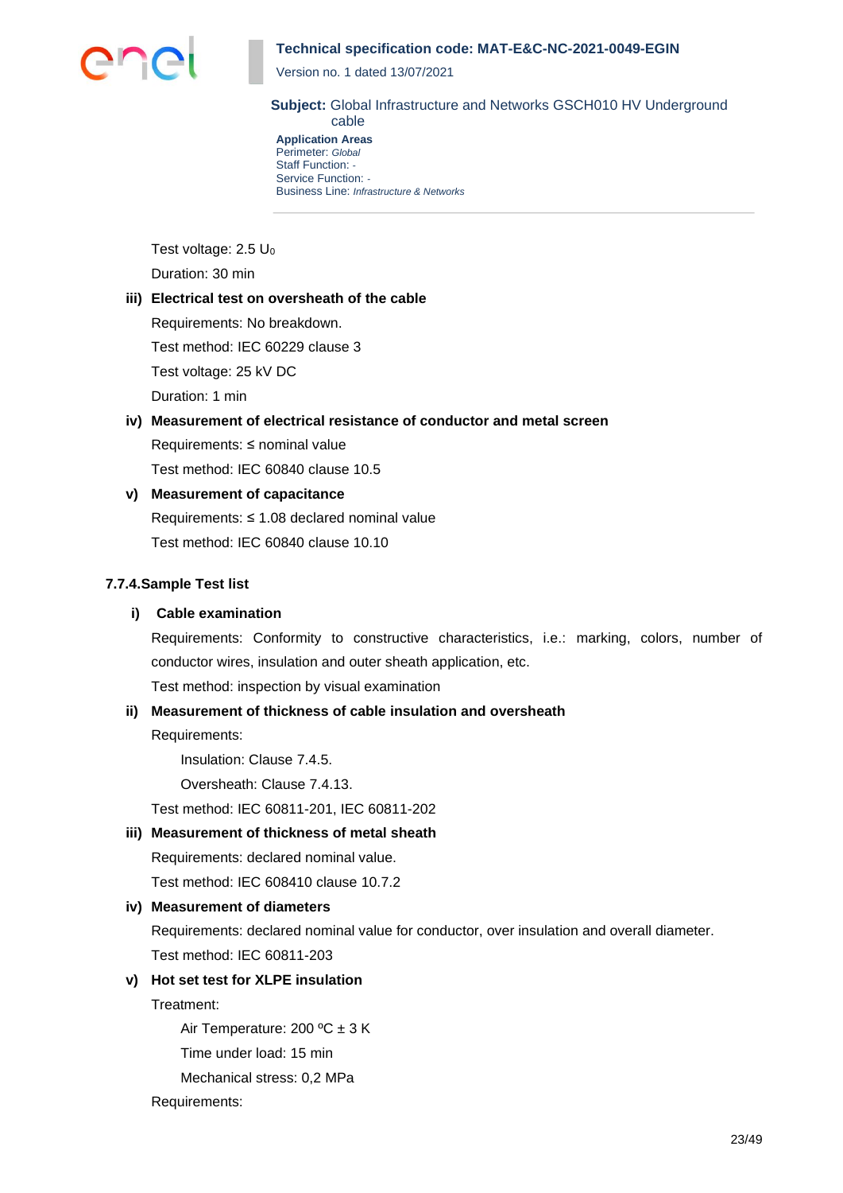Test voltage: 2.5 $U_0$

Duration: 30 min

**iii) Electrical test on oversheath of the cable**

Requirements: No breakdown.

Test method: IEC 60229 clause 3

Test voltage: 25 kV DC

Duration: 1 min

**iv) Measurement of electrical resistance of conductor and metal screen**

Requirements: ≤ nominal value

Test method: IEC 60840 clause 10.5

**v) Measurement of capacitance**

Requirements: ≤ 1.08 declared nominal value

Test method: IEC 60840 clause 10.10

### 7.7.4. Sample Test list

**i) Cable examination**

Requirements: Conformity to constructive characteristics, i.e.: marking, colors, number of conductor wires, insulation and outer sheath application, etc.

Test method: inspection by visual examination

**ii) Measurement of thickness of cable insulation and oversheath**

Requirements:

Insulation: Clause 7.4.5.

Oversheath: Clause 7.4.13.

Test method: IEC 60811-201, IEC 60811-202

**iii) Measurement of thickness of metal sheath**

Requirements: declared nominal value.

Test method: IEC 608410 clause 10.7.2

**iv) Measurement of diameters**

Requirements: declared nominal value for conductor, over insulation and overall diameter.

Test method: IEC 60811-203

**v) Hot set test for XLPE insulation**

Treatment:

Air Temperature: 200 ºC ± 3 K

Time under load: 15 min

Mechanical stress: 0,2 MPa

Requirements: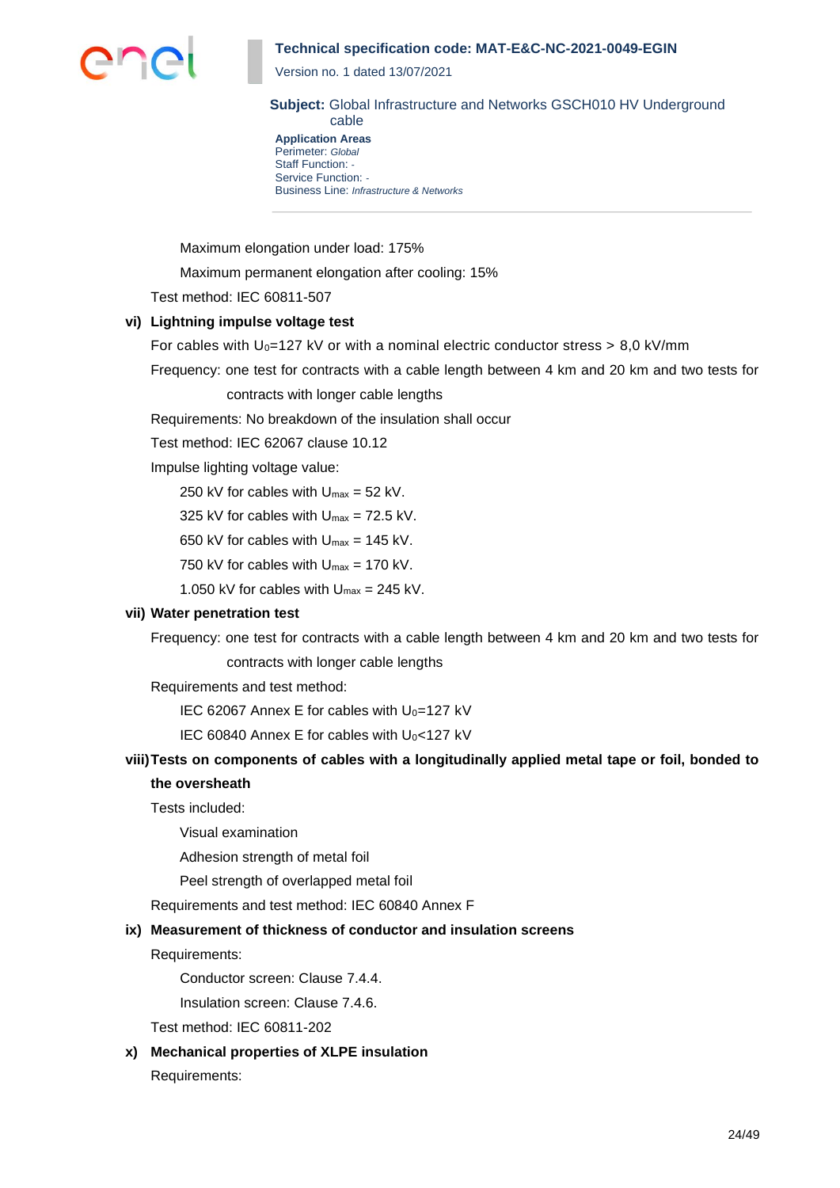Maximum elongation under load: 175%

Maximum permanent elongation after cooling: 15%

Test method: IEC 60811-507

**vi) Lightning impulse voltage test**

For cables with $U_0$=127 kV or with a nominal electric conductor stress > 8,0 kV/mm

Frequency: one test for contracts with a cable length between 4 km and 20 km and two tests for contracts with longer cable lengths

Requirements: No breakdown of the insulation shall occur

Test method: IEC 62067 clause 10.12

Impulse lighting voltage value:

250 kV for cables with $U_{max}$ = 52 kV.

325 kV for cables with $U_{max}$ = 72.5 kV.

650 kV for cables with $U_{max}$ = 145 kV.

750 kV for cables with $U_{max}$ = 170 kV.

1.050 kV for cables with $U_{max}$ = 245 kV.

**vii) Water penetration test**

Frequency: one test for contracts with a cable length between 4 km and 20 km and two tests for contracts with longer cable lengths

Requirements and test method:

IEC 62067 Annex E for cables with $U_0$=127 kV

IEC 60840 Annex E for cables with $U_0$<127 kV

**viii) Tests on components of cables with a longitudinally applied metal tape or foil, bonded to the oversheath**

Tests included:

Visual examination

Adhesion strength of metal foil

Peel strength of overlapped metal foil

Requirements and test method: IEC 60840 Annex F

**ix) Measurement of thickness of conductor and insulation screens**

Requirements:

Conductor screen: Clause 7.4.4.

Insulation screen: Clause 7.4.6.

Test method: IEC 60811-202

**x) Mechanical properties of XLPE insulation**

Requirements: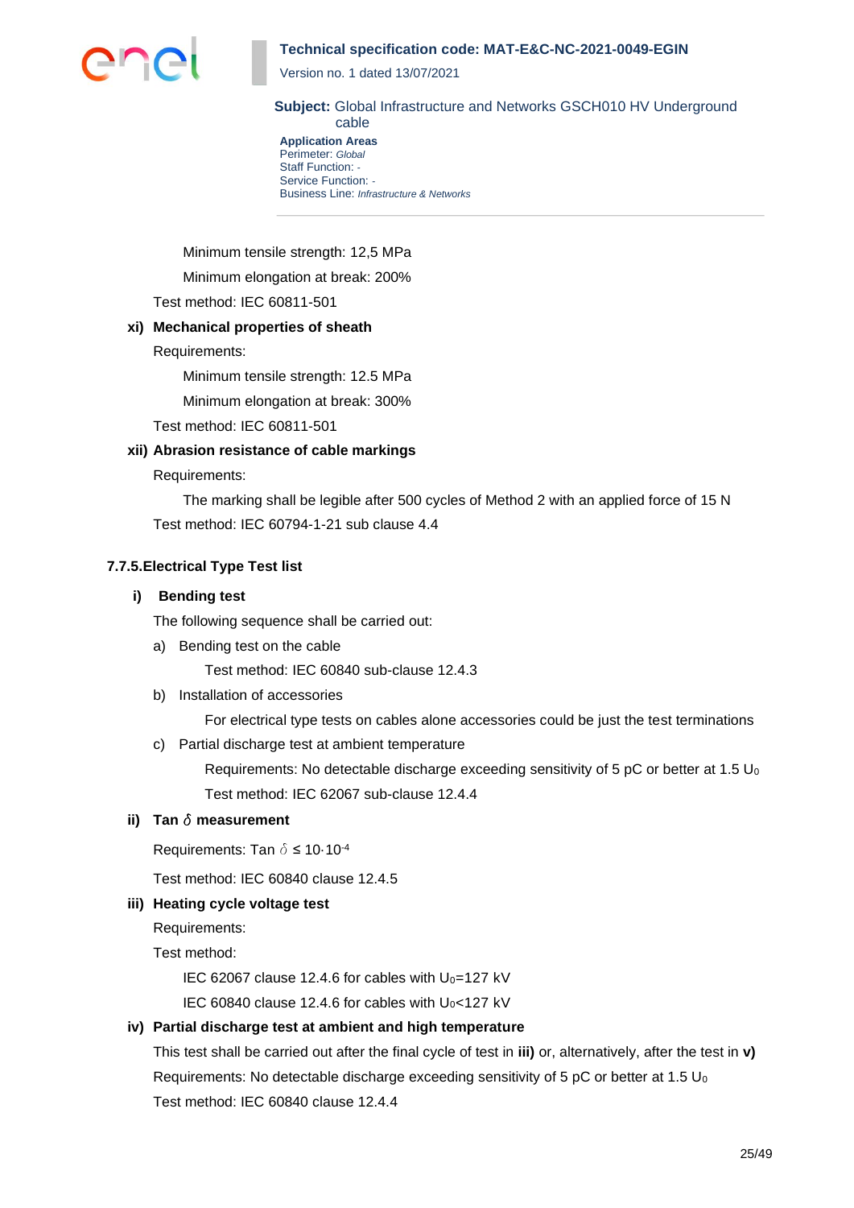Minimum tensile strength: 12,5 MPa

Minimum elongation at break: 200%

Test method: IEC 60811-501

**xi) Mechanical properties of sheath**

Requirements:

Minimum tensile strength: 12.5 MPa

Minimum elongation at break: 300%

Test method: IEC 60811-501

**xii) Abrasion resistance of cable markings**

Requirements:

The marking shall be legible after 500 cycles of Method 2 with an applied force of 15 N

Test method: IEC 60794-1-21 sub clause 4.4

### 7.7.5. Electrical Type Test list

**i) Bending test**

The following sequence shall be carried out:

a) Bending test on the cable

Test method: IEC 60840 sub-clause 12.4.3

b) Installation of accessories

For electrical type tests on cables alone accessories could be just the test terminations

c) Partial discharge test at ambient temperature

Requirements: No detectable discharge exceeding sensitivity of 5 pC or better at 1.5 $U_0$

Test method: IEC 62067 sub-clause 12.4.4

**ii) Tan $\delta$ measurement**

Requirements: Tan $\delta \leq 10 \cdot 10^{-4}$

Test method: IEC 60840 clause 12.4.5

**iii) Heating cycle voltage test**

Requirements:

Test method:

IEC 62067 clause 12.4.6 for cables with $U_0$=127 kV

IEC 60840 clause 12.4.6 for cables with $U_0$<127 kV

**iv) Partial discharge test at ambient and high temperature**

This test shall be carried out after the final cycle of test in **iii)** or, alternatively, after the test in **v)**

Requirements: No detectable discharge exceeding sensitivity of 5 pC or better at 1.5 $U_0$

Test method: IEC 60840 clause 12.4.4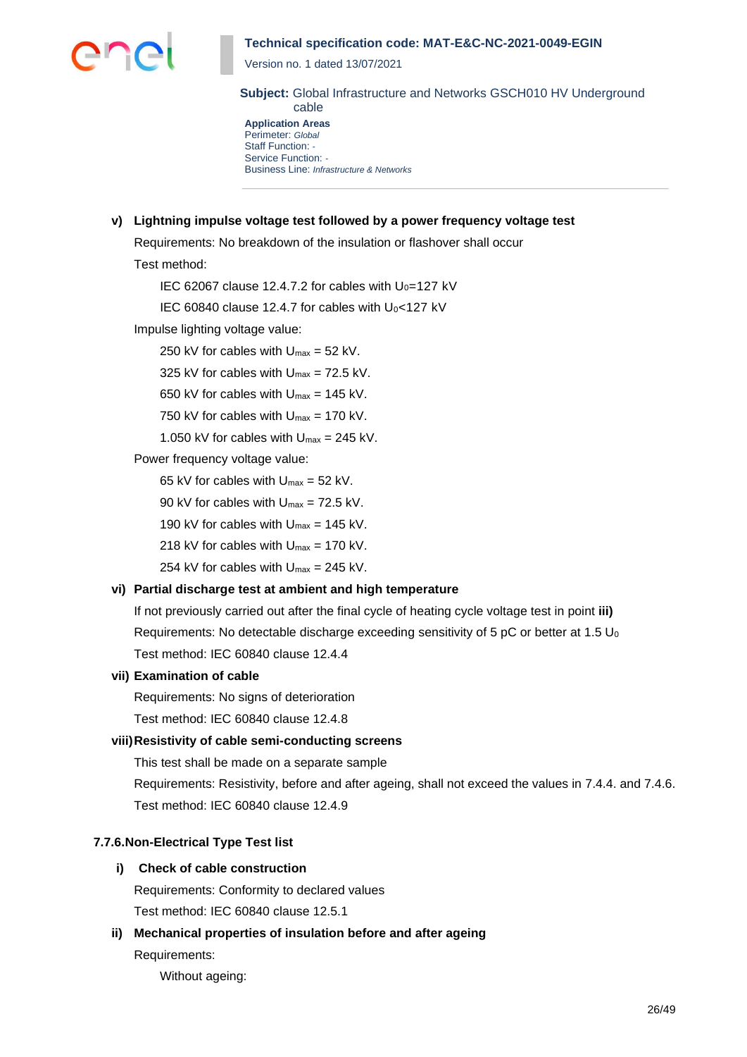**v) Lightning impulse voltage test followed by a power frequency voltage test**

Requirements: No breakdown of the insulation or flashover shall occur

Test method:

IEC 62067 clause 12.4.7.2 for cables with $U_0$=127 kV

IEC 60840 clause 12.4.7 for cables with $U_0$<127 kV

Impulse lighting voltage value:

250 kV for cables with $U_{max}$ = 52 kV.

325 kV for cables with $U_{max}$ = 72.5 kV.

650 kV for cables with $U_{max}$ = 145 kV.

750 kV for cables with $U_{max}$ = 170 kV.

1.050 kV for cables with $U_{max}$ = 245 kV.

Power frequency voltage value:

65 kV for cables with $U_{max}$ = 52 kV.

90 kV for cables with $U_{max}$ = 72.5 kV.

190 kV for cables with $U_{max}$ = 145 kV.

218 kV for cables with $U_{max}$ = 170 kV.

254 kV for cables with $U_{max}$ = 245 kV.

**vi) Partial discharge test at ambient and high temperature**

If not previously carried out after the final cycle of heating cycle voltage test in point **iii)**

Requirements: No detectable discharge exceeding sensitivity of 5 pC or better at 1.5 $U_0$

Test method: IEC 60840 clause 12.4.4

**vii) Examination of cable**

Requirements: No signs of deterioration

Test method: IEC 60840 clause 12.4.8

**viii) Resistivity of cable semi-conducting screens**

This test shall be made on a separate sample

Requirements: Resistivity, before and after ageing, shall not exceed the values in 7.4.4. and 7.4.6.

Test method: IEC 60840 clause 12.4.9

### 7.7.6. Non-Electrical Type Test list

**i) Check of cable construction**

Requirements: Conformity to declared values

Test method: IEC 60840 clause 12.5.1

**ii) Mechanical properties of insulation before and after ageing**

Requirements:

Without ageing: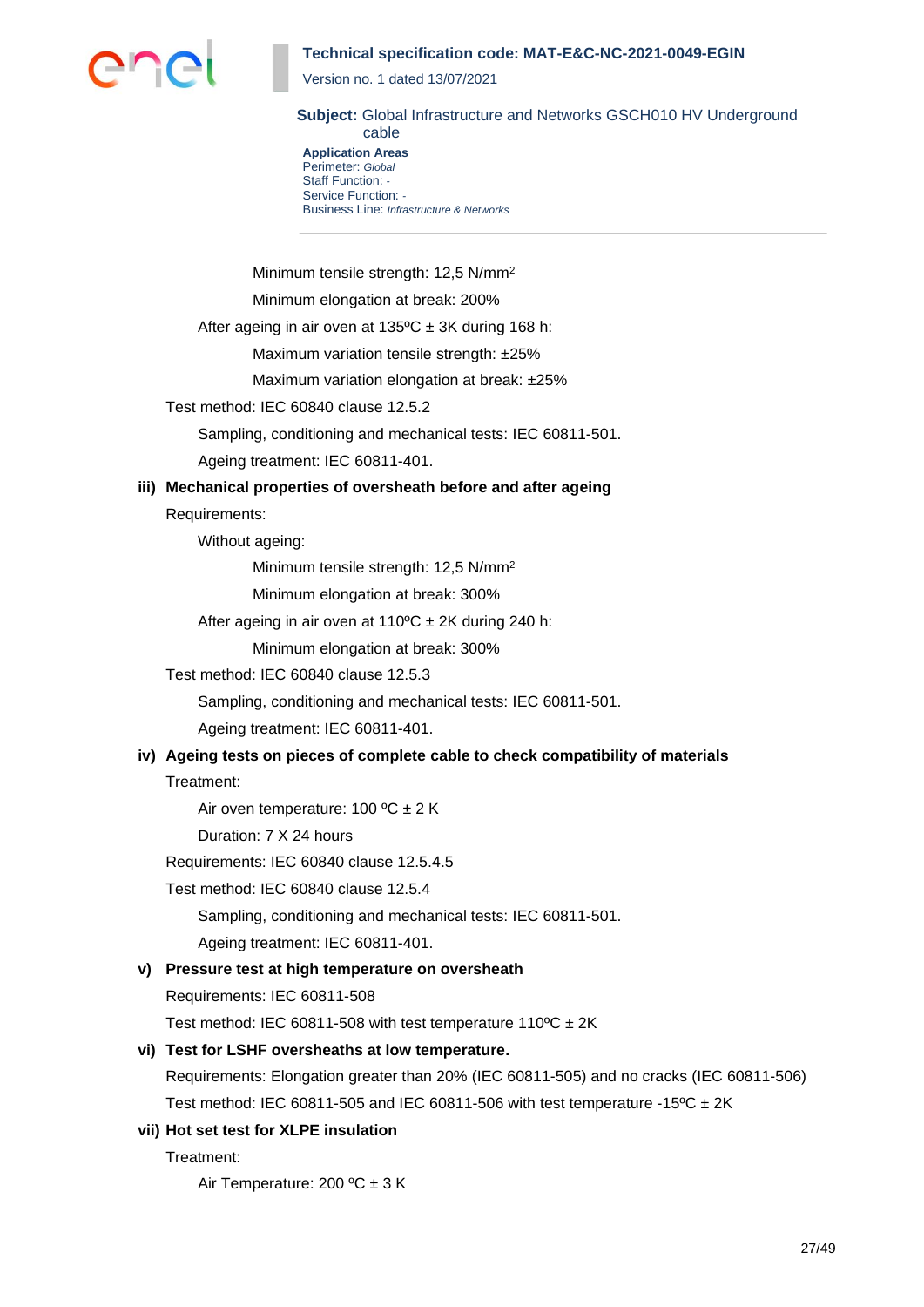Minimum tensile strength: 12,5 $N/mm^2$

Minimum elongation at break: 200%

After ageing in air oven at 135ºC ± 3K during 168 h:

Maximum variation tensile strength: ±25%

Maximum variation elongation at break: ±25%

Test method: IEC 60840 clause 12.5.2

Sampling, conditioning and mechanical tests: IEC 60811-501.

Ageing treatment: IEC 60811-401.

**iii) Mechanical properties of oversheath before and after ageing**

Requirements:

Without ageing:

Minimum tensile strength: 12,5 $N/mm^2$

Minimum elongation at break: 300%

After ageing in air oven at 110ºC ± 2K during 240 h:

Minimum elongation at break: 300%

Test method: IEC 60840 clause 12.5.3

Sampling, conditioning and mechanical tests: IEC 60811-501.

Ageing treatment: IEC 60811-401.

**iv) Ageing tests on pieces of complete cable to check compatibility of materials**

Treatment:

Air oven temperature: 100 ºC ± 2 K

Duration: 7 X 24 hours

Requirements: IEC 60840 clause 12.5.4.5

Test method: IEC 60840 clause 12.5.4

Sampling, conditioning and mechanical tests: IEC 60811-501.

Ageing treatment: IEC 60811-401.

**v) Pressure test at high temperature on oversheath**

Requirements: IEC 60811-508

Test method: IEC 60811-508 with test temperature 110ºC ± 2K

**vi) Test for LSHF oversheaths at low temperature.**

Requirements: Elongation greater than 20% (IEC 60811-505) and no cracks (IEC 60811-506)

Test method: IEC 60811-505 and IEC 60811-506 with test temperature -15ºC ± 2K

**vii) Hot set test for XLPE insulation**

Treatment:

Air Temperature: 200 ºC ± 3 K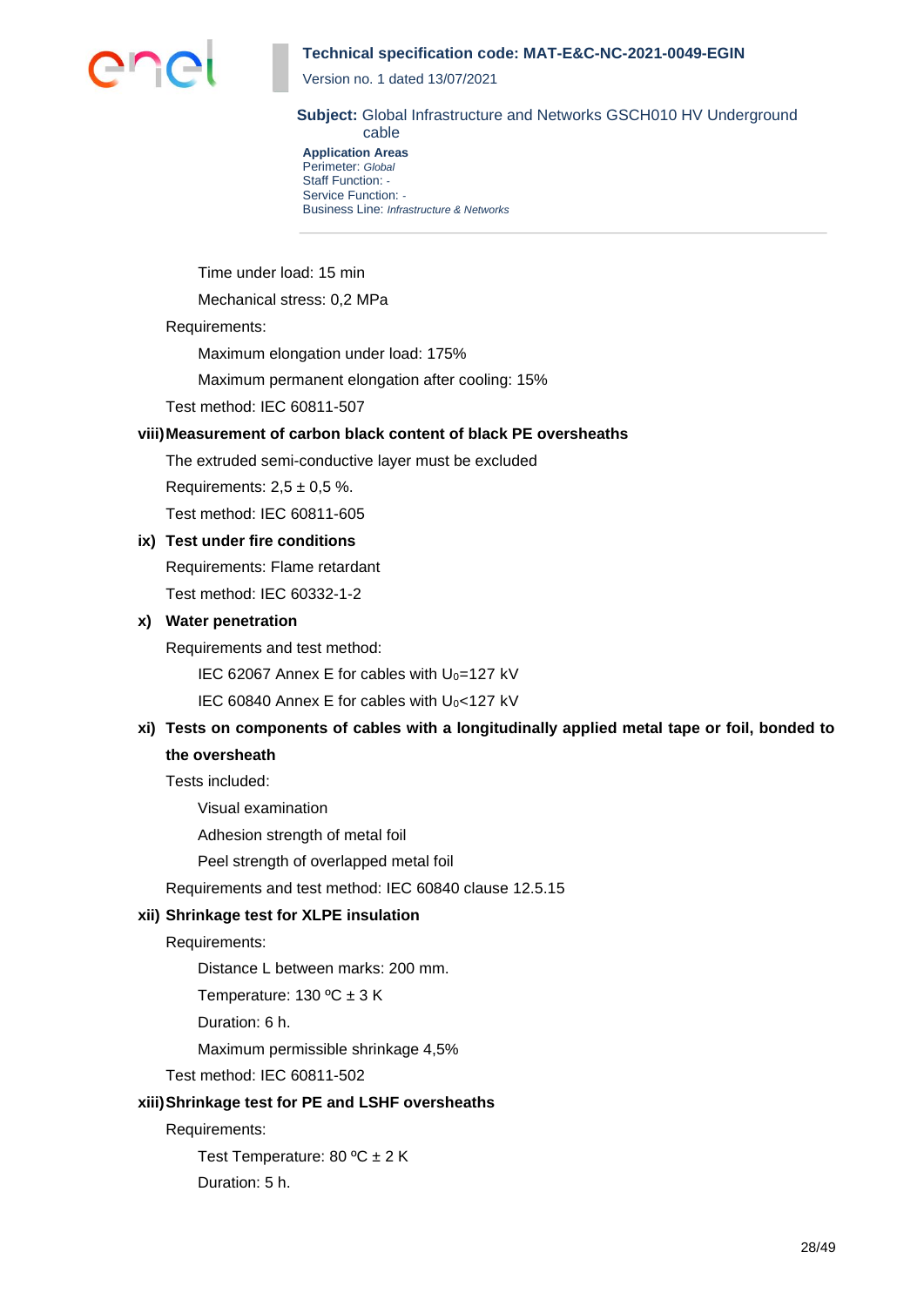Time under load: 15 min

Mechanical stress: 0,2 MPa

Requirements:

Maximum elongation under load: 175%

Maximum permanent elongation after cooling: 15%

Test method: IEC 60811-507

**viii) Measurement of carbon black content of black PE oversheaths**

The extruded semi-conductive layer must be excluded

Requirements: 2,5 ± 0,5 %.

Test method: IEC 60811-605

**ix) Test under fire conditions**

Requirements: Flame retardant

Test method: IEC 60332-1-2

**x) Water penetration**

Requirements and test method:

IEC 62067 Annex E for cables with $U_0$=127 kV

IEC 60840 Annex E for cables with $U_0$<127 kV

**xi) Tests on components of cables with a longitudinally applied metal tape or foil, bonded to the oversheath**

Tests included:

Visual examination

Adhesion strength of metal foil

Peel strength of overlapped metal foil

Requirements and test method: IEC 60840 clause 12.5.15

**xii) Shrinkage test for XLPE insulation**

Requirements:

Distance L between marks: 200 mm.

Temperature: 130 ºC ± 3 K

Duration: 6 h.

Maximum permissible shrinkage 4,5%

Test method: IEC 60811-502

**xiii) Shrinkage test for PE and LSHF oversheaths**

Requirements:

Test Temperature: 80 ºC ± 2 K

Duration: 5 h.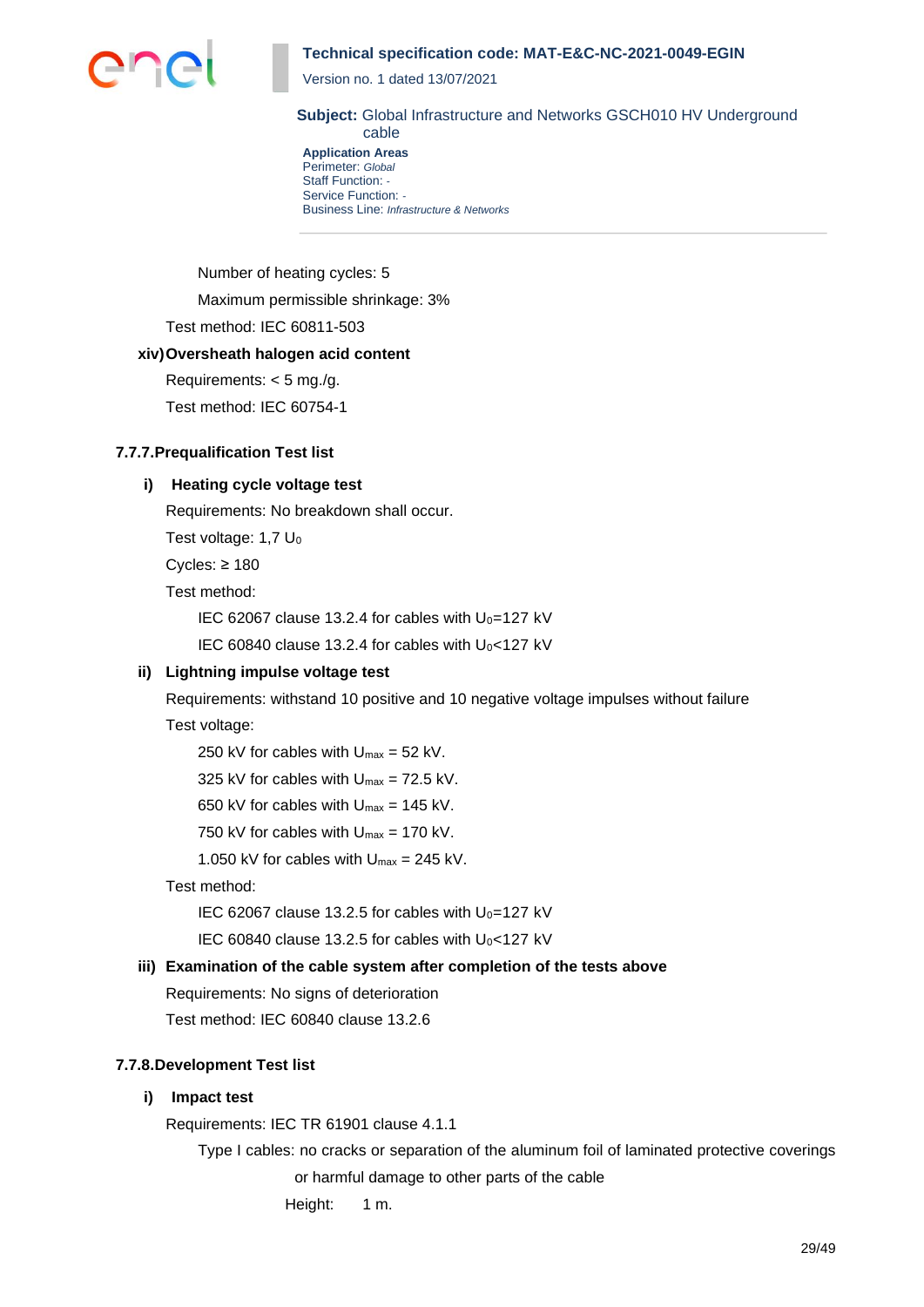Number of heating cycles: 5

Maximum permissible shrinkage: 3%

Test method: IEC 60811-503

**xiv) Oversheath halogen acid content**

Requirements: < 5 mg./g.

Test method: IEC 60754-1

### 7.7.7. Prequalification Test list

**i) Heating cycle voltage test**

Requirements: No breakdown shall occur.

Test voltage: 1,7 $U_0$

Cycles: ≥ 180

Test method:

IEC 62067 clause 13.2.4 for cables with $U_0$=127 kV

IEC 60840 clause 13.2.4 for cables with $U_0$<127 kV

**ii) Lightning impulse voltage test**

Requirements: withstand 10 positive and 10 negative voltage impulses without failure

Test voltage:

250 kV for cables with $U_{max}$ = 52 kV.

325 kV for cables with $U_{max}$ = 72.5 kV.

650 kV for cables with $U_{max}$ = 145 kV.

750 kV for cables with $U_{max}$ = 170 kV.

1.050 kV for cables with $U_{max}$ = 245 kV.

Test method:

IEC 62067 clause 13.2.5 for cables with $U_0$=127 kV

IEC 60840 clause 13.2.5 for cables with $U_0$<127 kV

**iii) Examination of the cable system after completion of the tests above**

Requirements: No signs of deterioration

Test method: IEC 60840 clause 13.2.6

### 7.7.8. Development Test list

**i) Impact test**

Requirements: IEC TR 61901 clause 4.1.1

Type I cables: no cracks or separation of the aluminum foil of laminated protective coverings or harmful damage to other parts of the cable

Height: 1 m.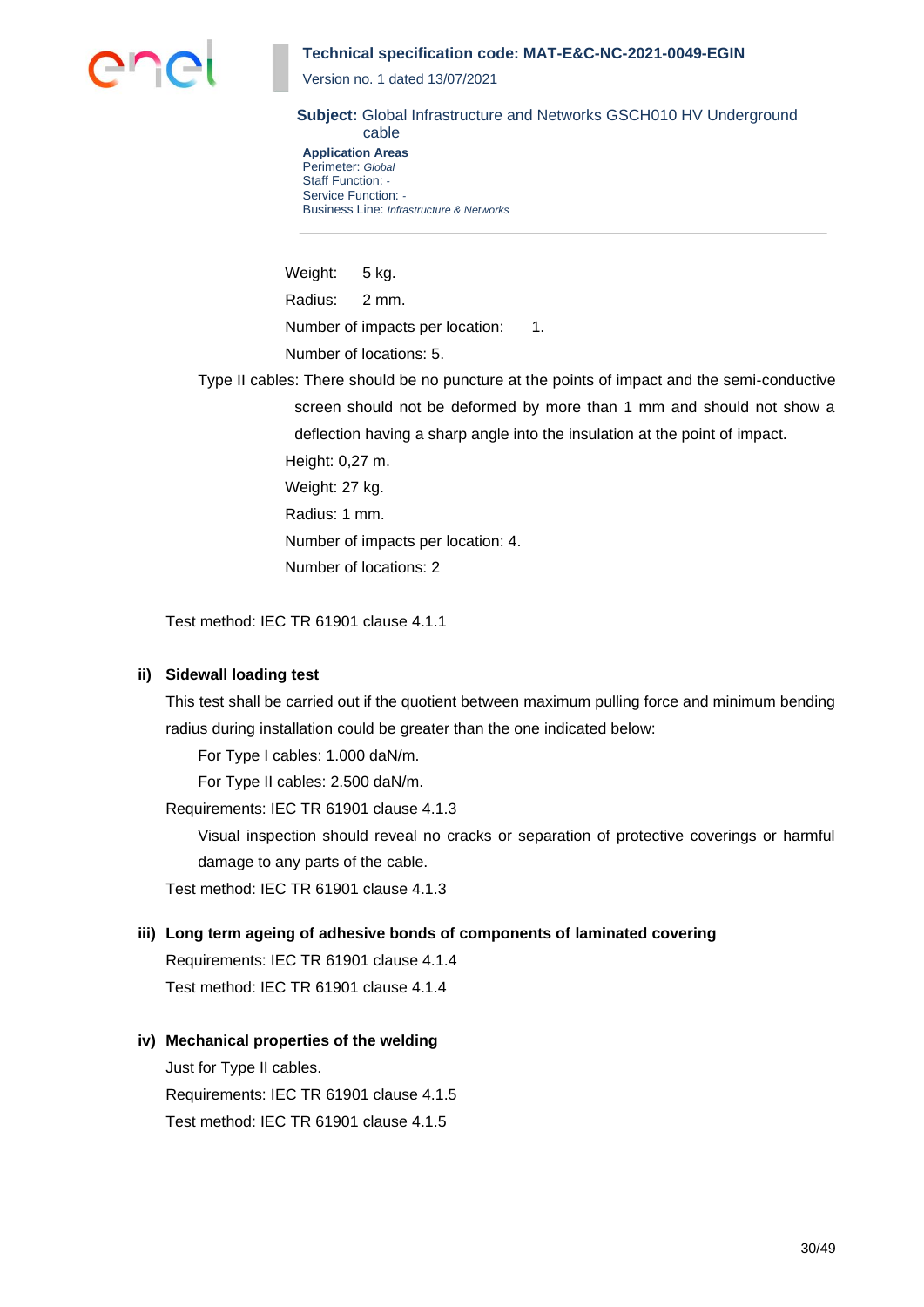Weight: 5 kg.

Radius: 2 mm.

Number of impacts per location: 1.

Number of locations: 5.

Type II cables: There should be no puncture at the points of impact and the semi-conductive screen should not be deformed by more than 1 mm and should not show a deflection having a sharp angle into the insulation at the point of impact.

Height: 0,27 m.

Weight: 27 kg.

Radius: 1 mm.

Number of impacts per location: 4.

Number of locations: 2

Test method: IEC TR 61901 clause 4.1.1

**ii) Sidewall loading test**

This test shall be carried out if the quotient between maximum pulling force and minimum bending radius during installation could be greater than the one indicated below:

For Type I cables: 1.000 daN/m.

For Type II cables: 2.500 daN/m.

Requirements: IEC TR 61901 clause 4.1.3

Visual inspection should reveal no cracks or separation of protective coverings or harmful damage to any parts of the cable.

Test method: IEC TR 61901 clause 4.1.3

**iii) Long term ageing of adhesive bonds of components of laminated covering**

Requirements: IEC TR 61901 clause 4.1.4

Test method: IEC TR 61901 clause 4.1.4

**iv) Mechanical properties of the welding**

Just for Type II cables.

Requirements: IEC TR 61901 clause 4.1.5

Test method: IEC TR 61901 clause 4.1.5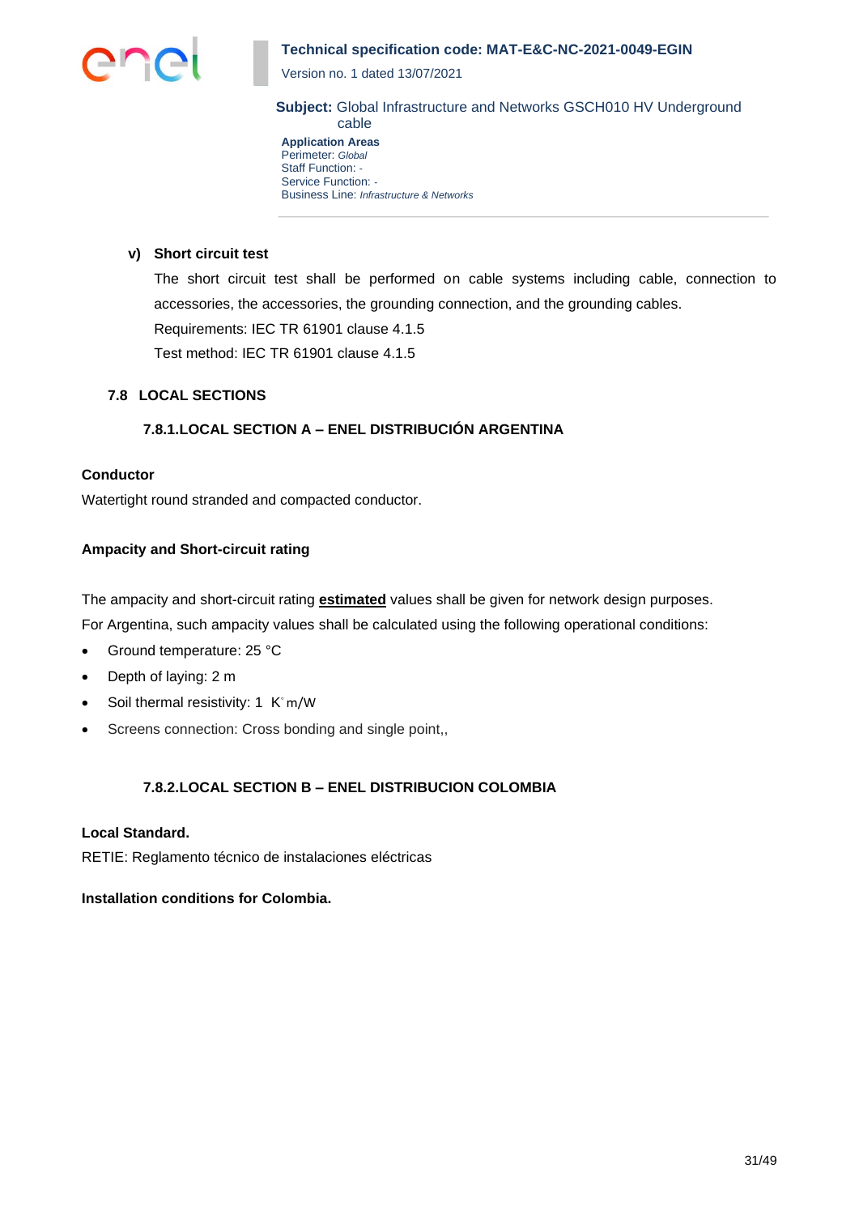**v) Short circuit test**

The short circuit test shall be performed on cable systems including cable, connection to accessories, the accessories, the grounding connection, and the grounding cables.

Requirements: IEC TR 61901 clause 4.1.5

Test method: IEC TR 61901 clause 4.1.5

## 7.8 LOCAL SECTIONS

### 7.8.1.LOCAL SECTION A – ENEL DISTRIBUCIÓN ARGENTINA

**Conductor**

Watertight round stranded and compacted conductor.

**Ampacity and Short-circuit rating**

The ampacity and short-circuit rating **estimated** values shall be given for network design purposes.

For Argentina, such ampacity values shall be calculated using the following operational conditions:

- Ground temperature: 25 °C
- Depth of laying: 2 m
- Soil thermal resistivity: 1 K˚m/W
- Screens connection: Cross bonding and single point,,

### 7.8.2.LOCAL SECTION B – ENEL DISTRIBUCION COLOMBIA

**Local Standard.**

RETIE: Reglamento técnico de instalaciones eléctricas

**Installation conditions for Colombia.**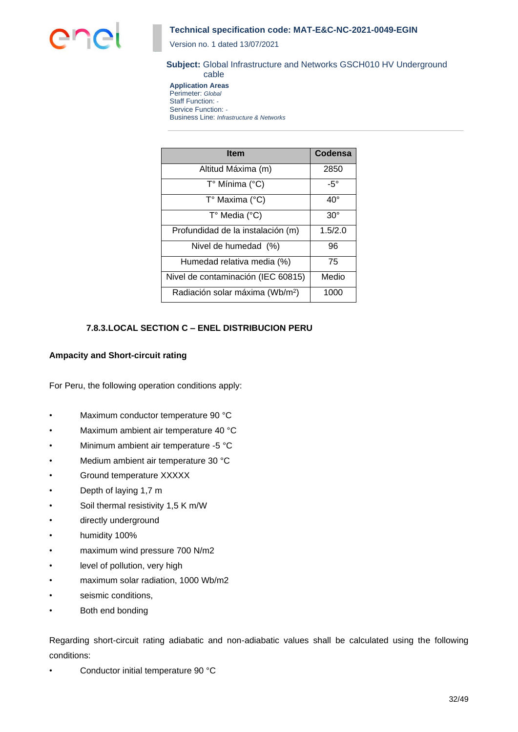| Item | Codensa |
| --- | --- |
| Altitud Máxima (m) | 2850 |
| T° Mínima (°C) | -5° |
| T° Maxima (°C) | 40° |
| T° Media (°C) | 30° |
| Profundidad de la instalación (m) | 1.5/2.0 |
| Nivel de humedad (%) | 96 |
| Humedad relativa media (%) | 75 |
| Nivel de contaminación (IEC 60815) | Medio |
| Radiación solar máxima (Wb/m$^2$) | 1000 |

### 7.8.3. LOCAL SECTION C – ENEL DISTRIBUCION PERU

**Ampacity and Short-circuit rating**

For Peru, the following operation conditions apply:

- Maximum conductor temperature 90 °C
- Maximum ambient air temperature 40 °C
- Minimum ambient air temperature -5 °C
- Medium ambient air temperature 30 °C
- Ground temperature XXXXX
- Depth of laying 1,7 m
- Soil thermal resistivity 1,5 K m/W
- directly underground
- humidity 100%
- maximum wind pressure 700 N/m2
- level of pollution, very high
- maximum solar radiation, 1000 Wb/m2
- seismic conditions,
- Both end bonding

Regarding short-circuit rating adiabatic and non-adiabatic values shall be calculated using the following conditions:

- Conductor initial temperature 90 °C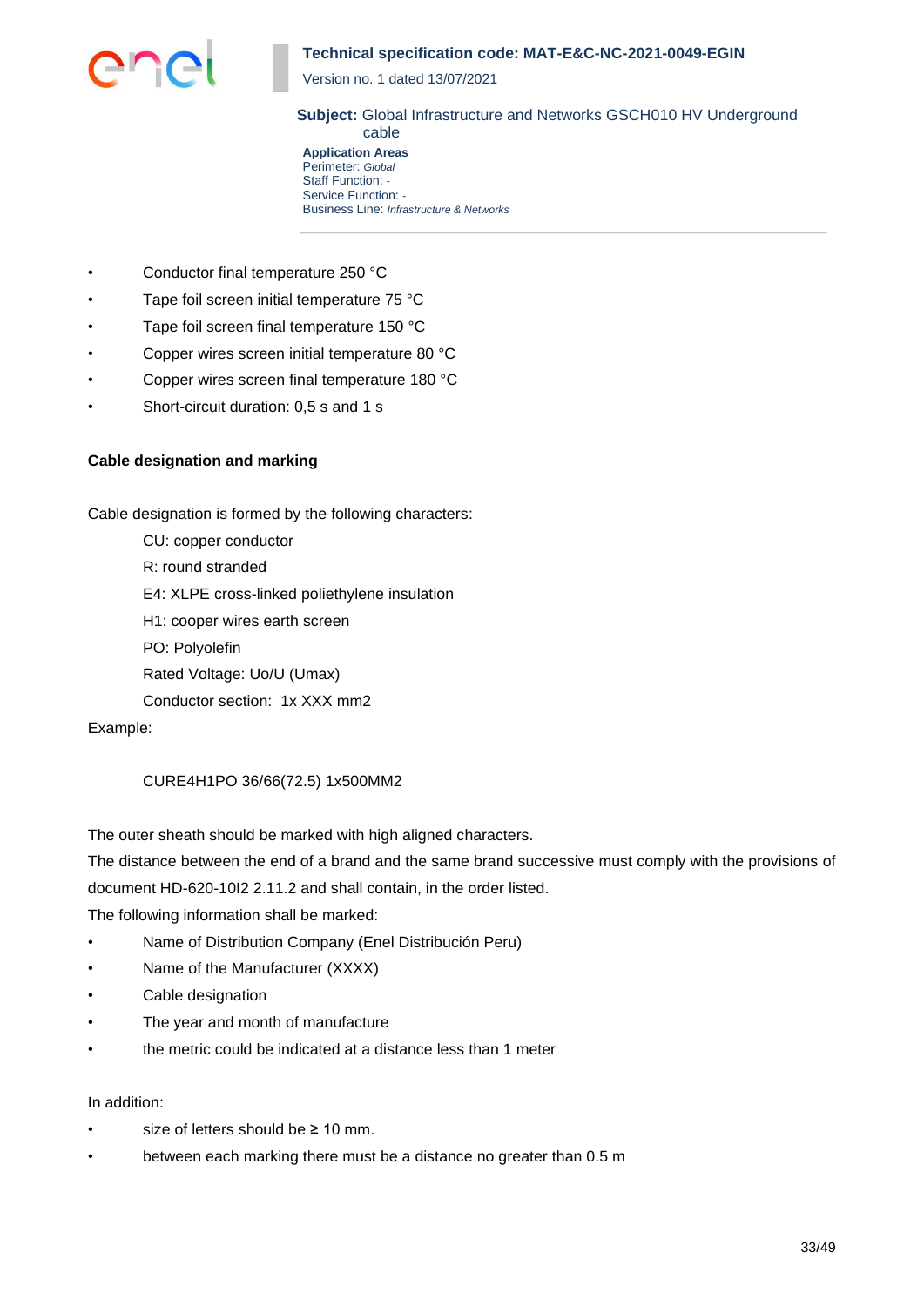- Conductor final temperature 250 °C
- Tape foil screen initial temperature 75 °C
- Tape foil screen final temperature 150 °C
- Copper wires screen initial temperature 80 °C
- Copper wires screen final temperature 180 °C
- Short-circuit duration: 0,5 s and 1 s

**Cable designation and marking**

Cable designation is formed by the following characters:

CU: copper conductor

R: round stranded

E4: XLPE cross-linked poliethylene insulation

H1: cooper wires earth screen

PO: Polyolefin

Rated Voltage: Uo/U (Umax)

Conductor section: 1x XXX mm2

Example:

CURE4H1PO 36/66(72.5) 1x500MM2

The outer sheath should be marked with high aligned characters.

The distance between the end of a brand and the same brand successive must comply with the provisions of document HD-620-10I2 2.11.2 and shall contain, in the order listed.

The following information shall be marked:

- Name of Distribution Company (Enel Distribución Peru)
- Name of the Manufacturer (XXXX)
- Cable designation
- The year and month of manufacture
- the metric could be indicated at a distance less than 1 meter

In addition:

- size of letters should be ≥ 10 mm.
- between each marking there must be a distance no greater than 0.5 m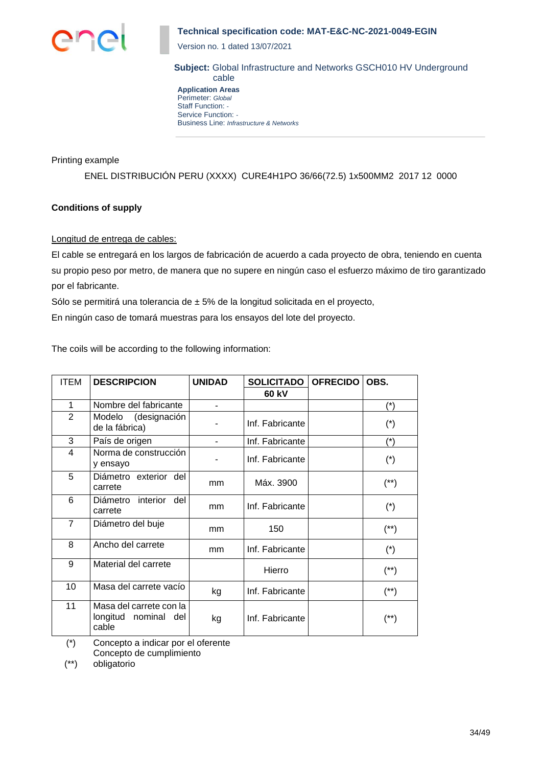Printing example

ENEL DISTRIBUCIÓN PERU (XXXX) CURE4H1PO 36/66(72.5) 1x500MM2 2017 12 0000

**Conditions of supply**

Longitud de entrega de cables:

El cable se entregará en los largos de fabricación de acuerdo a cada proyecto de obra, teniendo en cuenta su propio peso por metro, de manera que no supere en ningún caso el esfuerzo máximo de tiro garantizado por el fabricante.

Sólo se permitirá una tolerancia de ± 5% de la longitud solicitada en el proyecto,

En ningún caso de tomará muestras para los ensayos del lote del proyecto.

The coils will be according to the following information:

| ITEM | **DESCRIPCION** | **UNIDAD** | **SOLICITADO 60 kV** | **OFRECIDO** | **OBS.** |
|---|---|---|---|---|---|
| 1 | Nombre del fabricante | - | | | (*) |
| 2 | Modelo (designación de la fábrica) | - | Inf. Fabricante | | (*) |
| 3 | País de origen | - | Inf. Fabricante | | (*) |
| 4 | Norma de construcción y ensayo | - | Inf. Fabricante | | (*) |
| 5 | Diámetro exterior del carrete | mm | Máx. 3900 | | (**) |
| 6 | Diámetro interior del carrete | mm | Inf. Fabricante | | (*) |
| 7 | Diámetro del buje | mm | 150 | | (**) |
| 8 | Ancho del carrete | mm | Inf. Fabricante | | (*) |
| 9 | Material del carrete | | Hierro | | (**) |
| 10 | Masa del carrete vacío | kg | Inf. Fabricante | | (**) |
| 11 | Masa del carrete con la longitud nominal del cable | kg | Inf. Fabricante | | (**) |

(*) Concepto a indicar por el oferente

(**) Concepto de cumplimiento obligatorio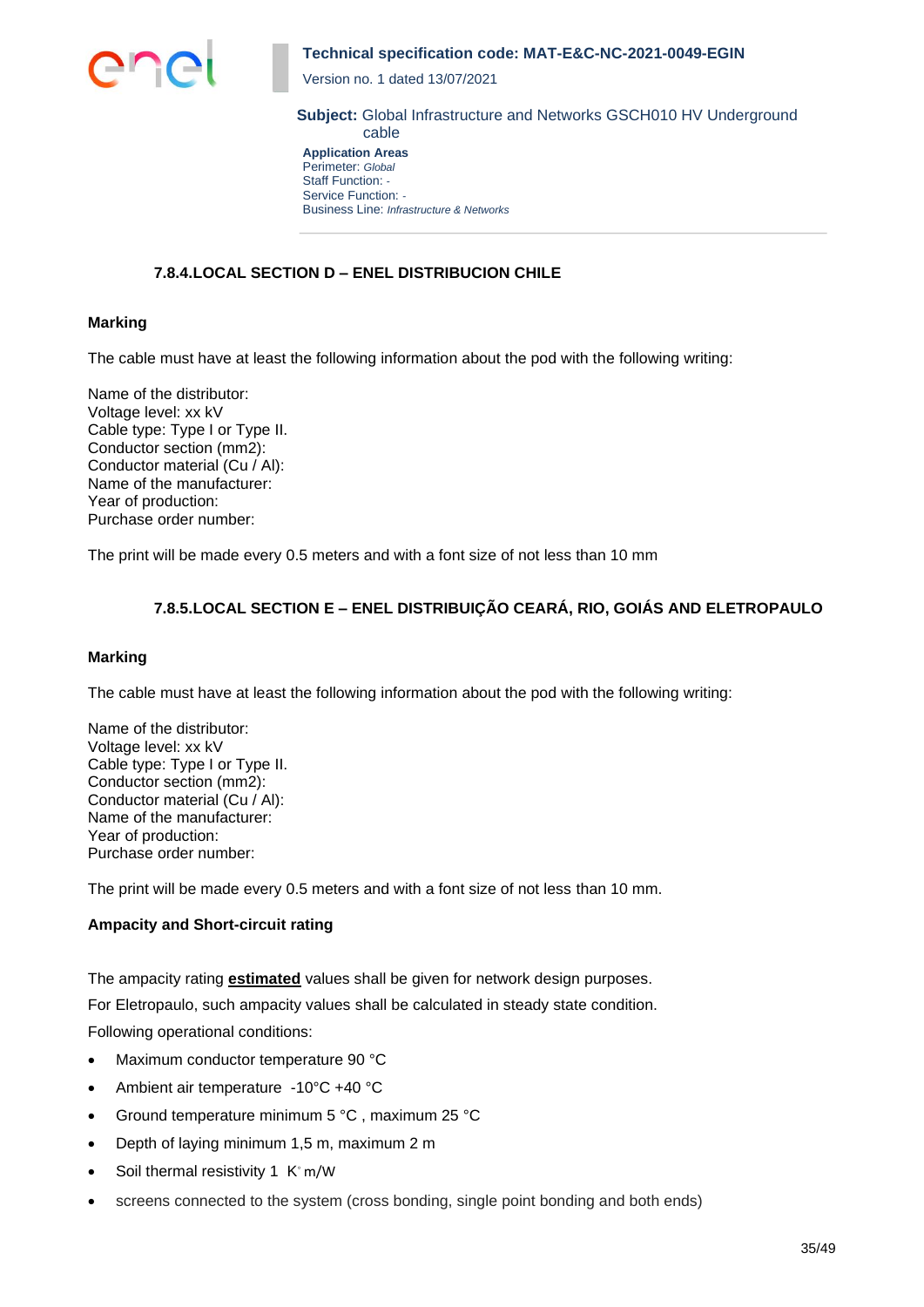### 7.8.4. LOCAL SECTION D – ENEL DISTRIBUCION CHILE

**Marking**

The cable must have at least the following information about the pod with the following writing:

Name of the distributor:
Voltage level: xx kV
Cable type: Type I or Type II.
Conductor section (mm2):
Conductor material (Cu / Al):
Name of the manufacturer:
Year of production:
Purchase order number:

The print will be made every 0.5 meters and with a font size of not less than 10 mm

### 7.8.5. LOCAL SECTION E – ENEL DISTRIBUIÇÃO CEARÁ, RIO, GOIÁS AND ELETROPAULO

**Marking**

The cable must have at least the following information about the pod with the following writing:

Name of the distributor:
Voltage level: xx kV
Cable type: Type I or Type II.
Conductor section (mm2):
Conductor material (Cu / Al):
Name of the manufacturer:
Year of production:
Purchase order number:

The print will be made every 0.5 meters and with a font size of not less than 10 mm.

**Ampacity and Short-circuit rating**

The ampacity rating **estimated** values shall be given for network design purposes.

For Eletropaulo, such ampacity values shall be calculated in steady state condition.

Following operational conditions:

- Maximum conductor temperature 90 °C
- Ambient air temperature -10°C +40 °C
- Ground temperature minimum 5 °C , maximum 25 °C
- Depth of laying minimum 1,5 m, maximum 2 m
- Soil thermal resistivity 1 K° m/W
- screens connected to the system (cross bonding, single point bonding and both ends)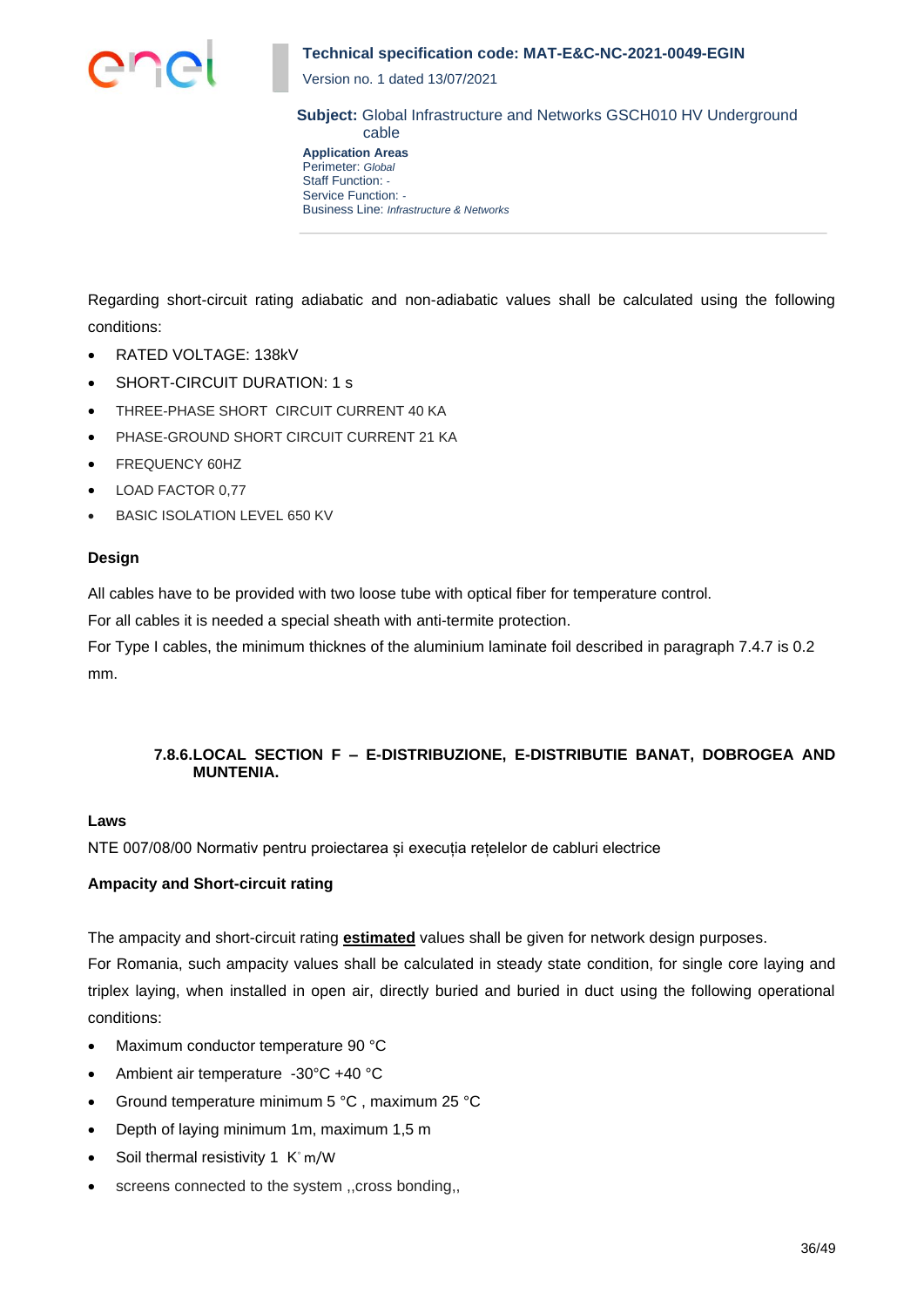Regarding short-circuit rating adiabatic and non-adiabatic values shall be calculated using the following conditions:

- RATED VOLTAGE: 138kV
- SHORT-CIRCUIT DURATION: 1 s
- THREE-PHASE SHORT CIRCUIT CURRENT 40 KA
- PHASE-GROUND SHORT CIRCUIT CURRENT 21 KA
- FREQUENCY 60HZ
- LOAD FACTOR 0,77
- BASIC ISOLATION LEVEL 650 KV

**Design**

All cables have to be provided with two loose tube with optical fiber for temperature control.

For all cables it is needed a special sheath with anti-termite protection.

For Type I cables, the minimum thicknes of the aluminium laminate foil described in paragraph 7.4.7 is 0.2 mm.

### 7.8.6. LOCAL SECTION F – E-DISTRIBUZIONE, E-DISTRIBUTIE BANAT, DOBROGEA AND MUNTENIA.

**Laws**

NTE 007/08/00 Normativ pentru proiectarea și execuția rețelelor de cabluri electrice

**Ampacity and Short-circuit rating**

The ampacity and short-circuit rating **estimated** values shall be given for network design purposes.

For Romania, such ampacity values shall be calculated in steady state condition, for single core laying and triplex laying, when installed in open air, directly buried and buried in duct using the following operational conditions:

- Maximum conductor temperature 90 °C
- Ambient air temperature -30°C +40 °C
- Ground temperature minimum 5 °C , maximum 25 °C
- Depth of laying minimum 1m, maximum 1,5 m
- Soil thermal resistivity 1 K° m/W
- screens connected to the system ,,cross bonding,,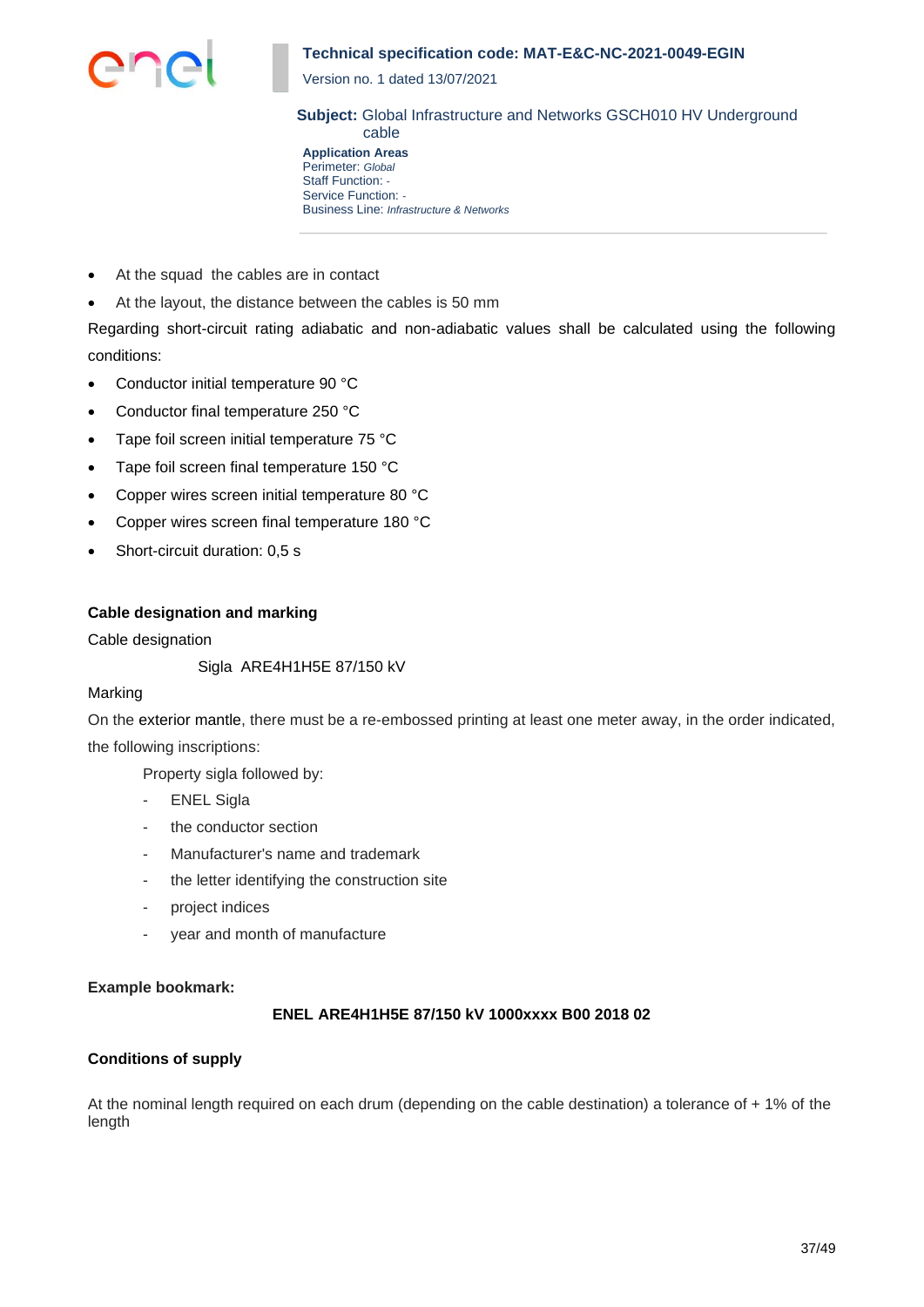- At the squad  the cables are in contact
- At the layout, the distance between the cables is 50 mm

Regarding short-circuit rating adiabatic and non-adiabatic values shall be calculated using the following conditions:

- Conductor initial temperature 90 °C
- Conductor final temperature 250 °C
- Tape foil screen initial temperature 75 °C
- Tape foil screen final temperature 150 °C
- Copper wires screen initial temperature 80 °C
- Copper wires screen final temperature 180 °C
- Short-circuit duration: 0,5 s

**Cable designation and marking**

Cable designation

Sigla  ARE4H1H5E 87/150 kV

Marking

On the exterior mantle, there must be a re-embossed printing at least one meter away, in the order indicated, the following inscriptions:

Property sigla followed by:

- ENEL Sigla
- the conductor section
- Manufacturer's name and trademark
- the letter identifying the construction site
- project indices
- year and month of manufacture

**Example bookmark:**

**ENEL ARE4H1H5E 87/150 kV 1000xxxx B00 2018 02**

**Conditions of supply**

At the nominal length required on each drum (depending on the cable destination) a tolerance of + 1% of the length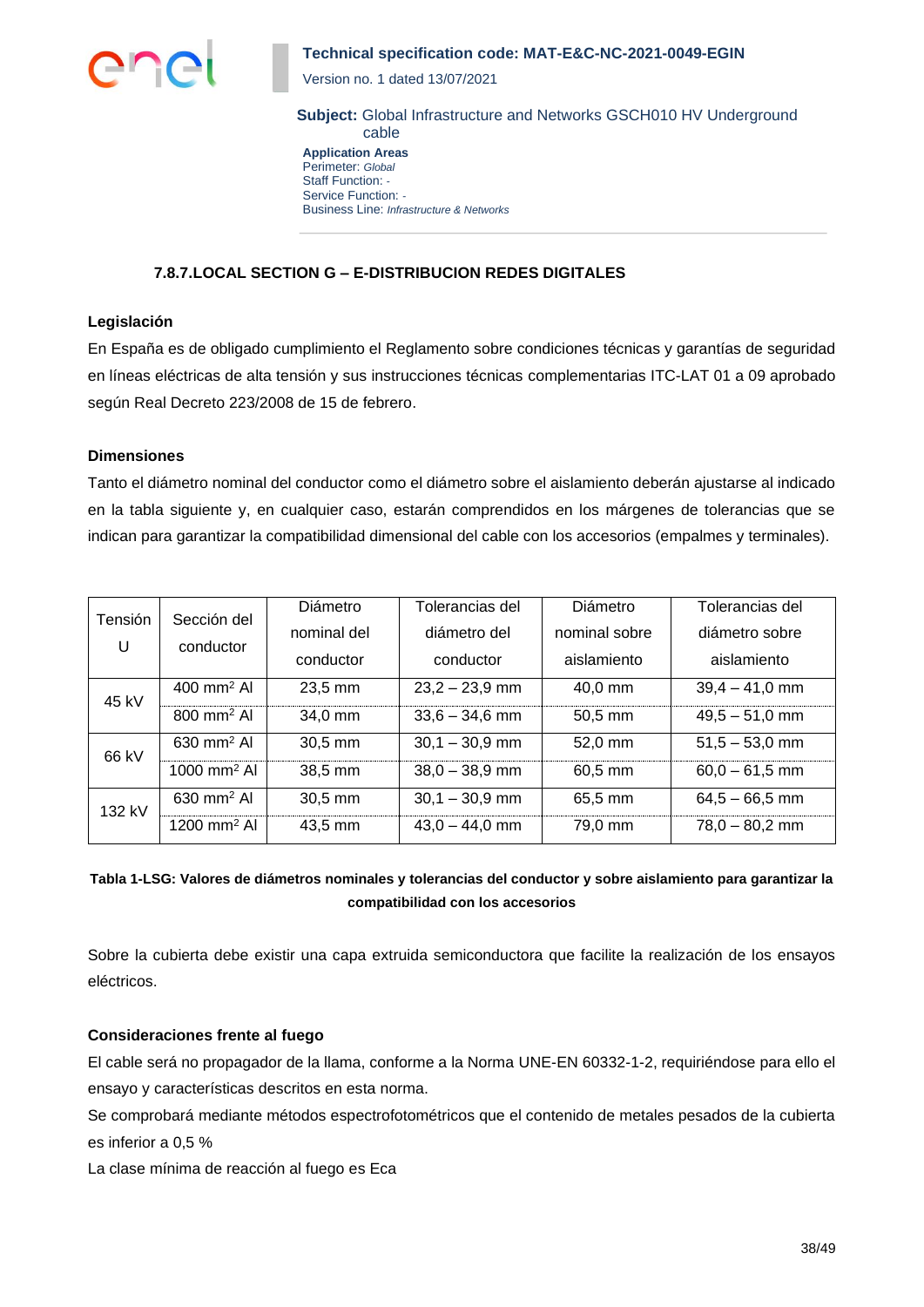### 7.8.7.LOCAL SECTION G – E-DISTRIBUCION REDES DIGITALES

**Legislación**

En España es de obligado cumplimiento el Reglamento sobre condiciones técnicas y garantías de seguridad en líneas eléctricas de alta tensión y sus instrucciones técnicas complementarias ITC-LAT 01 a 09 aprobado según Real Decreto 223/2008 de 15 de febrero.

**Dimensiones**

Tanto el diámetro nominal del conductor como el diámetro sobre el aislamiento deberán ajustarse al indicado en la tabla siguiente y, en cualquier caso, estarán comprendidos en los márgenes de tolerancias que se indican para garantizar la compatibilidad dimensional del cable con los accesorios (empalmes y terminales).

| Tensión U | Sección del conductor | Diámetro nominal del conductor | Tolerancias del diámetro del conductor | Diámetro nominal sobre aislamiento | Tolerancias del diámetro sobre aislamiento |
|---|---|---|---|---|---|
| 45 kV | 400 mm² Al | 23,5 mm | 23,2 – 23,9 mm | 40,0 mm | 39,4 – 41,0 mm |
| | 800 mm² Al | 34,0 mm | 33,6 – 34,6 mm | 50,5 mm | 49,5 – 51,0 mm |
| 66 kV | 630 mm² Al | 30,5 mm | 30,1 – 30,9 mm | 52,0 mm | 51,5 – 53,0 mm |
| | 1000 mm² Al | 38,5 mm | 38,0 – 38,9 mm | 60,5 mm | 60,0 – 61,5 mm |
| 132 kV | 630 mm² Al | 30,5 mm | 30,1 – 30,9 mm | 65,5 mm | 64,5 – 66,5 mm |
| | 1200 mm² Al | 43,5 mm | 43,0 – 44,0 mm | 79,0 mm | 78,0 – 80,2 mm |

**Tabla 1-LSG: Valores de diámetros nominales y tolerancias del conductor y sobre aislamiento para garantizar la compatibilidad con los accesorios**

Sobre la cubierta debe existir una capa extruida semiconductora que facilite la realización de los ensayos eléctricos.

**Consideraciones frente al fuego**

El cable será no propagador de la llama, conforme a la Norma UNE-EN 60332-1-2, requiriéndose para ello el ensayo y características descritos en esta norma.

Se comprobará mediante métodos espectrofotométricos que el contenido de metales pesados de la cubierta es inferior a 0,5 %

La clase mínima de reacción al fuego es Eca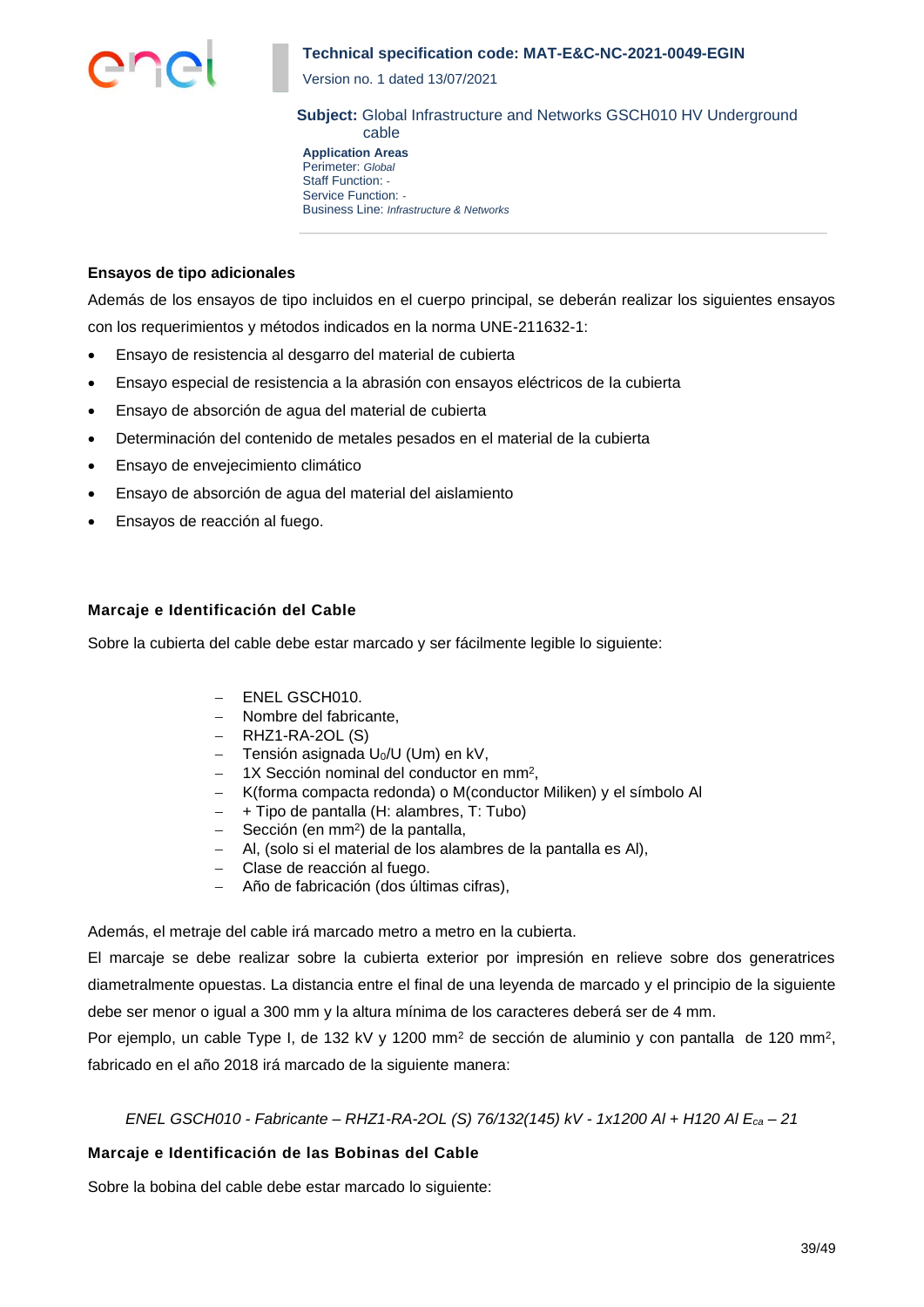**Ensayos de tipo adicionales**

Además de los ensayos de tipo incluidos en el cuerpo principal, se deberán realizar los siguientes ensayos con los requerimientos y métodos indicados en la norma UNE-211632-1:

- Ensayo de resistencia al desgarro del material de cubierta
- Ensayo especial de resistencia a la abrasión con ensayos eléctricos de la cubierta
- Ensayo de absorción de agua del material de cubierta
- Determinación del contenido de metales pesados en el material de la cubierta
- Ensayo de envejecimiento climático
- Ensayo de absorción de agua del material del aislamiento
- Ensayos de reacción al fuego.

**Marcaje e Identificación del Cable**

Sobre la cubierta del cable debe estar marcado y ser fácilmente legible lo siguiente:

- ENEL GSCH010.
- Nombre del fabricante,
- RHZ1-RA-2OL (S)
- Tensión asignada $U_0/U$ (Um) en kV,
- 1X Sección nominal del conductor en mm$^2$,
- K(forma compacta redonda) o M(conductor Miliken) y el símbolo Al
- \+ Tipo de pantalla (H: alambres, T: Tubo)
- Sección (en mm$^2$) de la pantalla,
- Al, (solo si el material de los alambres de la pantalla es Al),
- Clase de reacción al fuego.
- Año de fabricación (dos últimas cifras),

Además, el metraje del cable irá marcado metro a metro en la cubierta.

El marcaje se debe realizar sobre la cubierta exterior por impresión en relieve sobre dos generatrices diametralmente opuestas. La distancia entre el final de una leyenda de marcado y el principio de la siguiente debe ser menor o igual a 300 mm y la altura mínima de los caracteres deberá ser de 4 mm.

Por ejemplo, un cable Type I, de 132 kV y 1200 mm$^2$ de sección de aluminio y con pantalla de 120 mm$^2$, fabricado en el año 2018 irá marcado de la siguiente manera:

*ENEL GSCH010 - Fabricante – RHZ1-RA-2OL (S) 76/132(145) kV - 1x1200 Al + H120 Al* $E_{ca}$ *– 21*

**Marcaje e Identificación de las Bobinas del Cable**

Sobre la bobina del cable debe estar marcado lo siguiente: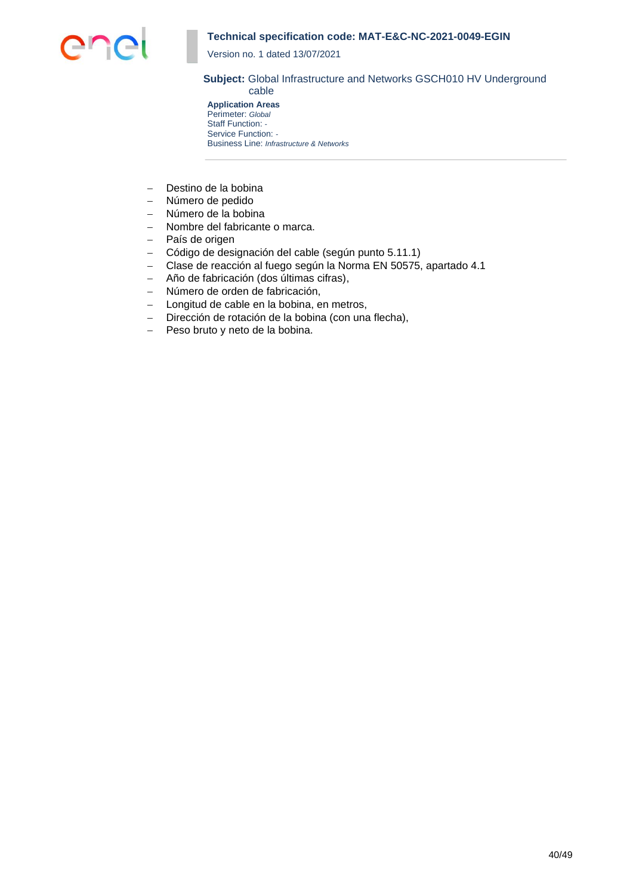- Destino de la bobina
- Número de pedido
- Número de la bobina
- Nombre del fabricante o marca.
- País de origen
- Código de designación del cable (según punto 5.11.1)
- Clase de reacción al fuego según la Norma EN 50575, apartado 4.1
- Año de fabricación (dos últimas cifras),
- Número de orden de fabricación,
- Longitud de cable en la bobina, en metros,
- Dirección de rotación de la bobina (con una flecha),
- Peso bruto y neto de la bobina.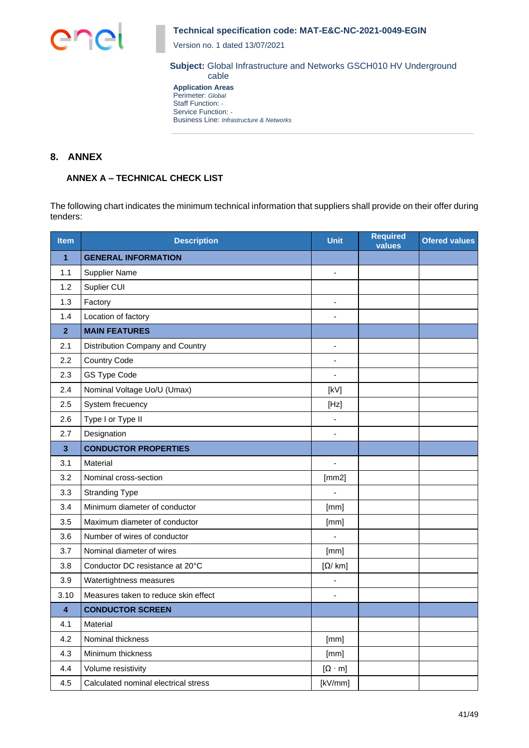## 8. ANNEX

### ANNEX A – TECHNICAL CHECK LIST

The following chart indicates the minimum technical information that suppliers shall provide on their offer during tenders:

| Item | Description | Unit | Required values | Ofered values |
|---|---|---|---|---|
| **1** | **GENERAL INFORMATION** | | | |
| 1.1 | Supplier Name | - | | |
| 1.2 | Suplier CUI | | | |
| 1.3 | Factory | - | | |
| 1.4 | Location of factory | - | | |
| **2** | **MAIN FEATURES** | | | |
| 2.1 | Distribution Company and Country | - | | |
| 2.2 | Country Code | - | | |
| 2.3 | GS Type Code | - | | |
| 2.4 | Nominal Voltage Uo/U (Umax) | [kV] | | |
| 2.5 | System frecuency | [Hz] | | |
| 2.6 | Type I or Type II | - | | |
| 2.7 | Designation | - | | |
| **3** | **CONDUCTOR PROPERTIES** | | | |
| 3.1 | Material | - | | |
| 3.2 | Nominal cross-section | [mm2] | | |
| 3.3 | Stranding Type | - | | |
| 3.4 | Minimum diameter of conductor | [mm] | | |
| 3.5 | Maximum diameter of conductor | [mm] | | |
| 3.6 | Number of wires of conductor | - | | |
| 3.7 | Nominal diameter of wires | [mm] | | |
| 3.8 | Conductor DC resistance at 20°C | [Ω/ km] | | |
| 3.9 | Watertightness measures | - | | |
| 3.10 | Measures taken to reduce skin effect | - | | |
| **4** | **CONDUCTOR SCREEN** | | | |
| 4.1 | Material | | | |
| 4.2 | Nominal thickness | [mm] | | |
| 4.3 | Minimum thickness | [mm] | | |
| 4.4 | Volume resistivity | [Ω · m] | | |
| 4.5 | Calculated nominal electrical stress | [kV/mm] | | |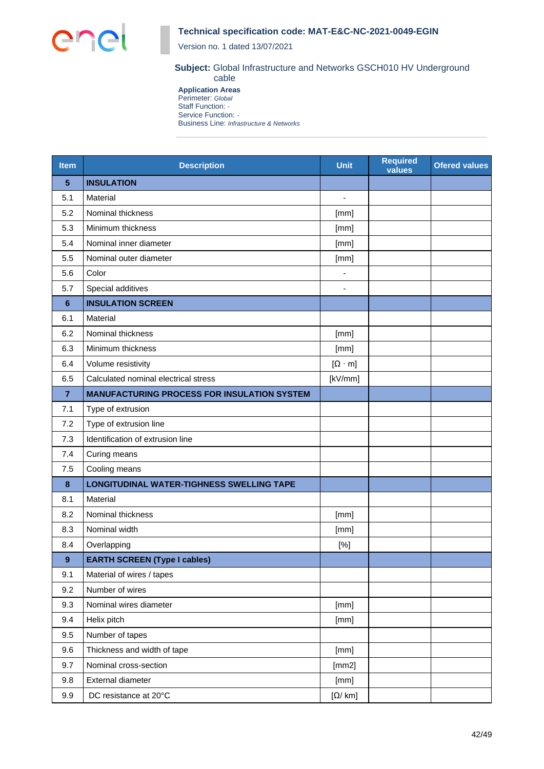**Technical specification code: MAT-E&C-NC-2021-0049-EGIN**

Version no. 1 dated 13/07/2021

**Subject:** Global Infrastructure and Networks GSCH010 HV Underground cable

**Application Areas**
Perimeter: *Global*
Staff Function: -
Service Function: -
Business Line: *Infrastructure & Networks*

| Item | Description | Unit | Required values | Ofered values |
|---|---|---|---|---|
| **5** | **INSULATION** | | | |
| 5.1 | Material | - | | |
| 5.2 | Nominal thickness | [mm] | | |
| 5.3 | Minimum thickness | [mm] | | |
| 5.4 | Nominal inner diameter | [mm] | | |
| 5.5 | Nominal outer diameter | [mm] | | |
| 5.6 | Color | - | | |
| 5.7 | Special additives | - | | |
| **6** | **INSULATION SCREEN** | | | |
| 6.1 | Material | | | |
| 6.2 | Nominal thickness | [mm] | | |
| 6.3 | Minimum thickness | [mm] | | |
| 6.4 | Volume resistivity | [Ω · m] | | |
| 6.5 | Calculated nominal electrical stress | [kV/mm] | | |
| **7** | **MANUFACTURING PROCESS FOR INSULATION SYSTEM** | | | |
| 7.1 | Type of extrusion | | | |
| 7.2 | Type of extrusion line | | | |
| 7.3 | Identification of extrusion line | | | |
| 7.4 | Curing means | | | |
| 7.5 | Cooling means | | | |
| **8** | **LONGITUDINAL WATER-TIGHNESS SWELLING TAPE** | | | |
| 8.1 | Material | | | |
| 8.2 | Nominal thickness | [mm] | | |
| 8.3 | Nominal width | [mm] | | |
| 8.4 | Overlapping | [%] | | |
| **9** | **EARTH SCREEN (Type I cables)** | | | |
| 9.1 | Material of wires / tapes | | | |
| 9.2 | Number of wires | | | |
| 9.3 | Nominal wires diameter | [mm] | | |
| 9.4 | Helix pitch | [mm] | | |
| 9.5 | Number of tapes | | | |
| 9.6 | Thickness and width of tape | [mm] | | |
| 9.7 | Nominal cross-section | [mm2] | | |
| 9.8 | External diameter | [mm] | | |
| 9.9 | DC resistance at 20°C | [Ω/ km] | | |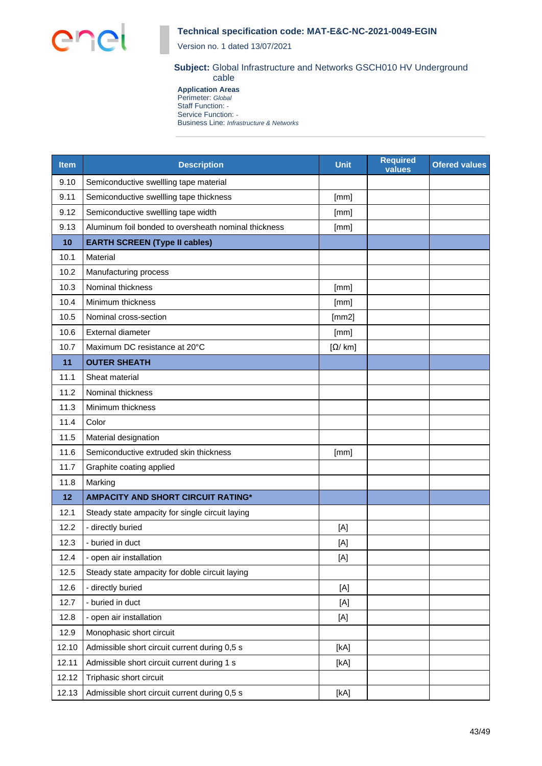| Item | Description | Unit | Required values | Ofered values |
|---|---|---|---|---|
| 9.10 | Semiconductive swellling tape material | | | |
| 9.11 | Semiconductive swellling tape thickness | [mm] | | |
| 9.12 | Semiconductive swellling tape width | [mm] | | |
| 9.13 | Aluminum foil bonded to oversheath nominal thickness | [mm] | | |
| **10** | **EARTH SCREEN (Type II cables)** | | | |
| 10.1 | Material | | | |
| 10.2 | Manufacturing process | | | |
| 10.3 | Nominal thickness | [mm] | | |
| 10.4 | Minimum thickness | [mm] | | |
| 10.5 | Nominal cross-section | [mm2] | | |
| 10.6 | External diameter | [mm] | | |
| 10.7 | Maximum DC resistance at 20°C | [Ω/ km] | | |
| **11** | **OUTER SHEATH** | | | |
| 11.1 | Sheat material | | | |
| 11.2 | Nominal thickness | | | |
| 11.3 | Minimum thickness | | | |
| 11.4 | Color | | | |
| 11.5 | Material designation | | | |
| 11.6 | Semiconductive extruded skin thickness | [mm] | | |
| 11.7 | Graphite coating applied | | | |
| 11.8 | Marking | | | |
| **12** | **AMPACITY AND SHORT CIRCUIT RATING*** | | | |
| 12.1 | Steady state ampacity for single circuit laying | | | |
| 12.2 | - directly buried | [A] | | |
| 12.3 | - buried in duct | [A] | | |
| 12.4 | - open air installation | [A] | | |
| 12.5 | Steady state ampacity for doble circuit laying | | | |
| 12.6 | - directly buried | [A] | | |
| 12.7 | - buried in duct | [A] | | |
| 12.8 | - open air installation | [A] | | |
| 12.9 | Monophasic short circuit | | | |
| 12.10 | Admissible short circuit current during 0,5 s | [kA] | | |
| 12.11 | Admissible short circuit current during 1 s | [kA] | | |
| 12.12 | Triphasic short circuit | | | |
| 12.13 | Admissible short circuit current during 0,5 s | [kA] | | |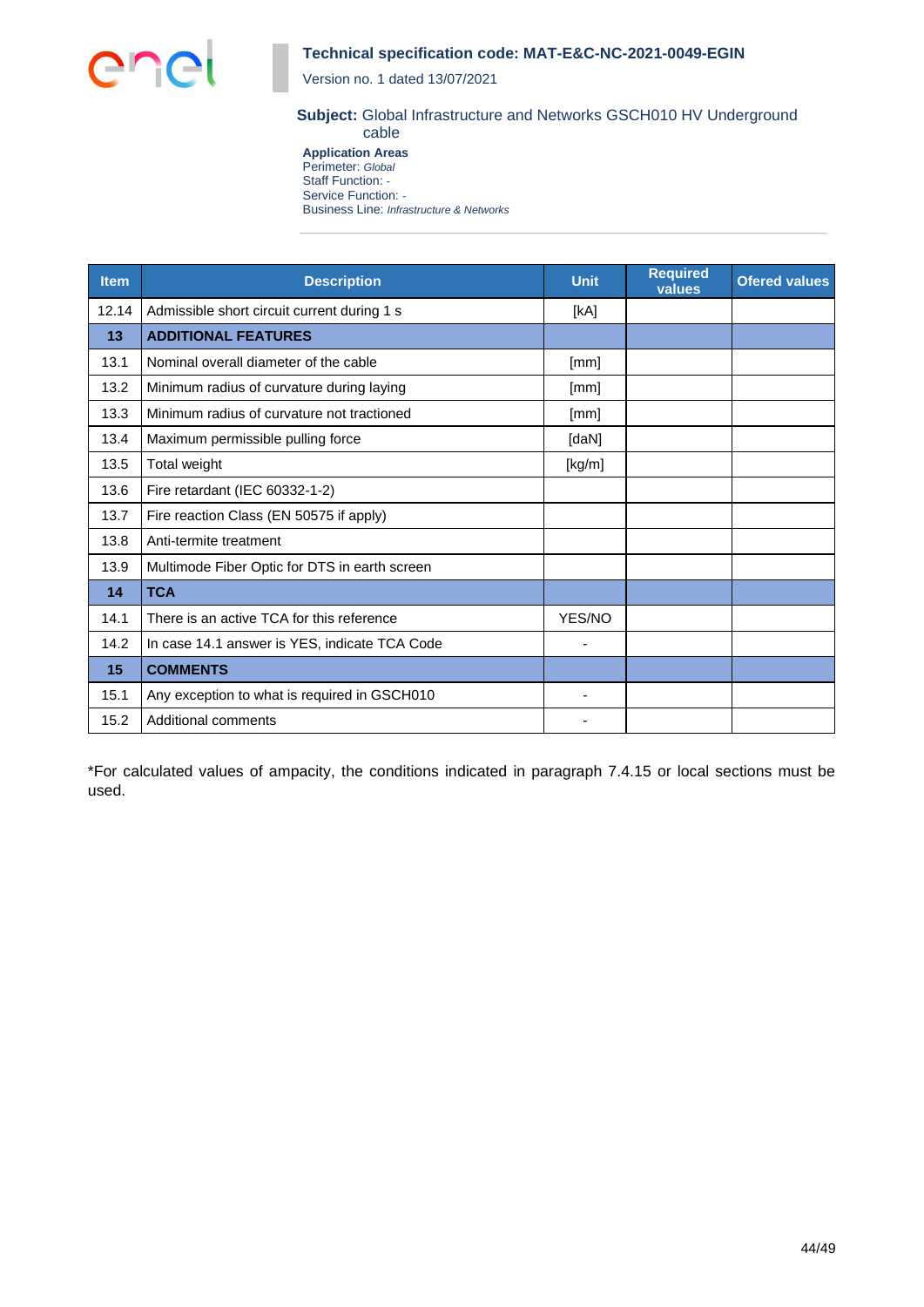| Item | Description | Unit | Required values | Ofered values |
|---|---|---|---|---|
| 12.14 | Admissible short circuit current during 1 s | [kA] | | |
| **13** | **ADDITIONAL FEATURES** | | | |
| 13.1 | Nominal overall diameter of the cable | [mm] | | |
| 13.2 | Minimum radius of curvature during laying | [mm] | | |
| 13.3 | Minimum radius of curvature not tractioned | [mm] | | |
| 13.4 | Maximum permissible pulling force | [daN] | | |
| 13.5 | Total weight | [kg/m] | | |
| 13.6 | Fire retardant (IEC 60332-1-2) | | | |
| 13.7 | Fire reaction Class (EN 50575 if apply) | | | |
| 13.8 | Anti-termite treatment | | | |
| 13.9 | Multimode Fiber Optic for DTS in earth screen | | | |
| **14** | **TCA** | | | |
| 14.1 | There is an active TCA for this reference | YES/NO | | |
| 14.2 | In case 14.1 answer is YES, indicate TCA Code | - | | |
| **15** | **COMMENTS** | | | |
| 15.1 | Any exception to what is required in GSCH010 | - | | |
| 15.2 | Additional comments | - | | |

*For calculated values of ampacity, the conditions indicated in paragraph 7.4.15 or local sections must be used.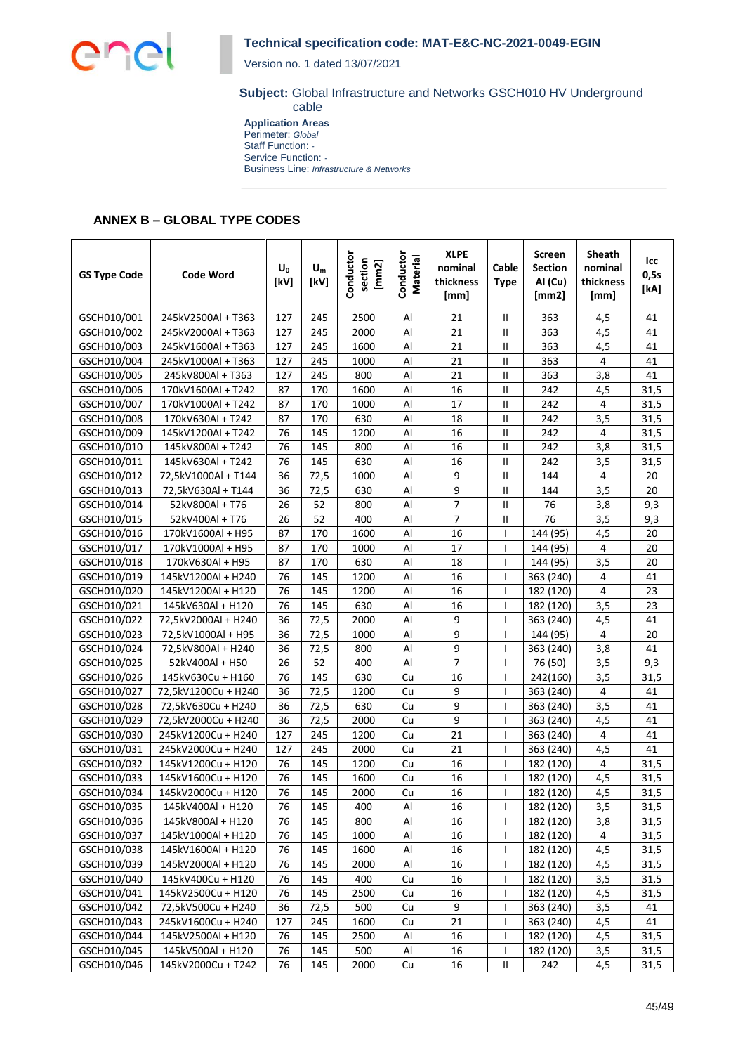## ANNEX B – GLOBAL TYPE CODES

| GS Type Code | Code Word | $U_0$ [kV] | $U_m$ [kV] | Conductor section [mm2] | Conductor Material | XLPE nominal thickness [mm] | Cable Type | Screen Section Al (Cu) [mm2] | Sheath nominal thickness [mm] | Icc 0,5s [kA] |
|---|---|---|---|---|---|---|---|---|---|---|
| GSCH010/001 | 245kV2500Al + T363 | 127 | 245 | 2500 | Al | 21 | II | 363 | 4,5 | 41 |
| GSCH010/002 | 245kV2000Al + T363 | 127 | 245 | 2000 | Al | 21 | II | 363 | 4,5 | 41 |
| GSCH010/003 | 245kV1600Al + T363 | 127 | 245 | 1600 | Al | 21 | II | 363 | 4,5 | 41 |
| GSCH010/004 | 245kV1000Al + T363 | 127 | 245 | 1000 | Al | 21 | II | 363 | 4 | 41 |
| GSCH010/005 | 245kV800Al + T363 | 127 | 245 | 800 | Al | 21 | II | 363 | 3,8 | 41 |
| GSCH010/006 | 170kV1600Al + T242 | 87 | 170 | 1600 | Al | 16 | II | 242 | 4,5 | 31,5 |
| GSCH010/007 | 170kV1000Al + T242 | 87 | 170 | 1000 | Al | 17 | II | 242 | 4 | 31,5 |
| GSCH010/008 | 170kV630Al + T242 | 87 | 170 | 630 | Al | 18 | II | 242 | 3,5 | 31,5 |
| GSCH010/009 | 145kV1200Al + T242 | 76 | 145 | 1200 | Al | 16 | II | 242 | 4 | 31,5 |
| GSCH010/010 | 145kV800Al + T242 | 76 | 145 | 800 | Al | 16 | II | 242 | 3,8 | 31,5 |
| GSCH010/011 | 145kV630Al + T242 | 76 | 145 | 630 | Al | 16 | II | 242 | 3,5 | 31,5 |
| GSCH010/012 | 72,5kV1000Al + T144 | 36 | 72,5 | 1000 | Al | 9 | II | 144 | 4 | 20 |
| GSCH010/013 | 72,5kV630Al + T144 | 36 | 72,5 | 630 | Al | 9 | II | 144 | 3,5 | 20 |
| GSCH010/014 | 52kV800Al + T76 | 26 | 52 | 800 | Al | 7 | II | 76 | 3,8 | 9,3 |
| GSCH010/015 | 52kV400Al + T76 | 26 | 52 | 400 | Al | 7 | II | 76 | 3,5 | 9,3 |
| GSCH010/016 | 170kV1600Al + H95 | 87 | 170 | 1600 | Al | 16 | I | 144 (95) | 4,5 | 20 |
| GSCH010/017 | 170kV1000Al + H95 | 87 | 170 | 1000 | Al | 17 | I | 144 (95) | 4 | 20 |
| GSCH010/018 | 170kV630Al + H95 | 87 | 170 | 630 | Al | 18 | I | 144 (95) | 3,5 | 20 |
| GSCH010/019 | 145kV1200Al + H240 | 76 | 145 | 1200 | Al | 16 | I | 363 (240) | 4 | 41 |
| GSCH010/020 | 145kV1200Al + H120 | 76 | 145 | 1200 | Al | 16 | I | 182 (120) | 4 | 23 |
| GSCH010/021 | 145kV630Al + H120 | 76 | 145 | 630 | Al | 16 | I | 182 (120) | 3,5 | 23 |
| GSCH010/022 | 72,5kV2000Al + H240 | 36 | 72,5 | 2000 | Al | 9 | I | 363 (240) | 4,5 | 41 |
| GSCH010/023 | 72,5kV1000Al + H95 | 36 | 72,5 | 1000 | Al | 9 | I | 144 (95) | 4 | 20 |
| GSCH010/024 | 72,5kV800Al + H240 | 36 | 72,5 | 800 | Al | 9 | I | 363 (240) | 3,8 | 41 |
| GSCH010/025 | 52kV400Al + H50 | 26 | 52 | 400 | Al | 7 | I | 76 (50) | 3,5 | 9,3 |
| GSCH010/026 | 145kV630Cu + H160 | 76 | 145 | 630 | Cu | 16 | I | 242(160) | 3,5 | 31,5 |
| GSCH010/027 | 72,5kV1200Cu + H240 | 36 | 72,5 | 1200 | Cu | 9 | I | 363 (240) | 4 | 41 |
| GSCH010/028 | 72,5kV630Cu + H240 | 36 | 72,5 | 630 | Cu | 9 | I | 363 (240) | 3,5 | 41 |
| GSCH010/029 | 72,5kV2000Cu + H240 | 36 | 72,5 | 2000 | Cu | 9 | I | 363 (240) | 4,5 | 41 |
| GSCH010/030 | 245kV1200Cu + H240 | 127 | 245 | 1200 | Cu | 21 | I | 363 (240) | 4 | 41 |
| GSCH010/031 | 245kV2000Cu + H240 | 127 | 245 | 2000 | Cu | 21 | I | 363 (240) | 4,5 | 41 |
| GSCH010/032 | 145kV1200Cu + H120 | 76 | 145 | 1200 | Cu | 16 | I | 182 (120) | 4 | 31,5 |
| GSCH010/033 | 145kV1600Cu + H120 | 76 | 145 | 1600 | Cu | 16 | I | 182 (120) | 4,5 | 31,5 |
| GSCH010/034 | 145kV2000Cu + H120 | 76 | 145 | 2000 | Cu | 16 | I | 182 (120) | 4,5 | 31,5 |
| GSCH010/035 | 145kV400Al + H120 | 76 | 145 | 400 | Al | 16 | I | 182 (120) | 3,5 | 31,5 |
| GSCH010/036 | 145kV800Al + H120 | 76 | 145 | 800 | Al | 16 | I | 182 (120) | 3,8 | 31,5 |
| GSCH010/037 | 145kV1000Al + H120 | 76 | 145 | 1000 | Al | 16 | I | 182 (120) | 4 | 31,5 |
| GSCH010/038 | 145kV1600Al + H120 | 76 | 145 | 1600 | Al | 16 | I | 182 (120) | 4,5 | 31,5 |
| GSCH010/039 | 145kV2000Al + H120 | 76 | 145 | 2000 | Al | 16 | I | 182 (120) | 4,5 | 31,5 |
| GSCH010/040 | 145kV400Cu + H120 | 76 | 145 | 400 | Cu | 16 | I | 182 (120) | 3,5 | 31,5 |
| GSCH010/041 | 145kV2500Cu + H120 | 76 | 145 | 2500 | Cu | 16 | I | 182 (120) | 4,5 | 31,5 |
| GSCH010/042 | 72,5kV500Cu + H240 | 36 | 72,5 | 500 | Cu | 9 | I | 363 (240) | 3,5 | 41 |
| GSCH010/043 | 245kV1600Cu + H240 | 127 | 245 | 1600 | Cu | 21 | I | 363 (240) | 4,5 | 41 |
| GSCH010/044 | 145kV2500Al + H120 | 76 | 145 | 2500 | Al | 16 | I | 182 (120) | 4,5 | 31,5 |
| GSCH010/045 | 145kV500Al + H120 | 76 | 145 | 500 | Al | 16 | I | 182 (120) | 3,5 | 31,5 |
| GSCH010/046 | 145kV2000Cu + T242 | 76 | 145 | 2000 | Cu | 16 | II | 242 | 4,5 | 31,5 |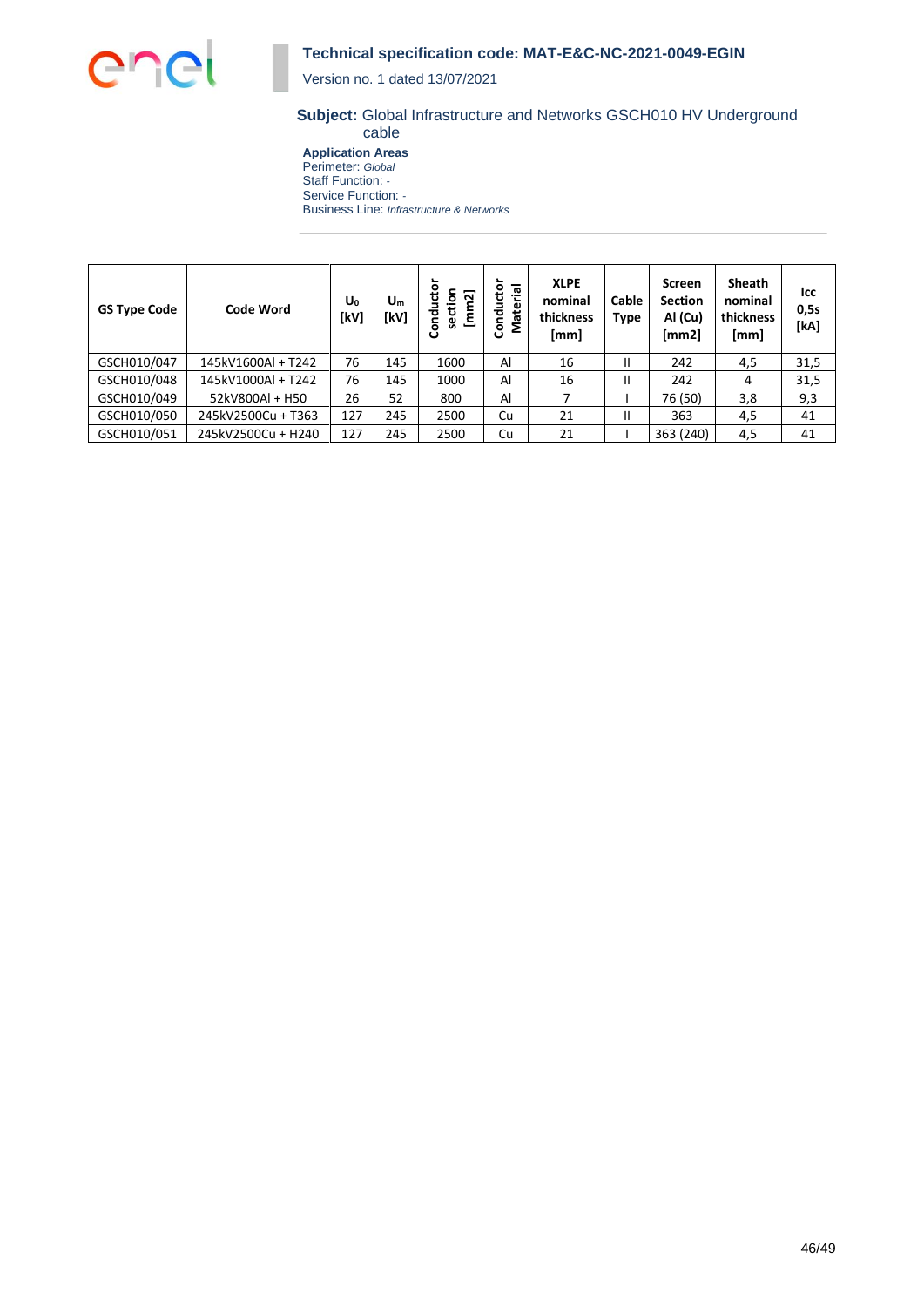| GS Type Code | Code Word | $U_0$ [kV] | $U_m$ [kV] | Conductor section [mm2] | Conductor Material | XLPE nominal thickness [mm] | Cable Type | Screen Section Al (Cu) [mm2] | Sheath nominal thickness [mm] | Icc 0,5s [kA] |
|---|---|---|---|---|---|---|---|---|---|---|
| GSCH010/047 | 145kV1600Al + T242 | 76 | 145 | 1600 | Al | 16 | II | 242 | 4,5 | 31,5 |
| GSCH010/048 | 145kV1000Al + T242 | 76 | 145 | 1000 | Al | 16 | II | 242 | 4 | 31,5 |
| GSCH010/049 | 52kV800Al + H50 | 26 | 52 | 800 | Al | 7 | I | 76 (50) | 3,8 | 9,3 |
| GSCH010/050 | 245kV2500Cu + T363 | 127 | 245 | 2500 | Cu | 21 | II | 363 | 4,5 | 41 |
| GSCH010/051 | 245kV2500Cu + H240 | 127 | 245 | 2500 | Cu | 21 | I | 363 (240) | 4,5 | 41 |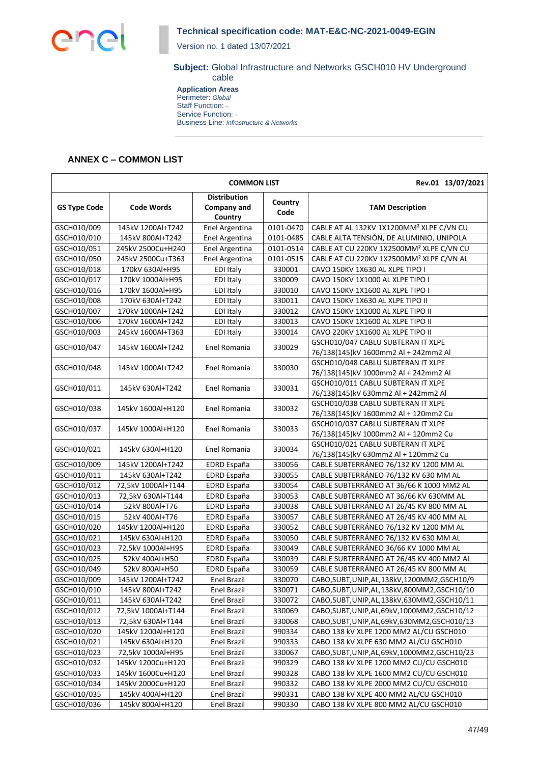## ANNEX C – COMMON LIST

| COMMON LIST | | | | Rev.01 13/07/2021 |
|---|---|---|---|---|
| **GS Type Code** | **Code Words** | **Distribution Company and Country** | **Country Code** | **TAM Description** |
| GSCH010/009 | 145kV 1200Al+T242 | Enel Argentina | 0101-0470 | CABLE AT AL 132KV 1X1200MM² XLPE C/VN CU |
| GSCH010/010 | 145kV 800Al+T242 | Enel Argentina | 0101-0485 | CABLE ALTA TENSIÓN, DE ALUMINIO, UNIPOLA |
| GSCH010/051 | 245kV 2500Cu+H240 | Enel Argentina | 0101-0514 | CABLE AT CU 220KV 1X2500MM² XLPE C/VN CU |
| GSCH010/050 | 245kV 2500Cu+T363 | Enel Argentina | 0101-0515 | CABLE AT CU 220KV 1X2500MM² XLPE C/VN AL |
| GSCH010/018 | 170kV 630Al+H95 | EDI Italy | 330001 | CAVO 150KV 1X630 AL XLPE TIPO I |
| GSCH010/017 | 170kV 1000Al+H95 | EDI Italy | 330009 | CAVO 150KV 1X1000 AL XLPE TIPO I |
| GSCH010/016 | 170kV 1600Al+H95 | EDI Italy | 330010 | CAVO 150KV 1X1600 AL XLPE TIPO I |
| GSCH010/008 | 170kV 630Al+T242 | EDI Italy | 330011 | CAVO 150KV 1X630 AL XLPE TIPO II |
| GSCH010/007 | 170kV 1000Al+T242 | EDI Italy | 330012 | CAVO 150KV 1X1000 AL XLPE TIPO II |
| GSCH010/006 | 170kV 1600Al+T242 | EDI Italy | 330013 | CAVO 150KV 1X1600 AL XLPE TIPO II |
| GSCH010/003 | 245kV 1600Al+T363 | EDI Italy | 330014 | CAVO 220KV 1X1600 AL XLPE TIPO II |
| GSCH010/047 | 145kV 1600Al+T242 | Enel Romania | 330029 | GSCH010/047 CABLU SUBTERAN IT XLPE 76/138(145)kV 1600mm2 Al + 242mm2 Al |
| GSCH010/048 | 145kV 1000Al+T242 | Enel Romania | 330030 | GSCH010/048 CABLU SUBTERAN IT XLPE 76/138(145)kV 1000mm2 Al + 242mm2 Al |
| GSCH010/011 | 145kV 630Al+T242 | Enel Romania | 330031 | GSCH010/011 CABLU SUBTERAN IT XLPE 76/138(145)kV 630mm2 Al + 242mm2 Al |
| GSCH010/038 | 145kV 1600Al+H120 | Enel Romania | 330032 | GSCH010/038 CABLU SUBTERAN IT XLPE 76/138(145)kV 1600mm2 Al + 120mm2 Cu |
| GSCH010/037 | 145kV 1000Al+H120 | Enel Romania | 330033 | GSCH010/037 CABLU SUBTERAN IT XLPE 76/138(145)kV 1000mm2 Al + 120mm2 Cu |
| GSCH010/021 | 145kV 630Al+H120 | Enel Romania | 330034 | GSCH010/021 CABLU SUBTERAN IT XLPE 76/138(145)kV 630mm2 Al + 120mm2 Cu |
| GSCH010/009 | 145kV 1200Al+T242 | EDRD España | 330056 | CABLE SUBTERRÁNEO 76/132 KV 1200 MM AL |
| GSCH010/011 | 145kV 630Al+T242 | EDRD España | 330055 | CABLE SUBTERRÁNEO 76/132 KV 630 MM AL |
| GSCH010/012 | 72,5kV 1000Al+T144 | EDRD España | 330054 | CABLE SUBTERRÁNEO AT 36/66 K 1000 MM2 AL |
| GSCH010/013 | 72,5kV 630Al+T144 | EDRD España | 330053 | CABLE SUBTERRÁNEO AT 36/66 KV 630MM AL |
| GSCH010/014 | 52kV 800Al+T76 | EDRD España | 330038 | CABLE SUBTERRÁNEO AT 26/45 KV 800 MM AL |
| GSCH010/015 | 52kV 400Al+T76 | EDRD España | 330057 | CABLE SUBTERRÁNEO AT 26/45 KV 400 MM AL |
| GSCH010/020 | 145kV 1200Al+H120 | EDRD España | 330052 | CABLE SUBTERRÁNEO 76/132 KV 1200 MM AL |
| GSCH010/021 | 145kV 630Al+H120 | EDRD España | 330050 | CABLE SUBTERRÁNEO 76/132 KV 630 MM AL |
| GSCH010/023 | 72,5kV 1000Al+H95 | EDRD España | 330049 | CABLE SUBTERRÁNEO 36/66 KV 1000 MM AL |
| GSCH010/025 | 52kV 400Al+H50 | EDRD España | 330039 | CABLE SUBTERRÁNEO AT 26/45 KV 400 MM2 AL |
| GSCH010/049 | 52kV 800Al+H50 | EDRD España | 330059 | CABLE SUBTERRÁNEO AT 26/45 KV 800 MM AL |
| GSCH010/009 | 145kV 1200Al+T242 | Enel Brazil | 330070 | CABO,SUBT,UNIP,AL,138kV,1200MM2,GSCH10/9 |
| GSCH010/010 | 145kV 800Al+T242 | Enel Brazil | 330071 | CABO,SUBT,UNIP,AL,138kV,800MM2,GSCH10/10 |
| GSCH010/011 | 145kV 630Al+T242 | Enel Brazil | 330072 | CABO,SUBT,UNIP,AL,138kV,630MM2,GSCH10/11 |
| GSCH010/012 | 72,5kV 1000Al+T144 | Enel Brazil | 330069 | CABO,SUBT,UNIP,AL,69kV,1000MM2,GSCH10/12 |
| GSCH010/013 | 72,5kV 630Al+T144 | Enel Brazil | 330068 | CABO,SUBT,UNIP,AL,69kV,630MM2,GSCH010/13 |
| GSCH010/020 | 145kV 1200Al+H120 | Enel Brazil | 990334 | CABO 138 kV XLPE 1200 MM2 AL/CU GSCH010 |
| GSCH010/021 | 145kV 630Al+H120 | Enel Brazil | 990333 | CABO 138 kV XLPE 630 MM2 AL/CU GSCH010 |
| GSCH010/023 | 72,5kV 1000Al+H95 | Enel Brazil | 330067 | CABO,SUBT,UNIP,AL,69kV,1000MM2,GSCH10/23 |
| GSCH010/032 | 145kV 1200Cu+H120 | Enel Brazil | 990329 | CABO 138 kV XLPE 1200 MM2 CU/CU GSCH010 |
| GSCH010/033 | 145kV 1600Cu+H120 | Enel Brazil | 990328 | CABO 138 kV XLPE 1600 MM2 CU/CU GSCH010 |
| GSCH010/034 | 145kV 2000Cu+H120 | Enel Brazil | 990332 | CABO 138 kV XLPE 2000 MM2 CU/CU GSCH010 |
| GSCH010/035 | 145kV 400Al+H120 | Enel Brazil | 990331 | CABO 138 kV XLPE 400 MM2 AL/CU GSCH010 |
| GSCH010/036 | 145kV 800Al+H120 | Enel Brazil | 990330 | CABO 138 kV XLPE 800 MM2 AL/CU GSCH010 |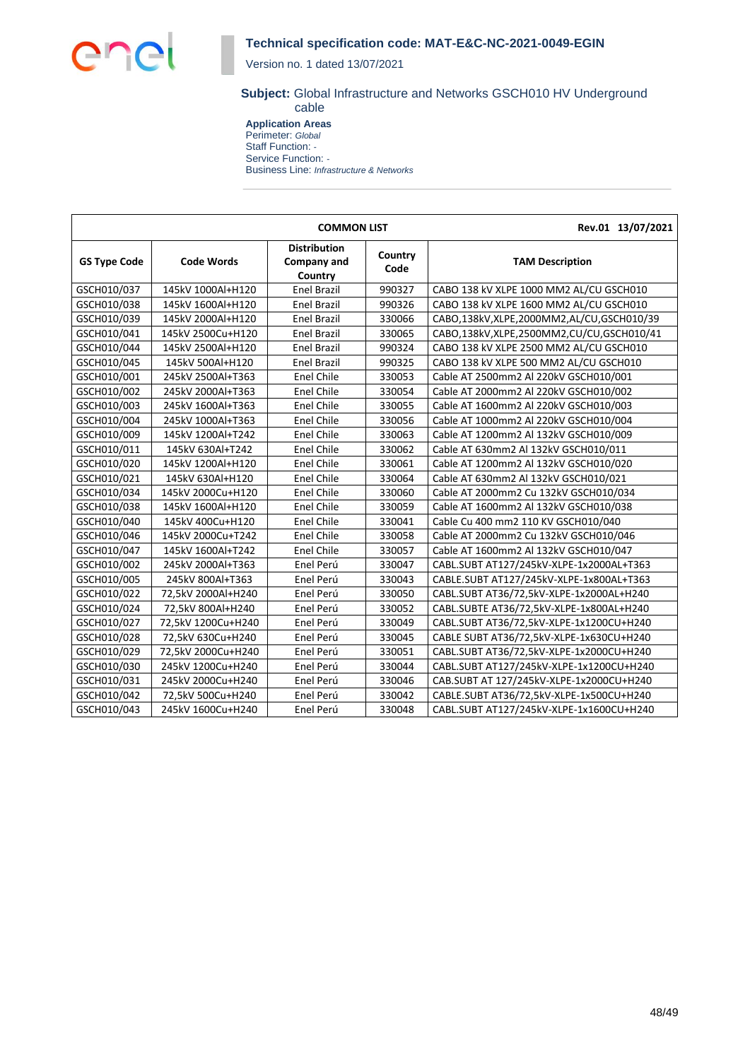| COMMON LIST | | | | Rev.01 13/07/2021 |
|---|---|---|---|---|
| GS Type Code | Code Words | Distribution Company and Country | Country Code | TAM Description |
| GSCH010/037 | 145kV 1000Al+H120 | Enel Brazil | 990327 | CABO 138 kV XLPE 1000 MM2 AL/CU GSCH010 |
| GSCH010/038 | 145kV 1600Al+H120 | Enel Brazil | 990326 | CABO 138 kV XLPE 1600 MM2 AL/CU GSCH010 |
| GSCH010/039 | 145kV 2000Al+H120 | Enel Brazil | 330066 | CABO,138kV,XLPE,2000MM2,AL/CU,GSCH010/39 |
| GSCH010/041 | 145kV 2500Cu+H120 | Enel Brazil | 330065 | CABO,138kV,XLPE,2500MM2,CU/CU,GSCH010/41 |
| GSCH010/044 | 145kV 2500Al+H120 | Enel Brazil | 990324 | CABO 138 kV XLPE 2500 MM2 AL/CU GSCH010 |
| GSCH010/045 | 145kV 500Al+H120 | Enel Brazil | 990325 | CABO 138 kV XLPE 500 MM2 AL/CU GSCH010 |
| GSCH010/001 | 245kV 2500Al+T363 | Enel Chile | 330053 | Cable AT 2500mm2 Al 220kV GSCH010/001 |
| GSCH010/002 | 245kV 2000Al+T363 | Enel Chile | 330054 | Cable AT 2000mm2 Al 220kV GSCH010/002 |
| GSCH010/003 | 245kV 1600Al+T363 | Enel Chile | 330055 | Cable AT 1600mm2 Al 220kV GSCH010/003 |
| GSCH010/004 | 245kV 1000Al+T363 | Enel Chile | 330056 | Cable AT 1000mm2 Al 220kV GSCH010/004 |
| GSCH010/009 | 145kV 1200Al+T242 | Enel Chile | 330063 | Cable AT 1200mm2 Al 132kV GSCH010/009 |
| GSCH010/011 | 145kV 630Al+T242 | Enel Chile | 330062 | Cable AT 630mm2 Al 132kV GSCH010/011 |
| GSCH010/020 | 145kV 1200Al+H120 | Enel Chile | 330061 | Cable AT 1200mm2 Al 132kV GSCH010/020 |
| GSCH010/021 | 145kV 630Al+H120 | Enel Chile | 330064 | Cable AT 630mm2 Al 132kV GSCH010/021 |
| GSCH010/034 | 145kV 2000Cu+H120 | Enel Chile | 330060 | Cable AT 2000mm2 Cu 132kV GSCH010/034 |
| GSCH010/038 | 145kV 1600Al+H120 | Enel Chile | 330059 | Cable AT 1600mm2 Al 132kV GSCH010/038 |
| GSCH010/040 | 145kV 400Cu+H120 | Enel Chile | 330041 | Cable Cu 400 mm2 110 KV GSCH010/040 |
| GSCH010/046 | 145kV 2000Cu+T242 | Enel Chile | 330058 | Cable AT 2000mm2 Cu 132kV GSCH010/046 |
| GSCH010/047 | 145kV 1600Al+T242 | Enel Chile | 330057 | Cable AT 1600mm2 Al 132kV GSCH010/047 |
| GSCH010/002 | 245kV 2000Al+T363 | Enel Perú | 330047 | CABL.SUBT AT127/245kV-XLPE-1x2000AL+T363 |
| GSCH010/005 | 245kV 800Al+T363 | Enel Perú | 330043 | CABLE.SUBT AT127/245kV-XLPE-1x800AL+T363 |
| GSCH010/022 | 72,5kV 2000Al+H240 | Enel Perú | 330050 | CABL.SUBT AT36/72,5kV-XLPE-1x2000AL+H240 |
| GSCH010/024 | 72,5kV 800Al+H240 | Enel Perú | 330052 | CABL.SUBTE AT36/72,5kV-XLPE-1x800AL+H240 |
| GSCH010/027 | 72,5kV 1200Cu+H240 | Enel Perú | 330049 | CABL.SUBT AT36/72,5kV-XLPE-1x1200CU+H240 |
| GSCH010/028 | 72,5kV 630Cu+H240 | Enel Perú | 330045 | CABLE SUBT AT36/72,5kV-XLPE-1x630CU+H240 |
| GSCH010/029 | 72,5kV 2000Cu+H240 | Enel Perú | 330051 | CABL.SUBT AT36/72,5kV-XLPE-1x2000CU+H240 |
| GSCH010/030 | 245kV 1200Cu+H240 | Enel Perú | 330044 | CABL.SUBT AT127/245kV-XLPE-1x1200CU+H240 |
| GSCH010/031 | 245kV 2000Cu+H240 | Enel Perú | 330046 | CAB.SUBT AT 127/245kV-XLPE-1x2000CU+H240 |
| GSCH010/042 | 72,5kV 500Cu+H240 | Enel Perú | 330042 | CABLE.SUBT AT36/72,5kV-XLPE-1x500CU+H240 |
| GSCH010/043 | 245kV 1600Cu+H240 | Enel Perú | 330048 | CABL.SUBT AT127/245kV-XLPE-1x1600CU+H240 |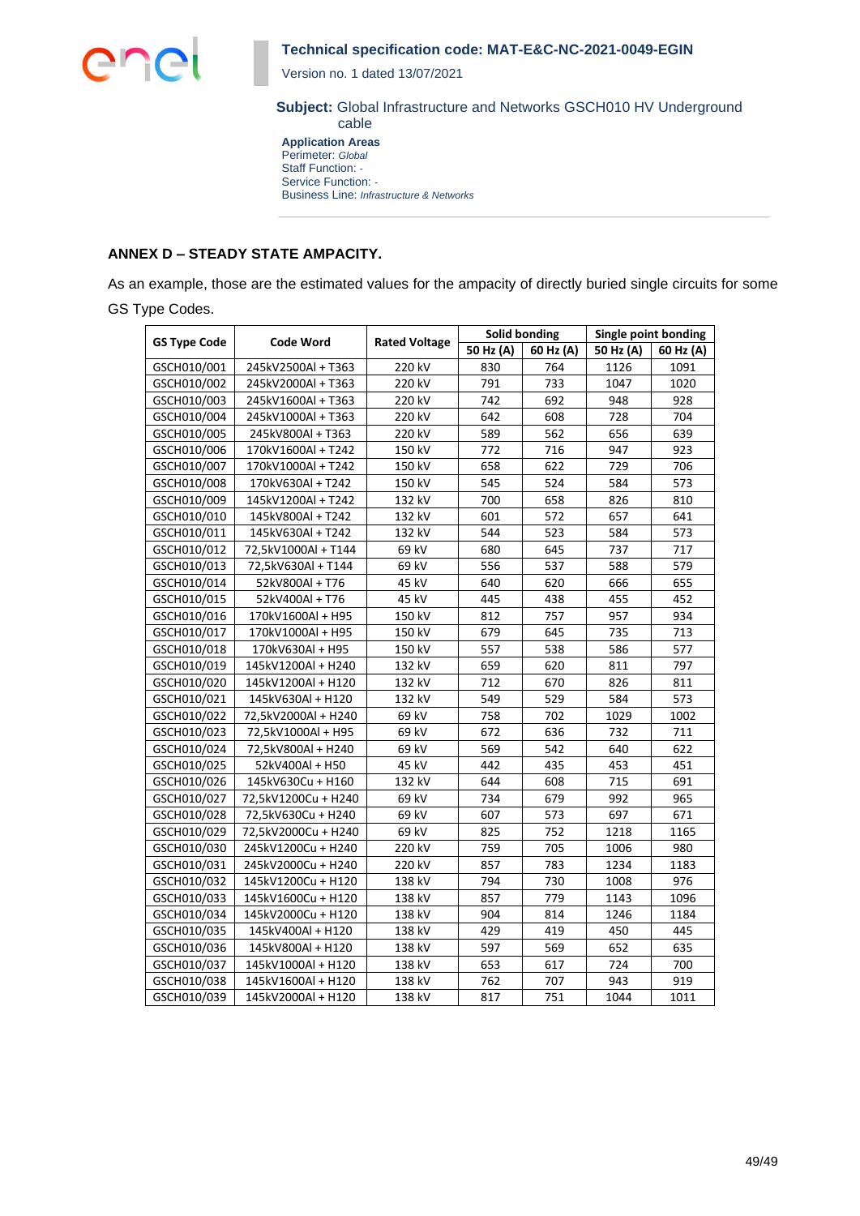## ANNEX D – STEADY STATE AMPACITY.

As an example, those are the estimated values for the ampacity of directly buried single circuits for some GS Type Codes.

| GS Type Code | Code Word | Rated Voltage | Solid bonding | | Single point bonding | |
|---|---|---|---|---|---|---|
| | | | 50 Hz (A) | 60 Hz (A) | 50 Hz (A) | 60 Hz (A) |
| GSCH010/001 | 245kV2500Al + T363 | 220 kV | 830 | 764 | 1126 | 1091 |
| GSCH010/002 | 245kV2000Al + T363 | 220 kV | 791 | 733 | 1047 | 1020 |
| GSCH010/003 | 245kV1600Al + T363 | 220 kV | 742 | 692 | 948 | 928 |
| GSCH010/004 | 245kV1000Al + T363 | 220 kV | 642 | 608 | 728 | 704 |
| GSCH010/005 | 245kV800Al + T363 | 220 kV | 589 | 562 | 656 | 639 |
| GSCH010/006 | 170kV1600Al + T242 | 150 kV | 772 | 716 | 947 | 923 |
| GSCH010/007 | 170kV1000Al + T242 | 150 kV | 658 | 622 | 729 | 706 |
| GSCH010/008 | 170kV630Al + T242 | 150 kV | 545 | 524 | 584 | 573 |
| GSCH010/009 | 145kV1200Al + T242 | 132 kV | 700 | 658 | 826 | 810 |
| GSCH010/010 | 145kV800Al + T242 | 132 kV | 601 | 572 | 657 | 641 |
| GSCH010/011 | 145kV630Al + T242 | 132 kV | 544 | 523 | 584 | 573 |
| GSCH010/012 | 72,5kV1000Al + T144 | 69 kV | 680 | 645 | 737 | 717 |
| GSCH010/013 | 72,5kV630Al + T144 | 69 kV | 556 | 537 | 588 | 579 |
| GSCH010/014 | 52kV800Al + T76 | 45 kV | 640 | 620 | 666 | 655 |
| GSCH010/015 | 52kV400Al + T76 | 45 kV | 445 | 438 | 455 | 452 |
| GSCH010/016 | 170kV1600Al + H95 | 150 kV | 812 | 757 | 957 | 934 |
| GSCH010/017 | 170kV1000Al + H95 | 150 kV | 679 | 645 | 735 | 713 |
| GSCH010/018 | 170kV630Al + H95 | 150 kV | 557 | 538 | 586 | 577 |
| GSCH010/019 | 145kV1200Al + H240 | 132 kV | 659 | 620 | 811 | 797 |
| GSCH010/020 | 145kV1200Al + H120 | 132 kV | 712 | 670 | 826 | 811 |
| GSCH010/021 | 145kV630Al + H120 | 132 kV | 549 | 529 | 584 | 573 |
| GSCH010/022 | 72,5kV2000Al + H240 | 69 kV | 758 | 702 | 1029 | 1002 |
| GSCH010/023 | 72,5kV1000Al + H95 | 69 kV | 672 | 636 | 732 | 711 |
| GSCH010/024 | 72,5kV800Al + H240 | 69 kV | 569 | 542 | 640 | 622 |
| GSCH010/025 | 52kV400Al + H50 | 45 kV | 442 | 435 | 453 | 451 |
| GSCH010/026 | 145kV630Cu + H160 | 132 kV | 644 | 608 | 715 | 691 |
| GSCH010/027 | 72,5kV1200Cu + H240 | 69 kV | 734 | 679 | 992 | 965 |
| GSCH010/028 | 72,5kV630Cu + H240 | 69 kV | 607 | 573 | 697 | 671 |
| GSCH010/029 | 72,5kV2000Cu + H240 | 69 kV | 825 | 752 | 1218 | 1165 |
| GSCH010/030 | 245kV1200Cu + H240 | 220 kV | 759 | 705 | 1006 | 980 |
| GSCH010/031 | 245kV2000Cu + H240 | 220 kV | 857 | 783 | 1234 | 1183 |
| GSCH010/032 | 145kV1200Cu + H120 | 138 kV | 794 | 730 | 1008 | 976 |
| GSCH010/033 | 145kV1600Cu + H120 | 138 kV | 857 | 779 | 1143 | 1096 |
| GSCH010/034 | 145kV2000Cu + H120 | 138 kV | 904 | 814 | 1246 | 1184 |
| GSCH010/035 | 145kV400Al + H120 | 138 kV | 429 | 419 | 450 | 445 |
| GSCH010/036 | 145kV800Al + H120 | 138 kV | 597 | 569 | 652 | 635 |
| GSCH010/037 | 145kV1000Al + H120 | 138 kV | 653 | 617 | 724 | 700 |
| GSCH010/038 | 145kV1600Al + H120 | 138 kV | 762 | 707 | 943 | 919 |
| GSCH010/039 | 145kV2000Al + H120 | 138 kV | 817 | 751 | 1044 | 1011 |